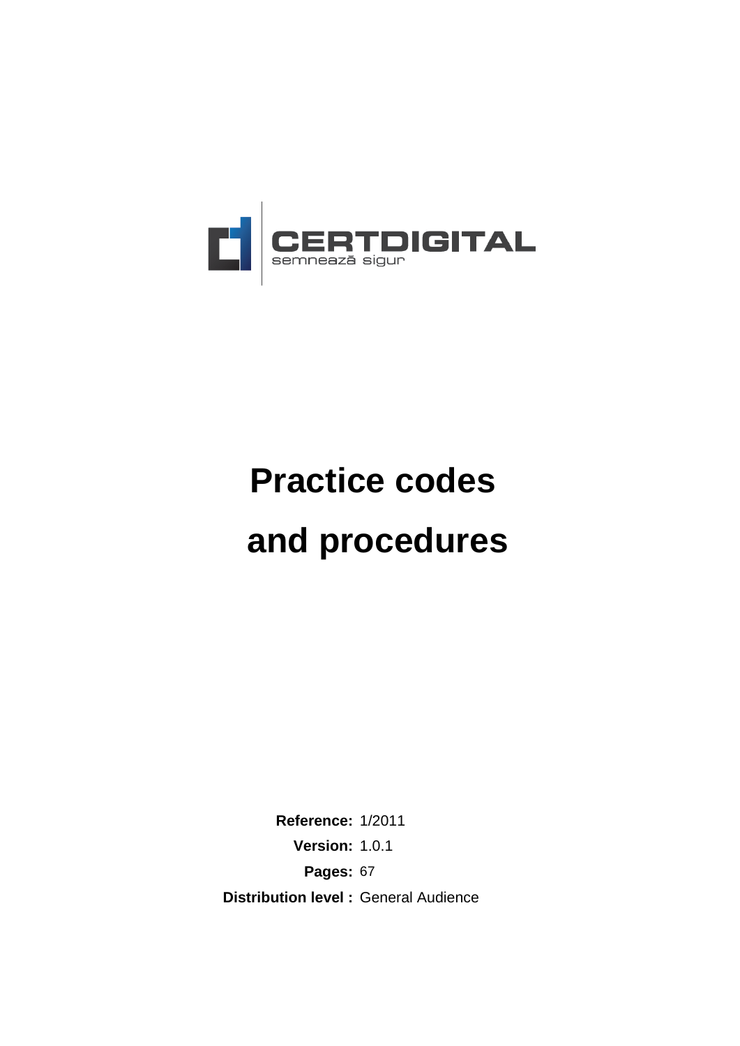CERTDIGITAL

semnează sigur

# Practice codes and procedures

**Reference:** 1/2011

**Version:** 1.0.1

**Pages:** 67

**Distribution level :** General Audience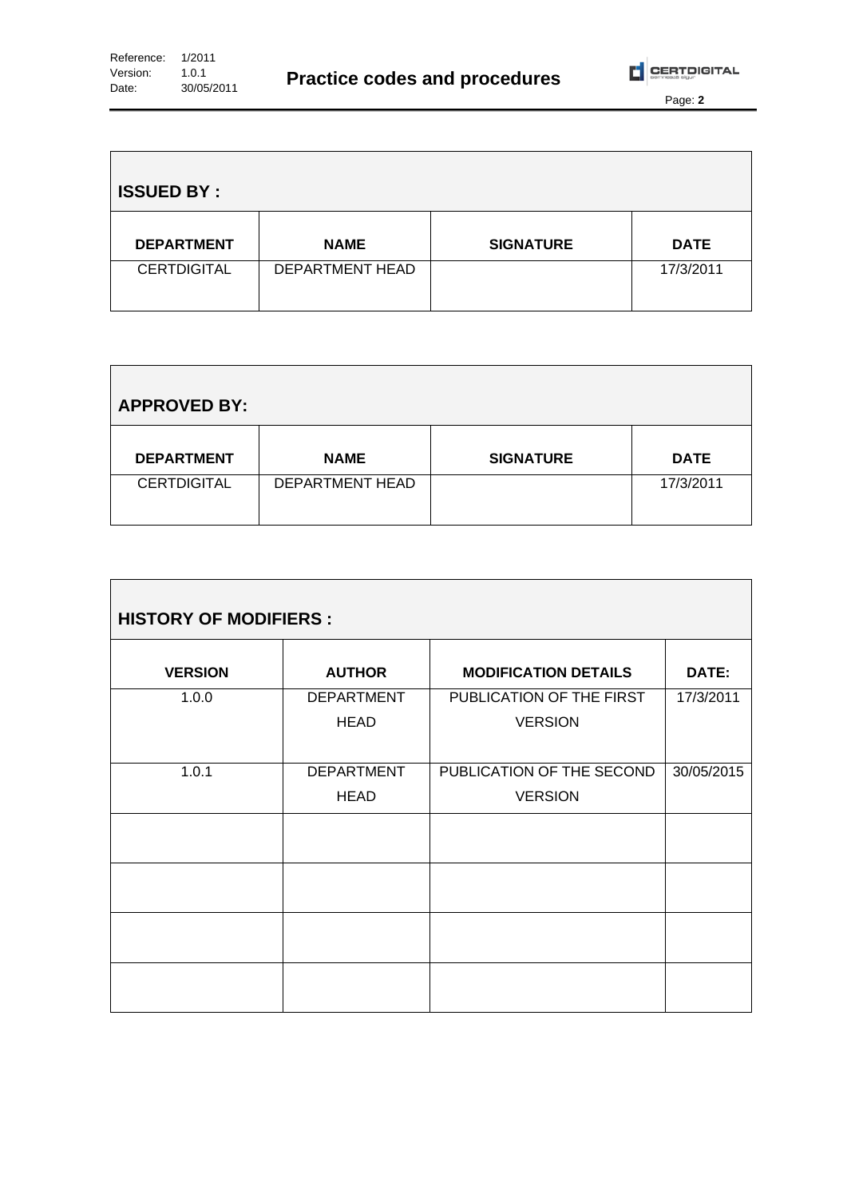| **ISSUED BY :** | | | |
|---|---|---|---|
| **DEPARTMENT** | **NAME** | **SIGNATURE** | **DATE** |
| CERTDIGITAL | DEPARTMENT HEAD | | 17/3/2011 |

| **APPROVED BY:** | | | |
|---|---|---|---|
| **DEPARTMENT** | **NAME** | **SIGNATURE** | **DATE** |
| CERTDIGITAL | DEPARTMENT HEAD | | 17/3/2011 |

| **HISTORY OF MODIFIERS :** | | | |
|---|---|---|---|
| **VERSION** | **AUTHOR** | **MODIFICATION DETAILS** | **DATE:** |
| 1.0.0 | DEPARTMENT HEAD | PUBLICATION OF THE FIRST VERSION | 17/3/2011 |
| 1.0.1 | DEPARTMENT HEAD | PUBLICATION OF THE SECOND VERSION | 30/05/2015 |
| | | | |
| | | | |
| | | | |
| | | | |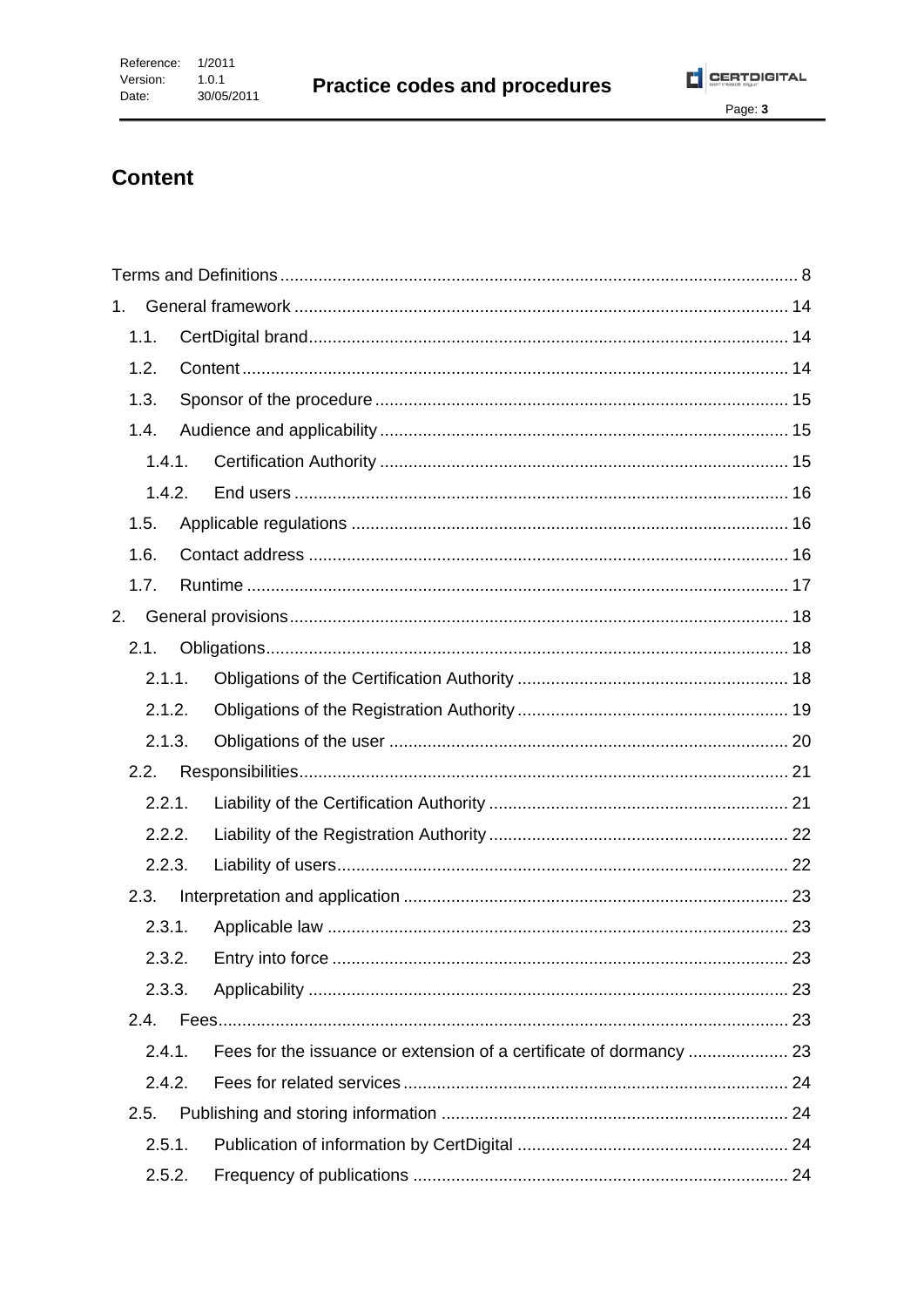# Content

Terms and Definitions ........ 8

1. General framework ........ 14
   - 1.1. CertDigital brand ........ 14
   - 1.2. Content ........ 14
   - 1.3. Sponsor of the procedure ........ 15
   - 1.4. Audience and applicability ........ 15
     - 1.4.1. Certification Authority ........ 15
     - 1.4.2. End users ........ 16
   - 1.5. Applicable regulations ........ 16
   - 1.6. Contact address ........ 16
   - 1.7. Runtime ........ 17
2. General provisions ........ 18
   - 2.1. Obligations ........ 18
     - 2.1.1. Obligations of the Certification Authority ........ 18
     - 2.1.2. Obligations of the Registration Authority ........ 19
     - 2.1.3. Obligations of the user ........ 20
   - 2.2. Responsibilities ........ 21
     - 2.2.1. Liability of the Certification Authority ........ 21
     - 2.2.2. Liability of the Registration Authority ........ 22
     - 2.2.3. Liability of users ........ 22
   - 2.3. Interpretation and application ........ 23
     - 2.3.1. Applicable law ........ 23
     - 2.3.2. Entry into force ........ 23
     - 2.3.3. Applicability ........ 23
   - 2.4. Fees ........ 23
     - 2.4.1. Fees for the issuance or extension of a certificate of dormancy ........ 23
     - 2.4.2. Fees for related services ........ 24
   - 2.5. Publishing and storing information ........ 24
     - 2.5.1. Publication of information by CertDigital ........ 24
     - 2.5.2. Frequency of publications ........ 24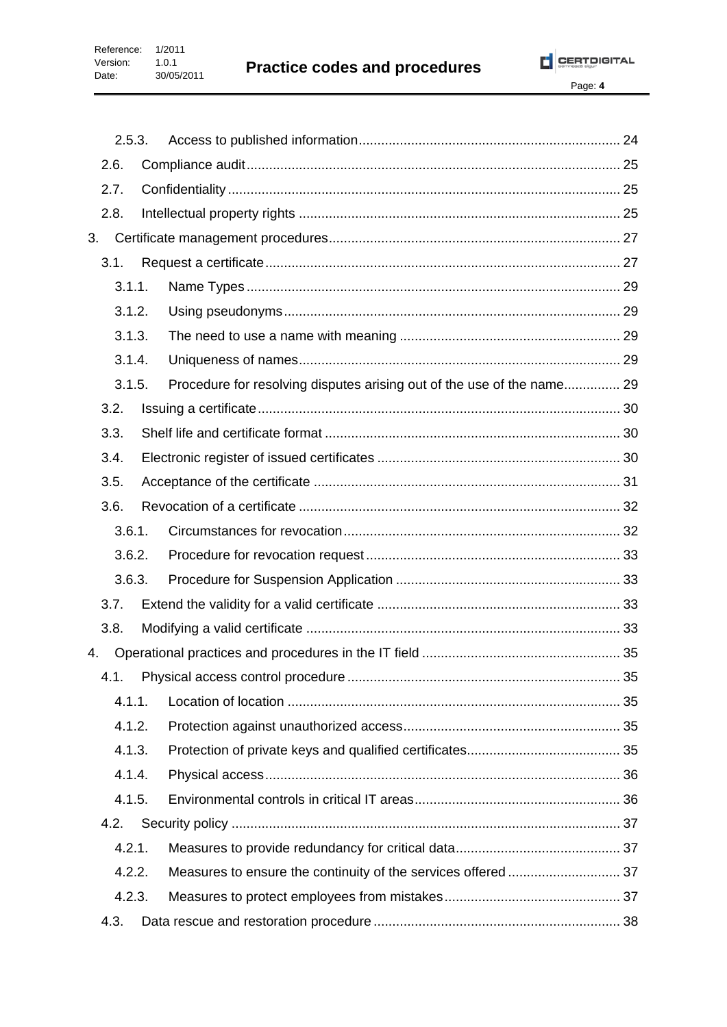2.5.3. Access to published information ..... 24

2.6. Compliance audit ..... 25

2.7. Confidentiality ..... 25

2.8. Intellectual property rights ..... 25

3. Certificate management procedures ..... 27

3.1. Request a certificate ..... 27

3.1.1. Name Types ..... 29

3.1.2. Using pseudonyms ..... 29

3.1.3. The need to use a name with meaning ..... 29

3.1.4. Uniqueness of names ..... 29

3.1.5. Procedure for resolving disputes arising out of the use of the name ..... 29

3.2. Issuing a certificate ..... 30

3.3. Shelf life and certificate format ..... 30

3.4. Electronic register of issued certificates ..... 30

3.5. Acceptance of the certificate ..... 31

3.6. Revocation of a certificate ..... 32

3.6.1. Circumstances for revocation ..... 32

3.6.2. Procedure for revocation request ..... 33

3.6.3. Procedure for Suspension Application ..... 33

3.7. Extend the validity for a valid certificate ..... 33

3.8. Modifying a valid certificate ..... 33

4. Operational practices and procedures in the IT field ..... 35

4.1. Physical access control procedure ..... 35

4.1.1. Location of location ..... 35

4.1.2. Protection against unauthorized access ..... 35

4.1.3. Protection of private keys and qualified certificates ..... 35

4.1.4. Physical access ..... 36

4.1.5. Environmental controls in critical IT areas ..... 36

4.2. Security policy ..... 37

4.2.1. Measures to provide redundancy for critical data ..... 37

4.2.2. Measures to ensure the continuity of the services offered ..... 37

4.2.3. Measures to protect employees from mistakes ..... 37

4.3. Data rescue and restoration procedure ..... 38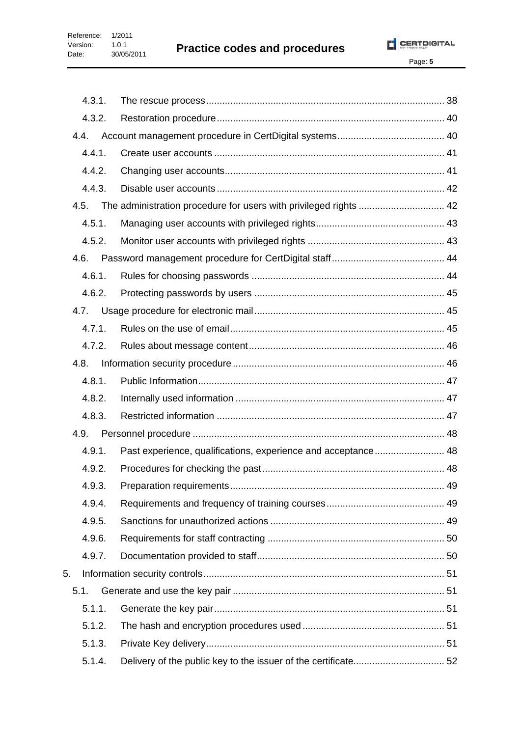- 4.3.1. The rescue process ........ 38
- 4.3.2. Restoration procedure ........ 40
- 4.4. Account management procedure in CertDigital systems ........ 40
- 4.4.1. Create user accounts ........ 41
- 4.4.2. Changing user accounts ........ 41
- 4.4.3. Disable user accounts ........ 42
- 4.5. The administration procedure for users with privileged rights ........ 42
- 4.5.1. Managing user accounts with privileged rights ........ 43
- 4.5.2. Monitor user accounts with privileged rights ........ 43
- 4.6. Password management procedure for CertDigital staff ........ 44
- 4.6.1. Rules for choosing passwords ........ 44
- 4.6.2. Protecting passwords by users ........ 45
- 4.7. Usage procedure for electronic mail ........ 45
- 4.7.1. Rules on the use of email ........ 45
- 4.7.2. Rules about message content ........ 46
- 4.8. Information security procedure ........ 46
- 4.8.1. Public Information ........ 47
- 4.8.2. Internally used information ........ 47
- 4.8.3. Restricted information ........ 47
- 4.9. Personnel procedure ........ 48
- 4.9.1. Past experience, qualifications, experience and acceptance ........ 48
- 4.9.2. Procedures for checking the past ........ 48
- 4.9.3. Preparation requirements ........ 49
- 4.9.4. Requirements and frequency of training courses ........ 49
- 4.9.5. Sanctions for unauthorized actions ........ 49
- 4.9.6. Requirements for staff contracting ........ 50
- 4.9.7. Documentation provided to staff ........ 50
- 5. Information security controls ........ 51
- 5.1. Generate and use the key pair ........ 51
- 5.1.1. Generate the key pair ........ 51
- 5.1.2. The hash and encryption procedures used ........ 51
- 5.1.3. Private Key delivery ........ 51
- 5.1.4. Delivery of the public key to the issuer of the certificate ........ 52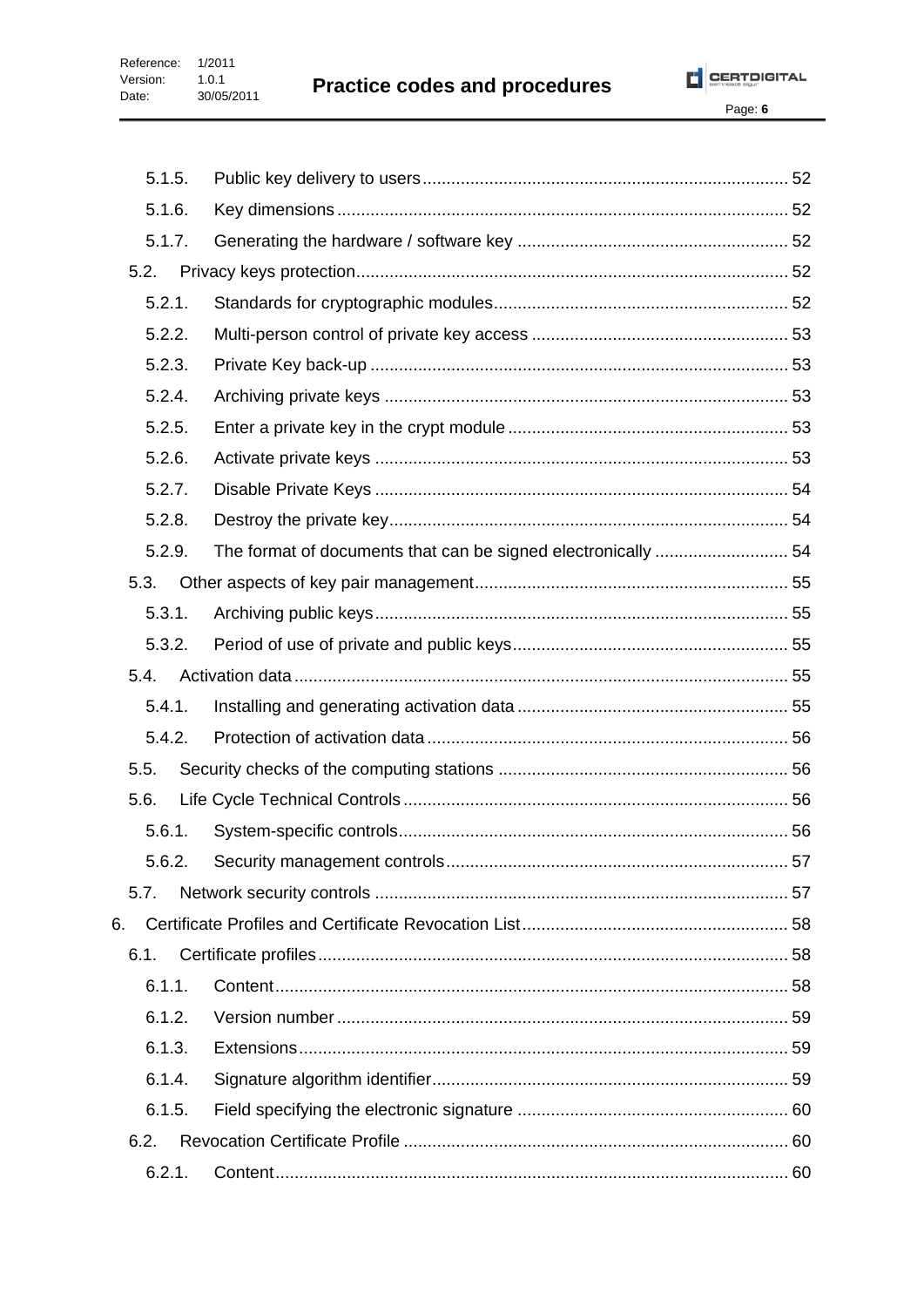- 5.1.5. Public key delivery to users ... 52
- 5.1.6. Key dimensions ... 52
- 5.1.7. Generating the hardware / software key ... 52
- 5.2. Privacy keys protection ... 52
  - 5.2.1. Standards for cryptographic modules ... 52
  - 5.2.2. Multi-person control of private key access ... 53
  - 5.2.3. Private Key back-up ... 53
  - 5.2.4. Archiving private keys ... 53
  - 5.2.5. Enter a private key in the crypt module ... 53
  - 5.2.6. Activate private keys ... 53
  - 5.2.7. Disable Private Keys ... 54
  - 5.2.8. Destroy the private key ... 54
  - 5.2.9. The format of documents that can be signed electronically ... 54
- 5.3. Other aspects of key pair management ... 55
  - 5.3.1. Archiving public keys ... 55
  - 5.3.2. Period of use of private and public keys ... 55
- 5.4. Activation data ... 55
  - 5.4.1. Installing and generating activation data ... 55
  - 5.4.2. Protection of activation data ... 56
- 5.5. Security checks of the computing stations ... 56
- 5.6. Life Cycle Technical Controls ... 56
  - 5.6.1. System-specific controls ... 56
  - 5.6.2. Security management controls ... 57
- 5.7. Network security controls ... 57

6. Certificate Profiles and Certificate Revocation List ... 58
- 6.1. Certificate profiles ... 58
  - 6.1.1. Content ... 58
  - 6.1.2. Version number ... 59
  - 6.1.3. Extensions ... 59
  - 6.1.4. Signature algorithm identifier ... 59
  - 6.1.5. Field specifying the electronic signature ... 60
- 6.2. Revocation Certificate Profile ... 60
  - 6.2.1. Content ... 60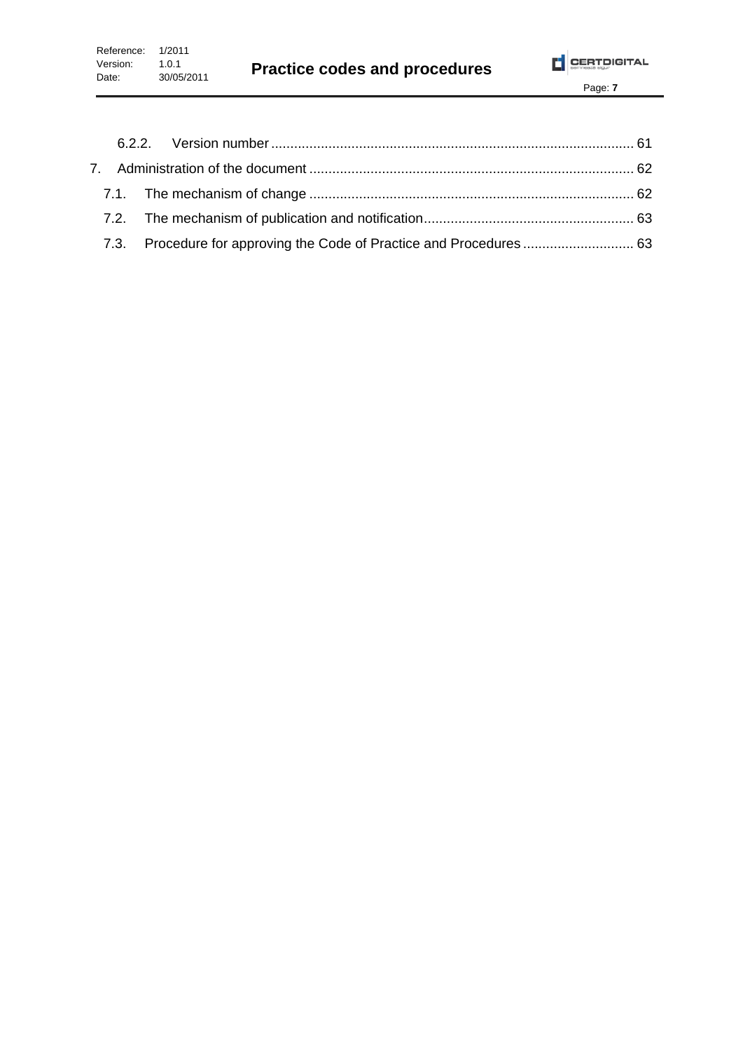6.2.2. Version number ... 61

7. Administration of the document ... 62

7.1. The mechanism of change ... 62

7.2. The mechanism of publication and notification ... 63

7.3. Procedure for approving the Code of Practice and Procedures ... 63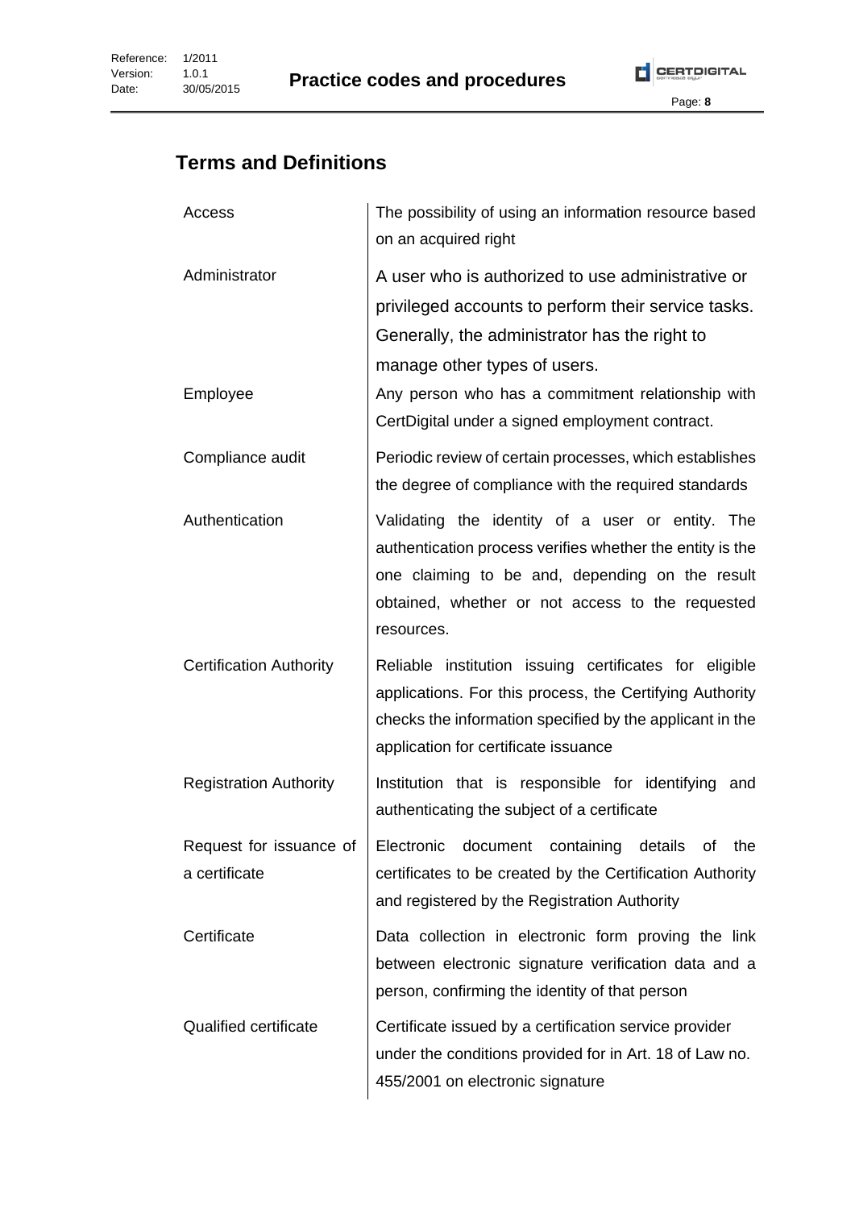## Terms and Definitions

| | |
|---|---|
| Access | The possibility of using an information resource based on an acquired right |
| Administrator | A user who is authorized to use administrative or privileged accounts to perform their service tasks. Generally, the administrator has the right to manage other types of users. |
| Employee | Any person who has a commitment relationship with CertDigital under a signed employment contract. |
| Compliance audit | Periodic review of certain processes, which establishes the degree of compliance with the required standards |
| Authentication | Validating the identity of a user or entity. The authentication process verifies whether the entity is the one claiming to be and, depending on the result obtained, whether or not access to the requested resources. |
| Certification Authority | Reliable institution issuing certificates for eligible applications. For this process, the Certifying Authority checks the information specified by the applicant in the application for certificate issuance |
| Registration Authority | Institution that is responsible for identifying and authenticating the subject of a certificate |
| Request for issuance of a certificate | Electronic document containing details of the certificates to be created by the Certification Authority and registered by the Registration Authority |
| Certificate | Data collection in electronic form proving the link between electronic signature verification data and a person, confirming the identity of that person |
| Qualified certificate | Certificate issued by a certification service provider under the conditions provided for in Art. 18 of Law no. 455/2001 on electronic signature |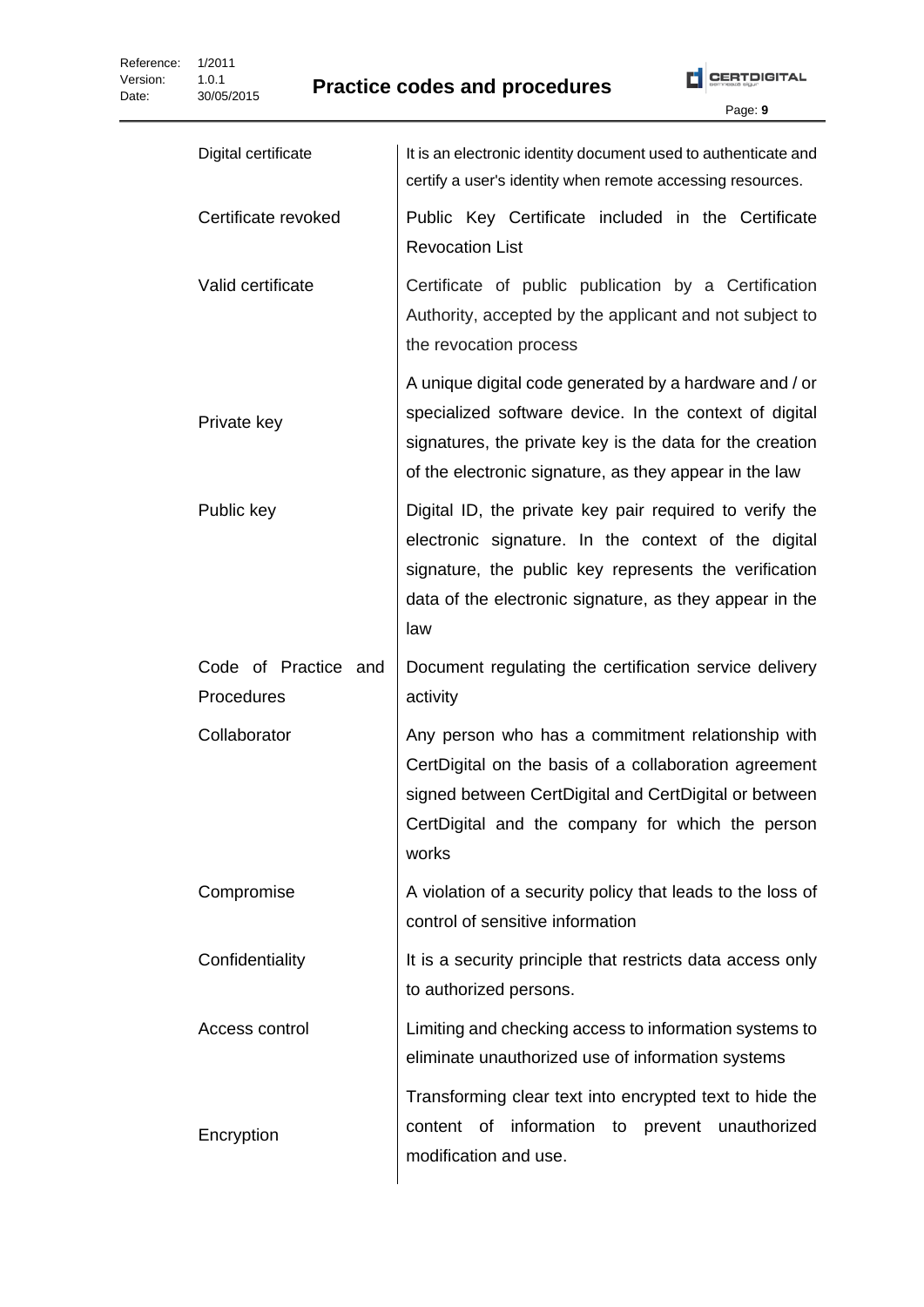| | |
|---|---|
| Digital certificate | It is an electronic identity document used to authenticate and certify a user's identity when remote accessing resources. |
| Certificate revoked | Public Key Certificate included in the Certificate Revocation List |
| Valid certificate | Certificate of public publication by a Certification Authority, accepted by the applicant and not subject to the revocation process |
| Private key | A unique digital code generated by a hardware and / or specialized software device. In the context of digital signatures, the private key is the data for the creation of the electronic signature, as they appear in the law |
| Public key | Digital ID, the private key pair required to verify the electronic signature. In the context of the digital signature, the public key represents the verification data of the electronic signature, as they appear in the law |
| Code of Practice and Procedures | Document regulating the certification service delivery activity |
| Collaborator | Any person who has a commitment relationship with CertDigital on the basis of a collaboration agreement signed between CertDigital and CertDigital or between CertDigital and the company for which the person works |
| Compromise | A violation of a security policy that leads to the loss of control of sensitive information |
| Confidentiality | It is a security principle that restricts data access only to authorized persons. |
| Access control | Limiting and checking access to information systems to eliminate unauthorized use of information systems |
| Encryption | Transforming clear text into encrypted text to hide the content of information to prevent unauthorized modification and use. |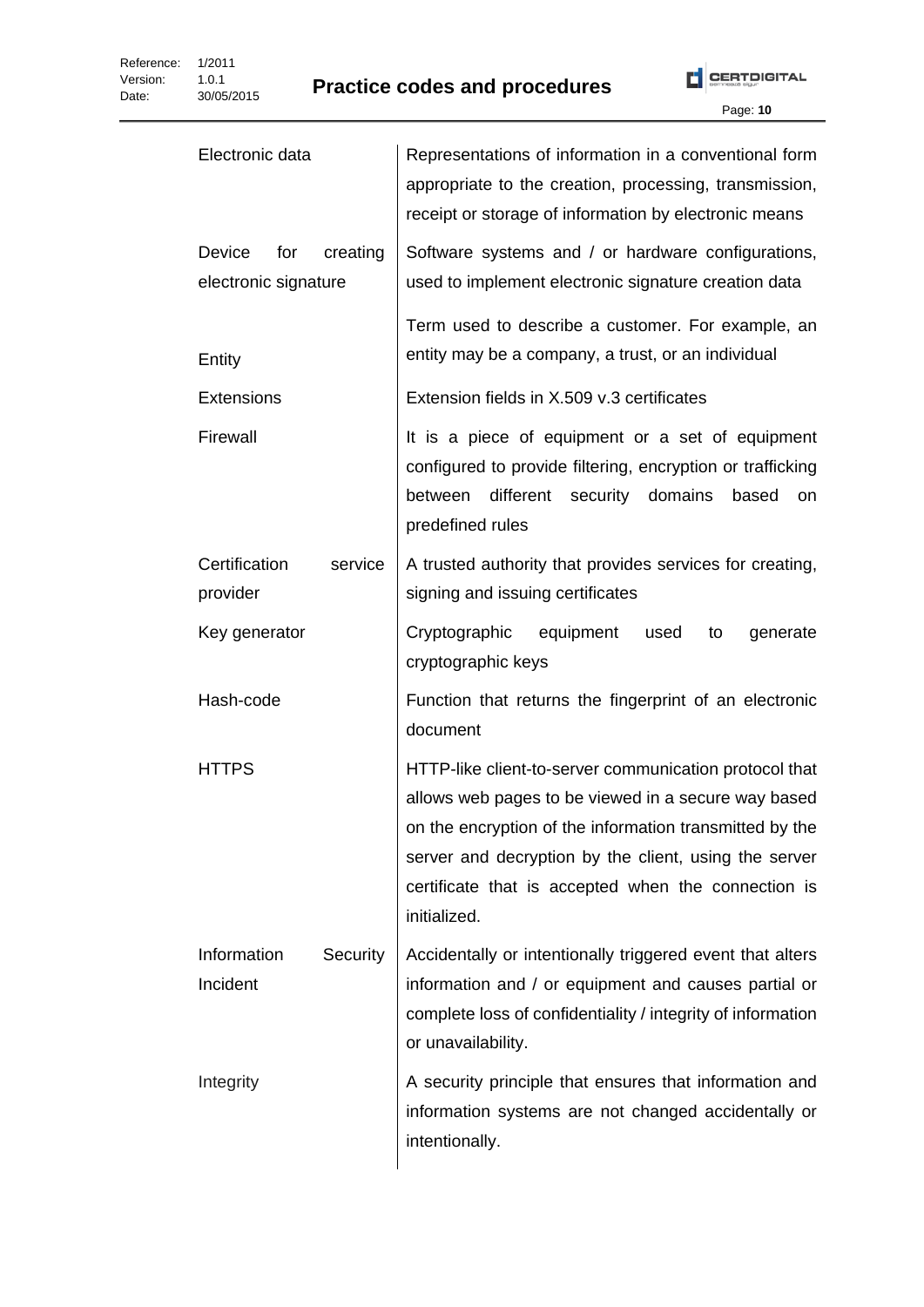| | |
|---|---|
| Electronic data | Representations of information in a conventional form appropriate to the creation, processing, transmission, receipt or storage of information by electronic means |
| Device for creating electronic signature | Software systems and / or hardware configurations, used to implement electronic signature creation data |
| Entity | Term used to describe a customer. For example, an entity may be a company, a trust, or an individual |
| Extensions | Extension fields in X.509 v.3 certificates |
| Firewall | It is a piece of equipment or a set of equipment configured to provide filtering, encryption or trafficking between different security domains based on predefined rules |
| Certification service provider | A trusted authority that provides services for creating, signing and issuing certificates |
| Key generator | Cryptographic equipment used to generate cryptographic keys |
| Hash-code | Function that returns the fingerprint of an electronic document |
| HTTPS | HTTP-like client-to-server communication protocol that allows web pages to be viewed in a secure way based on the encryption of the information transmitted by the server and decryption by the client, using the server certificate that is accepted when the connection is initialized. |
| Information Security Incident | Accidentally or intentionally triggered event that alters information and / or equipment and causes partial or complete loss of confidentiality / integrity of information or unavailability. |
| Integrity | A security principle that ensures that information and information systems are not changed accidentally or intentionally. |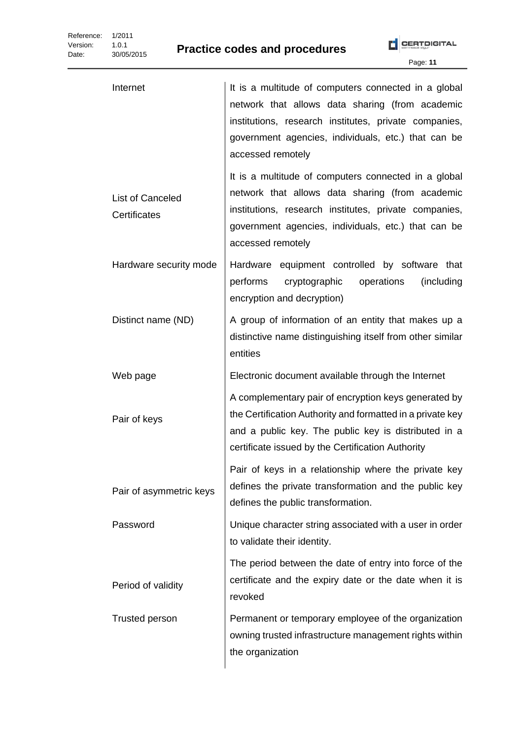| | |
|---|---|
| Internet | It is a multitude of computers connected in a global network that allows data sharing (from academic institutions, research institutes, private companies, government agencies, individuals, etc.) that can be accessed remotely |
| List of Canceled Certificates | It is a multitude of computers connected in a global network that allows data sharing (from academic institutions, research institutes, private companies, government agencies, individuals, etc.) that can be accessed remotely |
| Hardware security mode | Hardware equipment controlled by software that performs cryptographic operations (including encryption and decryption) |
| Distinct name (ND) | A group of information of an entity that makes up a distinctive name distinguishing itself from other similar entities |
| Web page | Electronic document available through the Internet |
| Pair of keys | A complementary pair of encryption keys generated by the Certification Authority and formatted in a private key and a public key. The public key is distributed in a certificate issued by the Certification Authority |
| Pair of asymmetric keys | Pair of keys in a relationship where the private key defines the private transformation and the public key defines the public transformation. |
| Password | Unique character string associated with a user in order to validate their identity. |
| Period of validity | The period between the date of entry into force of the certificate and the expiry date or the date when it is revoked |
| Trusted person | Permanent or temporary employee of the organization owning trusted infrastructure management rights within the organization |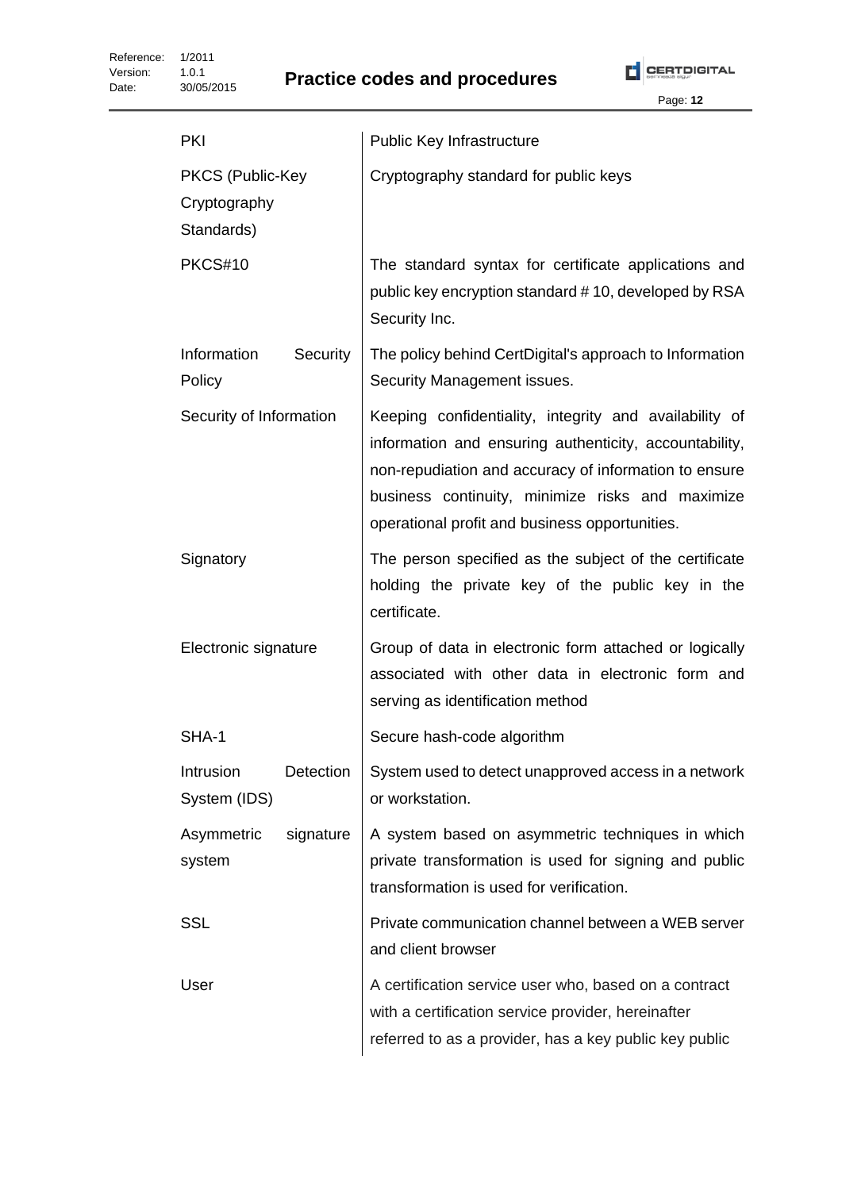| | |
|---|---|
| PKI | Public Key Infrastructure |
| PKCS (Public-Key Cryptography Standards) | Cryptography standard for public keys |
| PKCS#10 | The standard syntax for certificate applications and public key encryption standard # 10, developed by RSA Security Inc. |
| Information Security Policy | The policy behind CertDigital's approach to Information Security Management issues. |
| Security of Information | Keeping confidentiality, integrity and availability of information and ensuring authenticity, accountability, non-repudiation and accuracy of information to ensure business continuity, minimize risks and maximize operational profit and business opportunities. |
| Signatory | The person specified as the subject of the certificate holding the private key of the public key in the certificate. |
| Electronic signature | Group of data in electronic form attached or logically associated with other data in electronic form and serving as identification method |
| SHA-1 | Secure hash-code algorithm |
| Intrusion Detection System (IDS) | System used to detect unapproved access in a network or workstation. |
| Asymmetric signature system | A system based on asymmetric techniques in which private transformation is used for signing and public transformation is used for verification. |
| SSL | Private communication channel between a WEB server and client browser |
| User | A certification service user who, based on a contract with a certification service provider, hereinafter referred to as a provider, has a key public key public |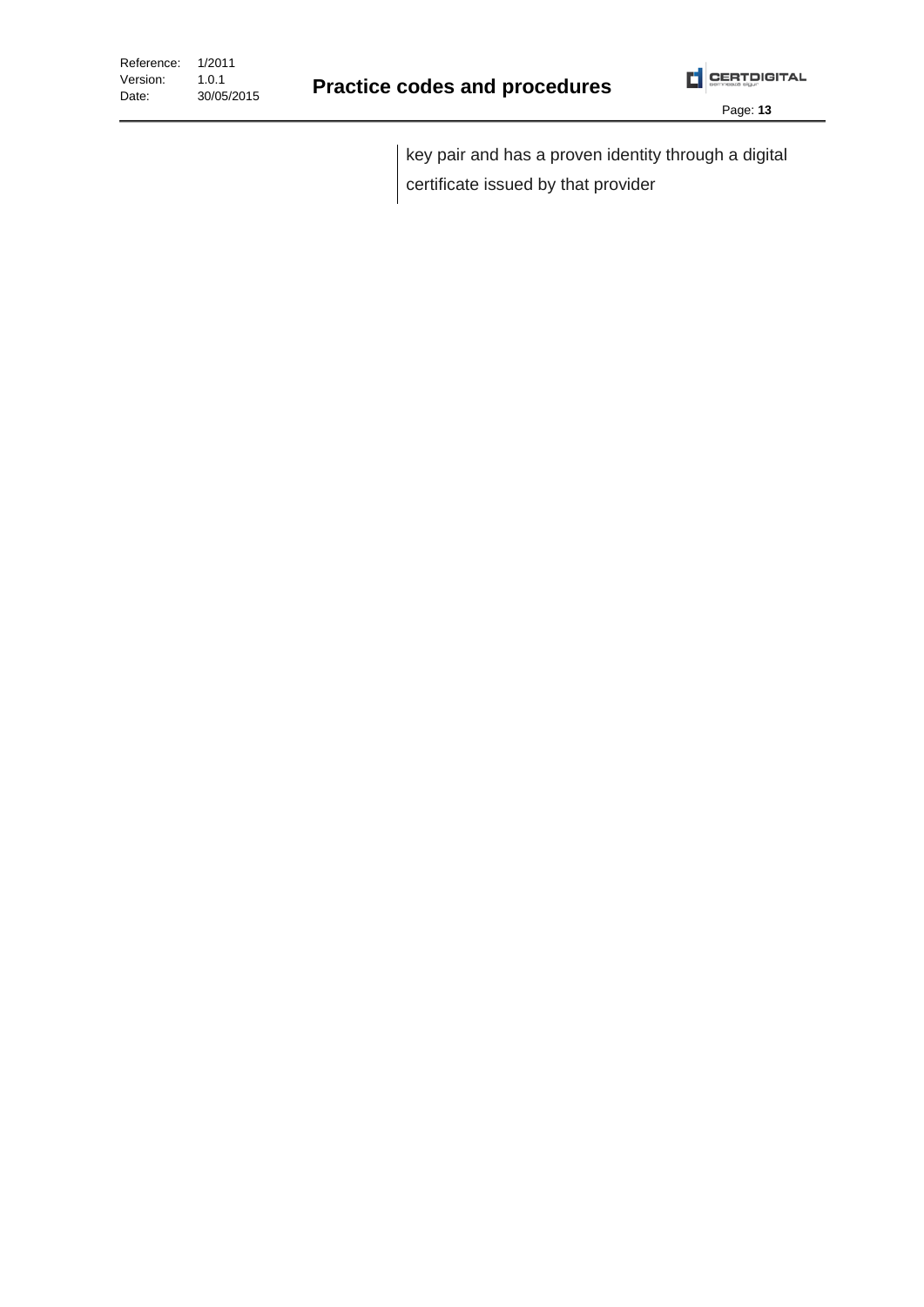key pair and has a proven identity through a digital certificate issued by that provider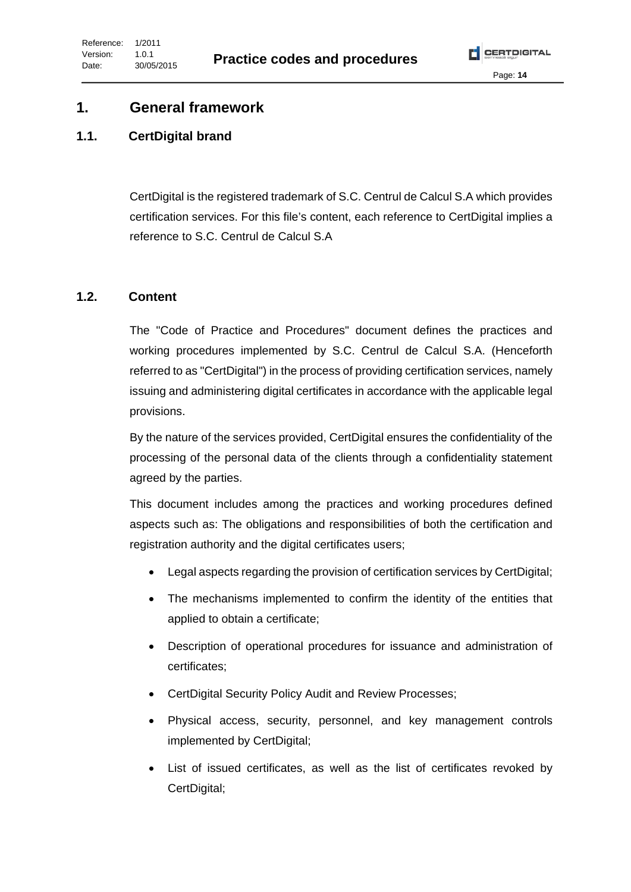# 1. General framework

## 1.1. CertDigital brand

CertDigital is the registered trademark of S.C. Centrul de Calcul S.A which provides certification services. For this file's content, each reference to CertDigital implies a reference to S.C. Centrul de Calcul S.A

## 1.2. Content

The "Code of Practice and Procedures" document defines the practices and working procedures implemented by S.C. Centrul de Calcul S.A. (Henceforth referred to as "CertDigital") in the process of providing certification services, namely issuing and administering digital certificates in accordance with the applicable legal provisions.

By the nature of the services provided, CertDigital ensures the confidentiality of the processing of the personal data of the clients through a confidentiality statement agreed by the parties.

This document includes among the practices and working procedures defined aspects such as: The obligations and responsibilities of both the certification and registration authority and the digital certificates users;

- Legal aspects regarding the provision of certification services by CertDigital;
- The mechanisms implemented to confirm the identity of the entities that applied to obtain a certificate;
- Description of operational procedures for issuance and administration of certificates;
- CertDigital Security Policy Audit and Review Processes;
- Physical access, security, personnel, and key management controls implemented by CertDigital;
- List of issued certificates, as well as the list of certificates revoked by CertDigital;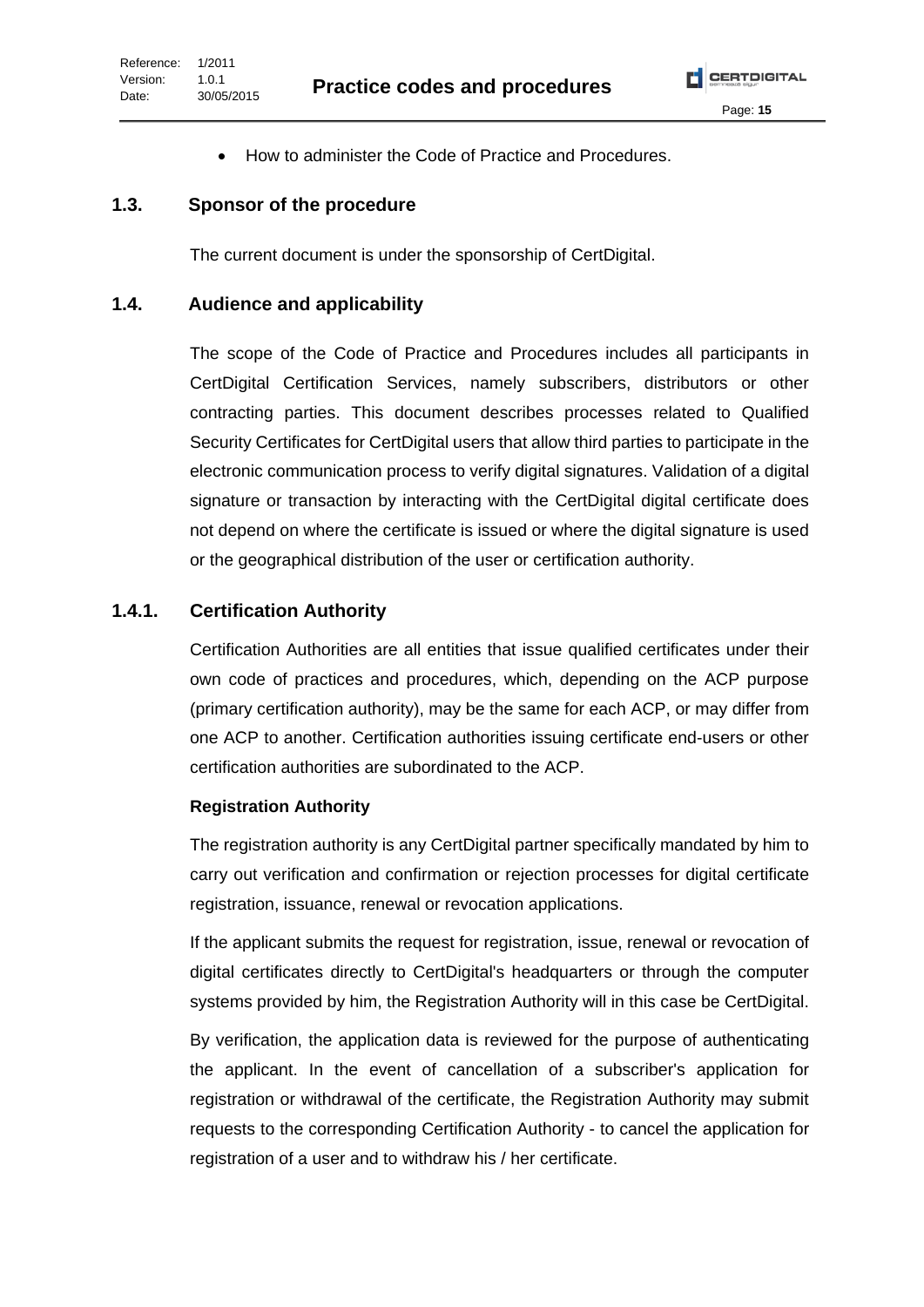- How to administer the Code of Practice and Procedures.

## 1.3. Sponsor of the procedure

The current document is under the sponsorship of CertDigital.

## 1.4. Audience and applicability

The scope of the Code of Practice and Procedures includes all participants in CertDigital Certification Services, namely subscribers, distributors or other contracting parties. This document describes processes related to Qualified Security Certificates for CertDigital users that allow third parties to participate in the electronic communication process to verify digital signatures. Validation of a digital signature or transaction by interacting with the CertDigital digital certificate does not depend on where the certificate is issued or where the digital signature is used or the geographical distribution of the user or certification authority.

### 1.4.1. Certification Authority

Certification Authorities are all entities that issue qualified certificates under their own code of practices and procedures, which, depending on the ACP purpose (primary certification authority), may be the same for each ACP, or may differ from one ACP to another. Certification authorities issuing certificate end-users or other certification authorities are subordinated to the ACP.

**Registration Authority**

The registration authority is any CertDigital partner specifically mandated by him to carry out verification and confirmation or rejection processes for digital certificate registration, issuance, renewal or revocation applications.

If the applicant submits the request for registration, issue, renewal or revocation of digital certificates directly to CertDigital's headquarters or through the computer systems provided by him, the Registration Authority will in this case be CertDigital.

By verification, the application data is reviewed for the purpose of authenticating the applicant. In the event of cancellation of a subscriber's application for registration or withdrawal of the certificate, the Registration Authority may submit requests to the corresponding Certification Authority - to cancel the application for registration of a user and to withdraw his / her certificate.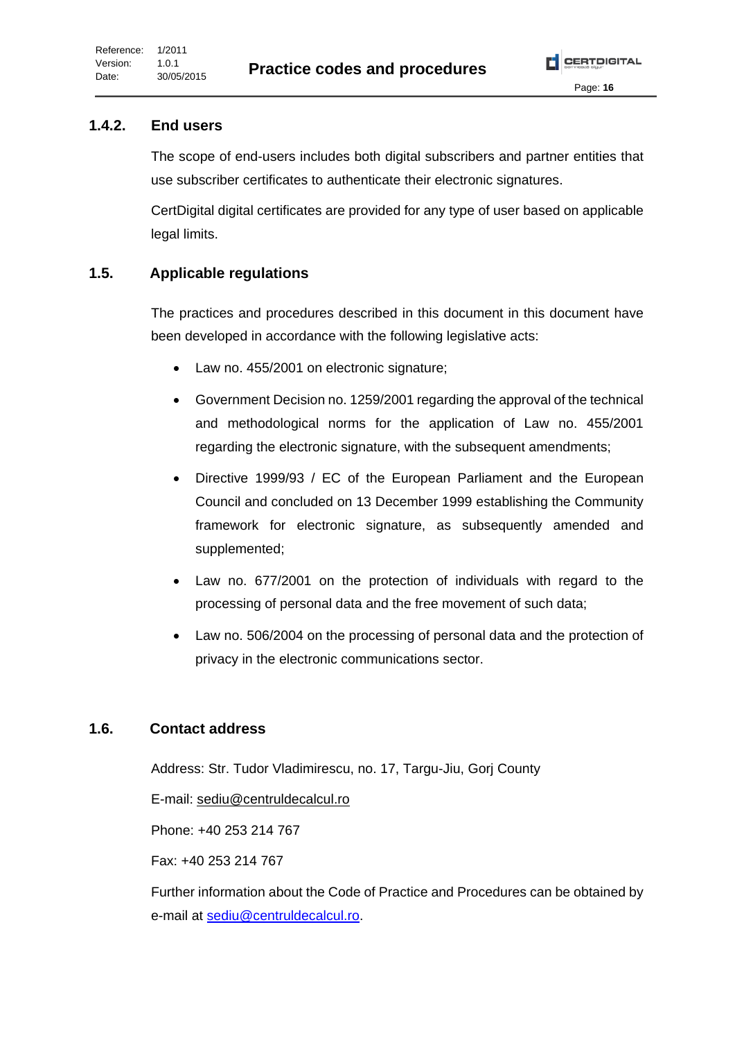### 1.4.2. End users

The scope of end-users includes both digital subscribers and partner entities that use subscriber certificates to authenticate their electronic signatures.

CertDigital digital certificates are provided for any type of user based on applicable legal limits.

## 1.5. Applicable regulations

The practices and procedures described in this document in this document have been developed in accordance with the following legislative acts:

- Law no. 455/2001 on electronic signature;
- Government Decision no. 1259/2001 regarding the approval of the technical and methodological norms for the application of Law no. 455/2001 regarding the electronic signature, with the subsequent amendments;
- Directive 1999/93 / EC of the European Parliament and the European Council and concluded on 13 December 1999 establishing the Community framework for electronic signature, as subsequently amended and supplemented;
- Law no. 677/2001 on the protection of individuals with regard to the processing of personal data and the free movement of such data;
- Law no. 506/2004 on the processing of personal data and the protection of privacy in the electronic communications sector.

## 1.6. Contact address

Address: Str. Tudor Vladimirescu, no. 17, Targu-Jiu, Gorj County

E-mail: sediu@centruldecalcul.ro

Phone: +40 253 214 767

Fax: +40 253 214 767

Further information about the Code of Practice and Procedures can be obtained by e-mail at sediu@centruldecalcul.ro.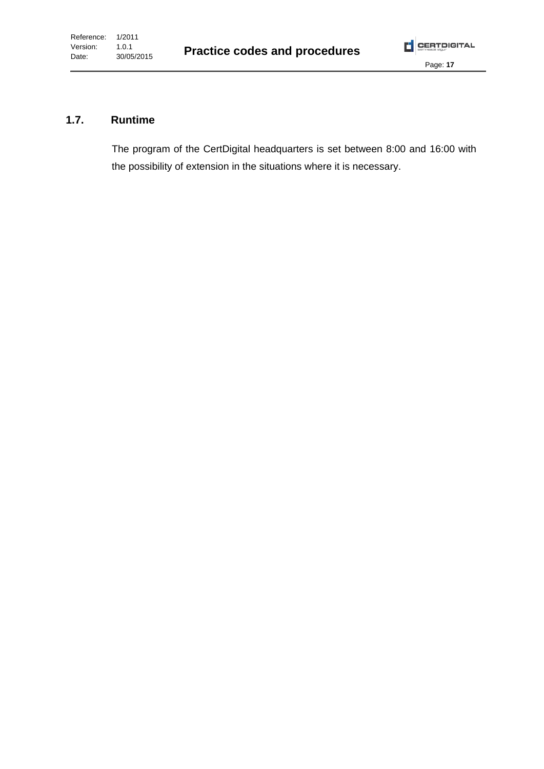## 1.7. Runtime

The program of the CertDigital headquarters is set between 8:00 and 16:00 with the possibility of extension in the situations where it is necessary.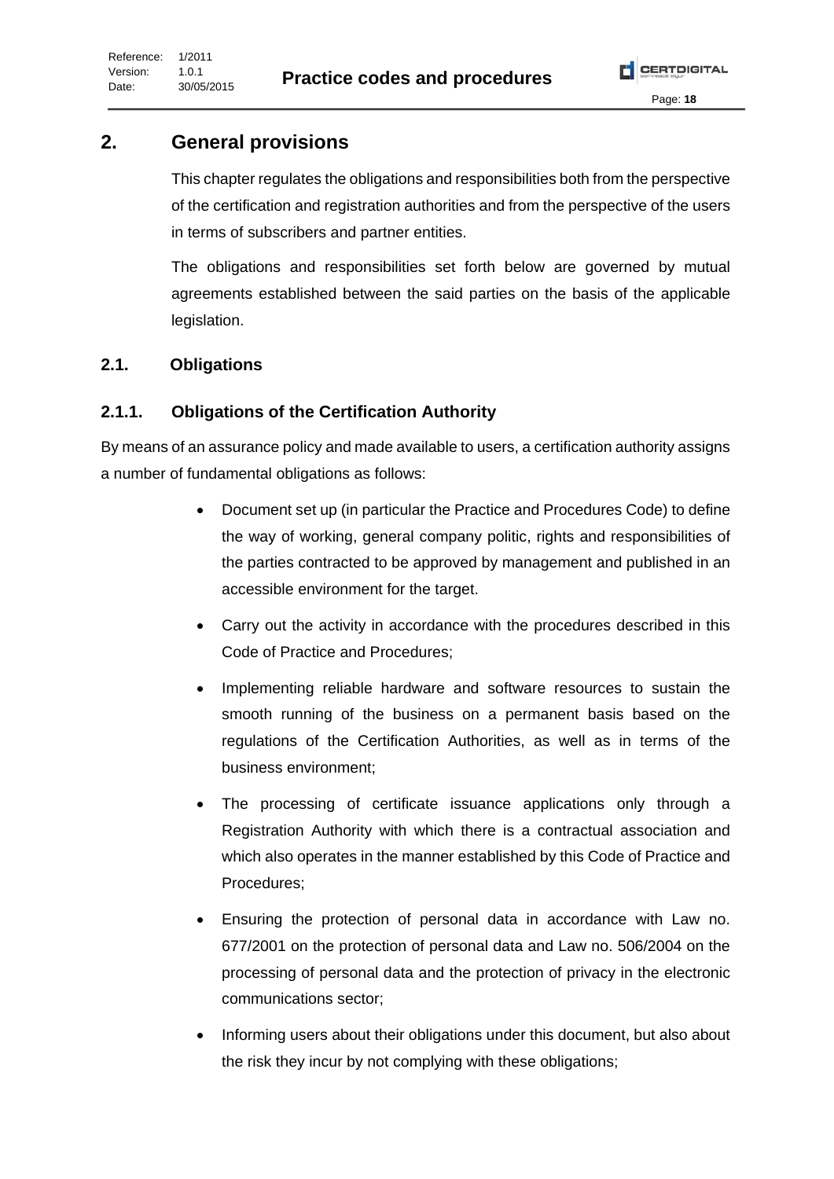# 2. General provisions

This chapter regulates the obligations and responsibilities both from the perspective of the certification and registration authorities and from the perspective of the users in terms of subscribers and partner entities.

The obligations and responsibilities set forth below are governed by mutual agreements established between the said parties on the basis of the applicable legislation.

## 2.1. Obligations

### 2.1.1. Obligations of the Certification Authority

By means of an assurance policy and made available to users, a certification authority assigns a number of fundamental obligations as follows:

- Document set up (in particular the Practice and Procedures Code) to define the way of working, general company politic, rights and responsibilities of the parties contracted to be approved by management and published in an accessible environment for the target.
- Carry out the activity in accordance with the procedures described in this Code of Practice and Procedures;
- Implementing reliable hardware and software resources to sustain the smooth running of the business on a permanent basis based on the regulations of the Certification Authorities, as well as in terms of the business environment;
- The processing of certificate issuance applications only through a Registration Authority with which there is a contractual association and which also operates in the manner established by this Code of Practice and Procedures;
- Ensuring the protection of personal data in accordance with Law no. 677/2001 on the protection of personal data and Law no. 506/2004 on the processing of personal data and the protection of privacy in the electronic communications sector;
- Informing users about their obligations under this document, but also about the risk they incur by not complying with these obligations;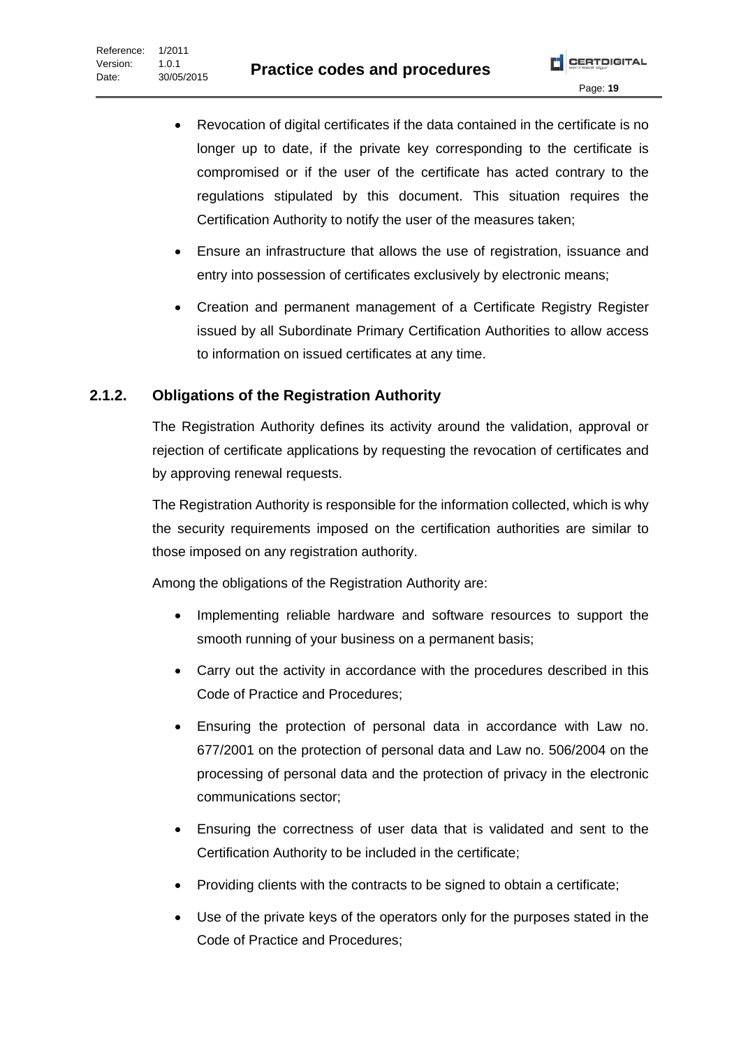- Revocation of digital certificates if the data contained in the certificate is no longer up to date, if the private key corresponding to the certificate is compromised or if the user of the certificate has acted contrary to the regulations stipulated by this document. This situation requires the Certification Authority to notify the user of the measures taken;
- Ensure an infrastructure that allows the use of registration, issuance and entry into possession of certificates exclusively by electronic means;
- Creation and permanent management of a Certificate Registry Register issued by all Subordinate Primary Certification Authorities to allow access to information on issued certificates at any time.

### 2.1.2. Obligations of the Registration Authority

The Registration Authority defines its activity around the validation, approval or rejection of certificate applications by requesting the revocation of certificates and by approving renewal requests.

The Registration Authority is responsible for the information collected, which is why the security requirements imposed on the certification authorities are similar to those imposed on any registration authority.

Among the obligations of the Registration Authority are:

- Implementing reliable hardware and software resources to support the smooth running of your business on a permanent basis;
- Carry out the activity in accordance with the procedures described in this Code of Practice and Procedures;
- Ensuring the protection of personal data in accordance with Law no. 677/2001 on the protection of personal data and Law no. 506/2004 on the processing of personal data and the protection of privacy in the electronic communications sector;
- Ensuring the correctness of user data that is validated and sent to the Certification Authority to be included in the certificate;
- Providing clients with the contracts to be signed to obtain a certificate;
- Use of the private keys of the operators only for the purposes stated in the Code of Practice and Procedures;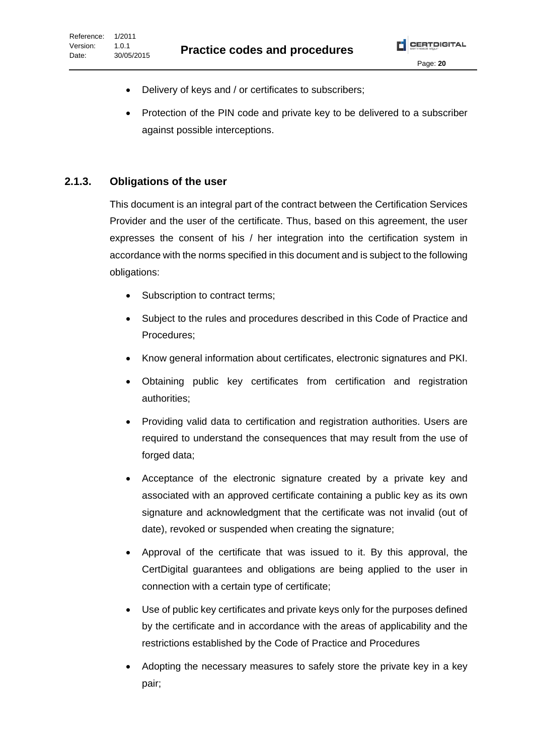- Delivery of keys and / or certificates to subscribers;
- Protection of the PIN code and private key to be delivered to a subscriber against possible interceptions.

### 2.1.3. Obligations of the user

This document is an integral part of the contract between the Certification Services Provider and the user of the certificate. Thus, based on this agreement, the user expresses the consent of his / her integration into the certification system in accordance with the norms specified in this document and is subject to the following obligations:

- Subscription to contract terms;
- Subject to the rules and procedures described in this Code of Practice and Procedures;
- Know general information about certificates, electronic signatures and PKI.
- Obtaining public key certificates from certification and registration authorities;
- Providing valid data to certification and registration authorities. Users are required to understand the consequences that may result from the use of forged data;
- Acceptance of the electronic signature created by a private key and associated with an approved certificate containing a public key as its own signature and acknowledgment that the certificate was not invalid (out of date), revoked or suspended when creating the signature;
- Approval of the certificate that was issued to it. By this approval, the CertDigital guarantees and obligations are being applied to the user in connection with a certain type of certificate;
- Use of public key certificates and private keys only for the purposes defined by the certificate and in accordance with the areas of applicability and the restrictions established by the Code of Practice and Procedures
- Adopting the necessary measures to safely store the private key in a key pair;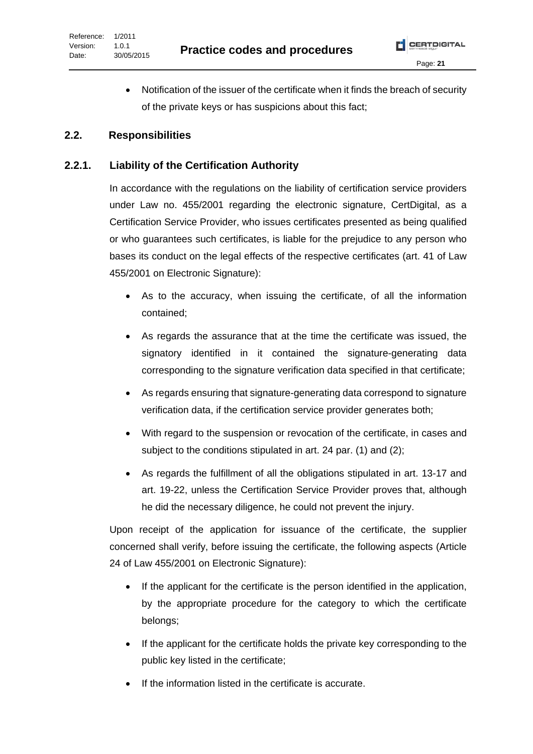- Notification of the issuer of the certificate when it finds the breach of security of the private keys or has suspicions about this fact;

## 2.2. Responsibilities

### 2.2.1. Liability of the Certification Authority

In accordance with the regulations on the liability of certification service providers under Law no. 455/2001 regarding the electronic signature, CertDigital, as a Certification Service Provider, who issues certificates presented as being qualified or who guarantees such certificates, is liable for the prejudice to any person who bases its conduct on the legal effects of the respective certificates (art. 41 of Law 455/2001 on Electronic Signature):

- As to the accuracy, when issuing the certificate, of all the information contained;
- As regards the assurance that at the time the certificate was issued, the signatory identified in it contained the signature-generating data corresponding to the signature verification data specified in that certificate;
- As regards ensuring that signature-generating data correspond to signature verification data, if the certification service provider generates both;
- With regard to the suspension or revocation of the certificate, in cases and subject to the conditions stipulated in art. 24 par. (1) and (2);
- As regards the fulfillment of all the obligations stipulated in art. 13-17 and art. 19-22, unless the Certification Service Provider proves that, although he did the necessary diligence, he could not prevent the injury.

Upon receipt of the application for issuance of the certificate, the supplier concerned shall verify, before issuing the certificate, the following aspects (Article 24 of Law 455/2001 on Electronic Signature):

- If the applicant for the certificate is the person identified in the application, by the appropriate procedure for the category to which the certificate belongs;
- If the applicant for the certificate holds the private key corresponding to the public key listed in the certificate;
- If the information listed in the certificate is accurate.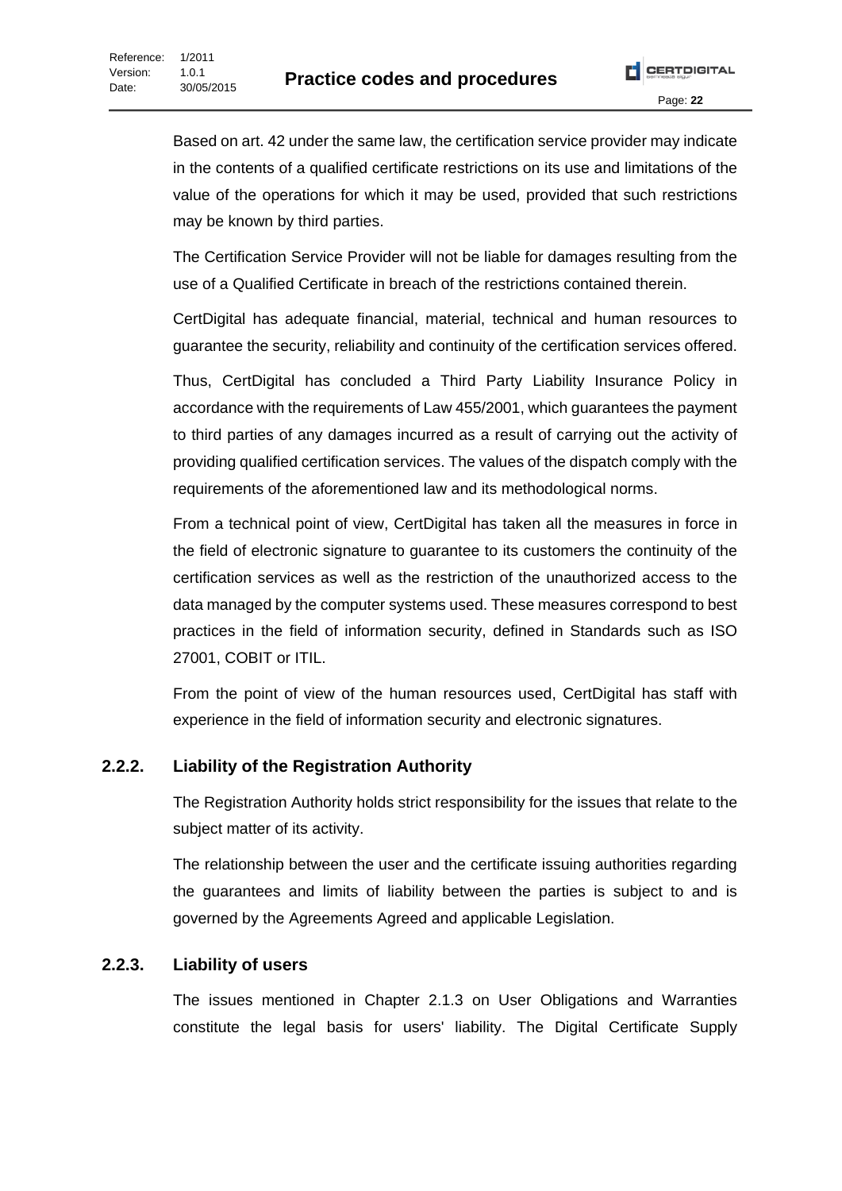Based on art. 42 under the same law, the certification service provider may indicate in the contents of a qualified certificate restrictions on its use and limitations of the value of the operations for which it may be used, provided that such restrictions may be known by third parties.

The Certification Service Provider will not be liable for damages resulting from the use of a Qualified Certificate in breach of the restrictions contained therein.

CertDigital has adequate financial, material, technical and human resources to guarantee the security, reliability and continuity of the certification services offered.

Thus, CertDigital has concluded a Third Party Liability Insurance Policy in accordance with the requirements of Law 455/2001, which guarantees the payment to third parties of any damages incurred as a result of carrying out the activity of providing qualified certification services. The values of the dispatch comply with the requirements of the aforementioned law and its methodological norms.

From a technical point of view, CertDigital has taken all the measures in force in the field of electronic signature to guarantee to its customers the continuity of the certification services as well as the restriction of the unauthorized access to the data managed by the computer systems used. These measures correspond to best practices in the field of information security, defined in Standards such as ISO 27001, COBIT or ITIL.

From the point of view of the human resources used, CertDigital has staff with experience in the field of information security and electronic signatures.

### 2.2.2. Liability of the Registration Authority

The Registration Authority holds strict responsibility for the issues that relate to the subject matter of its activity.

The relationship between the user and the certificate issuing authorities regarding the guarantees and limits of liability between the parties is subject to and is governed by the Agreements Agreed and applicable Legislation.

### 2.2.3. Liability of users

The issues mentioned in Chapter 2.1.3 on User Obligations and Warranties constitute the legal basis for users' liability. The Digital Certificate Supply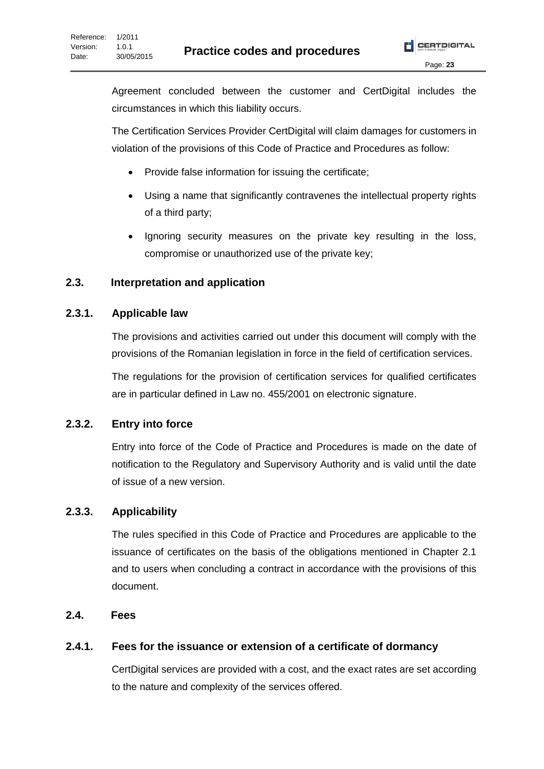Agreement concluded between the customer and CertDigital includes the circumstances in which this liability occurs.

The Certification Services Provider CertDigital will claim damages for customers in violation of the provisions of this Code of Practice and Procedures as follow:

- Provide false information for issuing the certificate;
- Using a name that significantly contravenes the intellectual property rights of a third party;
- Ignoring security measures on the private key resulting in the loss, compromise or unauthorized use of the private key;

## 2.3. Interpretation and application

### 2.3.1. Applicable law

The provisions and activities carried out under this document will comply with the provisions of the Romanian legislation in force in the field of certification services.

The regulations for the provision of certification services for qualified certificates are in particular defined in Law no. 455/2001 on electronic signature.

### 2.3.2. Entry into force

Entry into force of the Code of Practice and Procedures is made on the date of notification to the Regulatory and Supervisory Authority and is valid until the date of issue of a new version.

### 2.3.3. Applicability

The rules specified in this Code of Practice and Procedures are applicable to the issuance of certificates on the basis of the obligations mentioned in Chapter 2.1 and to users when concluding a contract in accordance with the provisions of this document.

## 2.4. Fees

### 2.4.1. Fees for the issuance or extension of a certificate of dormancy

CertDigital services are provided with a cost, and the exact rates are set according to the nature and complexity of the services offered.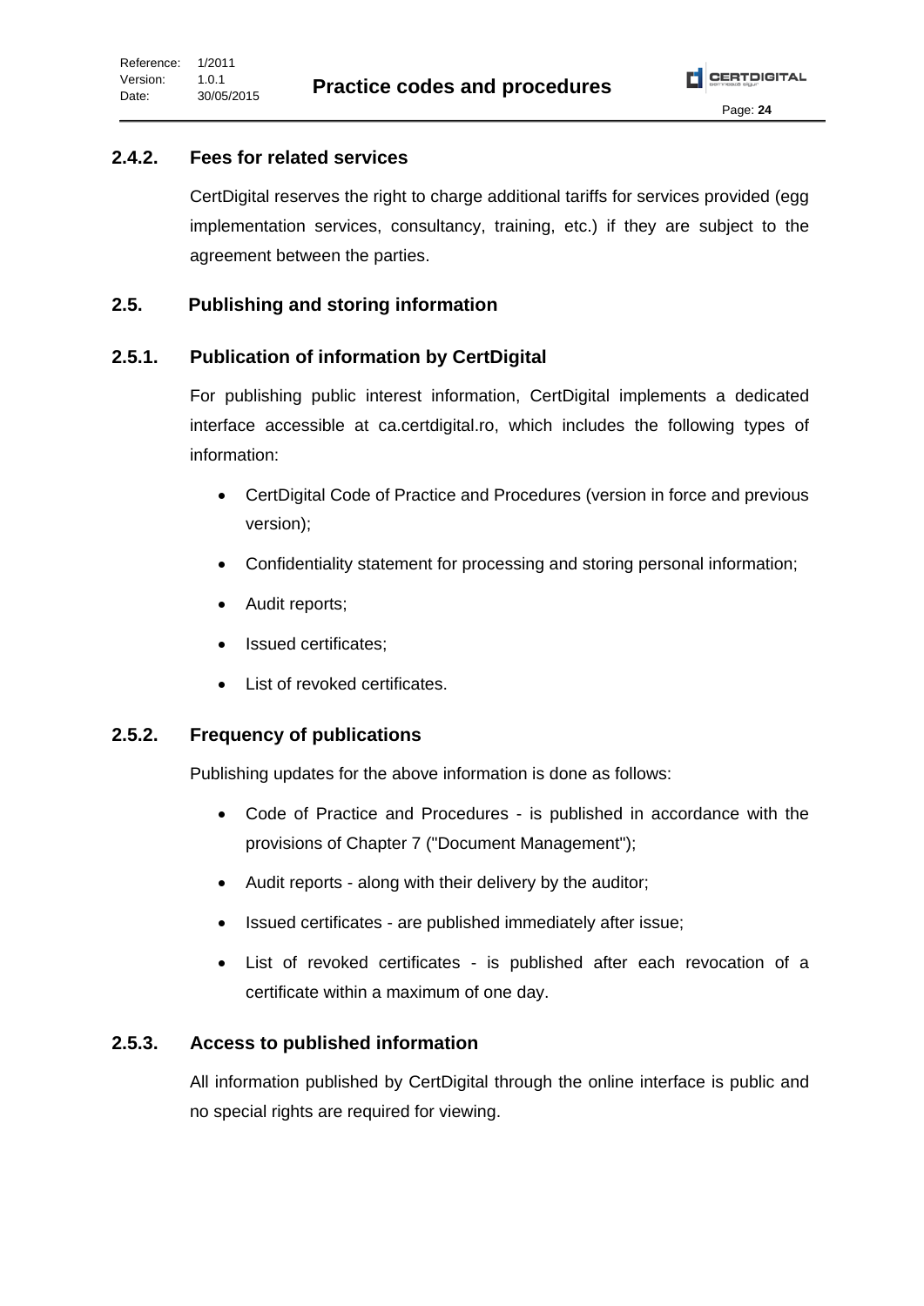### 2.4.2. Fees for related services

CertDigital reserves the right to charge additional tariffs for services provided (egg implementation services, consultancy, training, etc.) if they are subject to the agreement between the parties.

## 2.5. Publishing and storing information

### 2.5.1. Publication of information by CertDigital

For publishing public interest information, CertDigital implements a dedicated interface accessible at ca.certdigital.ro, which includes the following types of information:

- CertDigital Code of Practice and Procedures (version in force and previous version);
- Confidentiality statement for processing and storing personal information;
- Audit reports;
- Issued certificates;
- List of revoked certificates.

### 2.5.2. Frequency of publications

Publishing updates for the above information is done as follows:

- Code of Practice and Procedures - is published in accordance with the provisions of Chapter 7 ("Document Management");
- Audit reports - along with their delivery by the auditor;
- Issued certificates - are published immediately after issue;
- List of revoked certificates - is published after each revocation of a certificate within a maximum of one day.

### 2.5.3. Access to published information

All information published by CertDigital through the online interface is public and no special rights are required for viewing.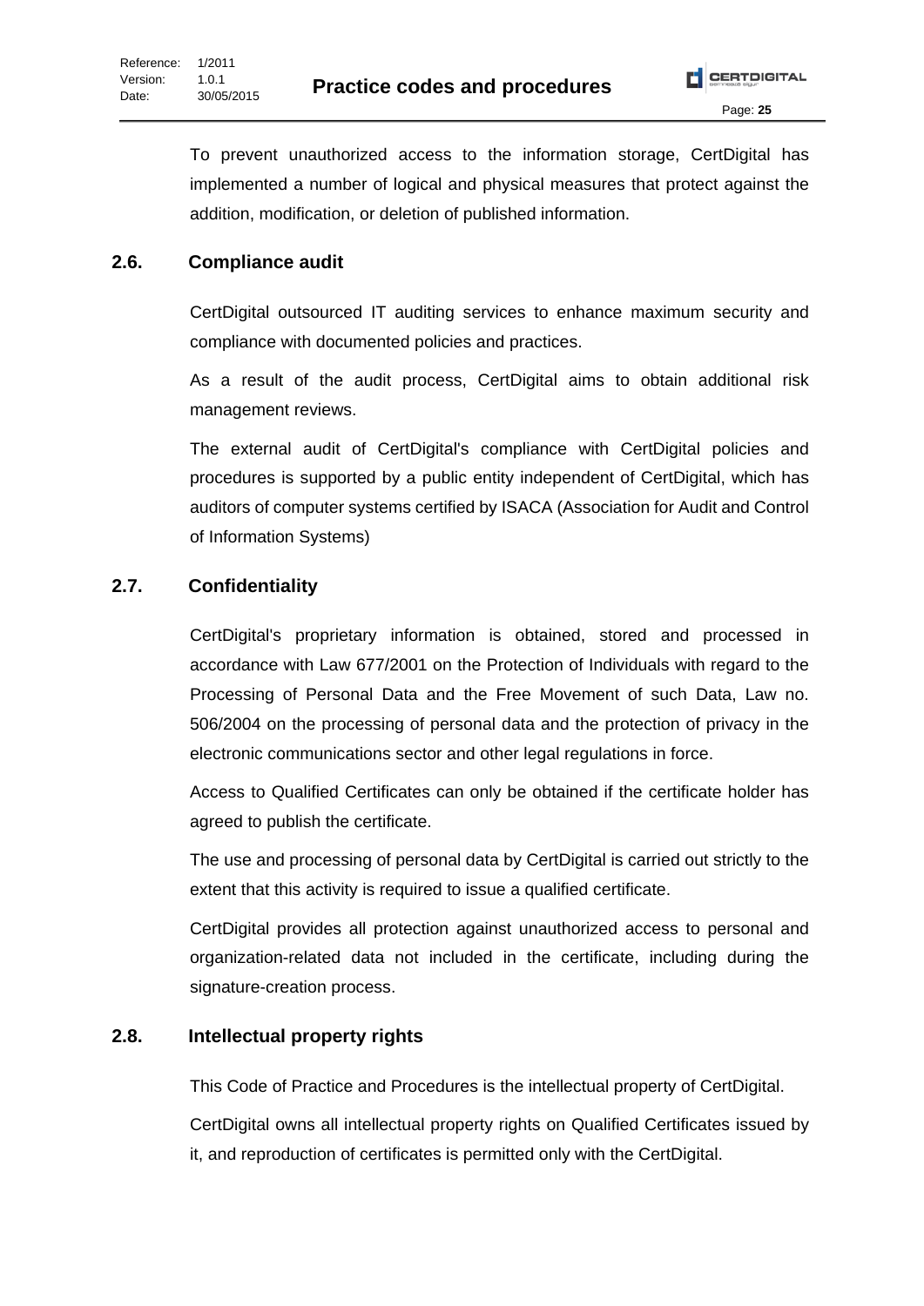To prevent unauthorized access to the information storage, CertDigital has implemented a number of logical and physical measures that protect against the addition, modification, or deletion of published information.

## 2.6. Compliance audit

CertDigital outsourced IT auditing services to enhance maximum security and compliance with documented policies and practices.

As a result of the audit process, CertDigital aims to obtain additional risk management reviews.

The external audit of CertDigital's compliance with CertDigital policies and procedures is supported by a public entity independent of CertDigital, which has auditors of computer systems certified by ISACA (Association for Audit and Control of Information Systems)

## 2.7. Confidentiality

CertDigital's proprietary information is obtained, stored and processed in accordance with Law 677/2001 on the Protection of Individuals with regard to the Processing of Personal Data and the Free Movement of such Data, Law no. 506/2004 on the processing of personal data and the protection of privacy in the electronic communications sector and other legal regulations in force.

Access to Qualified Certificates can only be obtained if the certificate holder has agreed to publish the certificate.

The use and processing of personal data by CertDigital is carried out strictly to the extent that this activity is required to issue a qualified certificate.

CertDigital provides all protection against unauthorized access to personal and organization-related data not included in the certificate, including during the signature-creation process.

## 2.8. Intellectual property rights

This Code of Practice and Procedures is the intellectual property of CertDigital.

CertDigital owns all intellectual property rights on Qualified Certificates issued by it, and reproduction of certificates is permitted only with the CertDigital.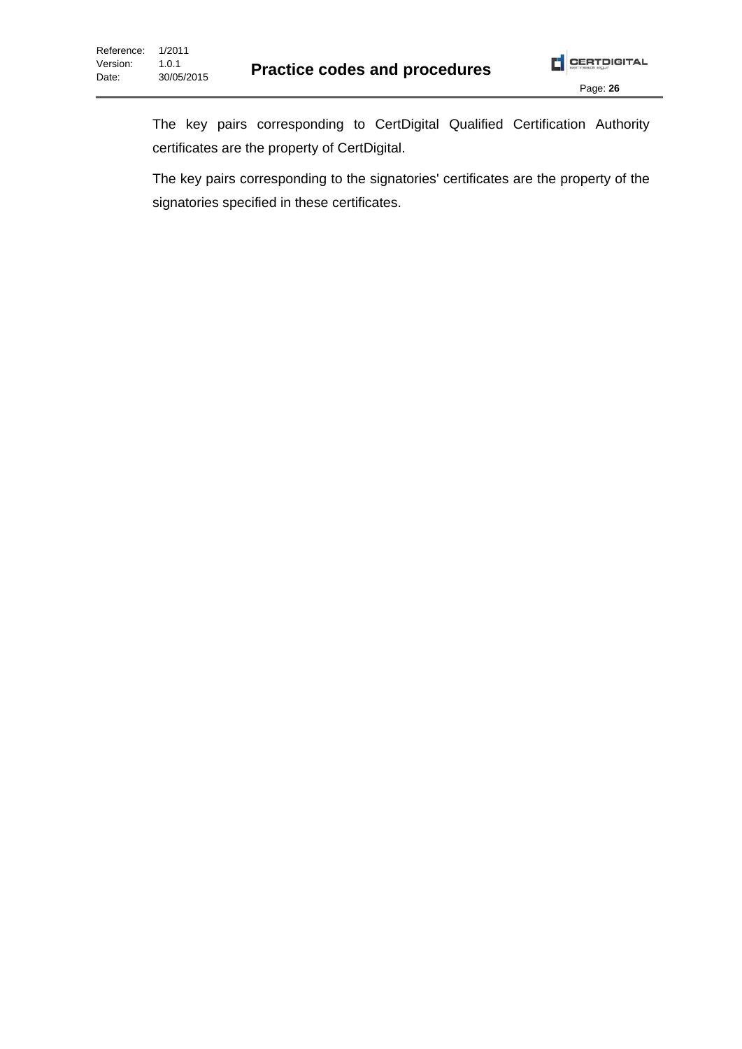The key pairs corresponding to CertDigital Qualified Certification Authority certificates are the property of CertDigital.

The key pairs corresponding to the signatories' certificates are the property of the signatories specified in these certificates.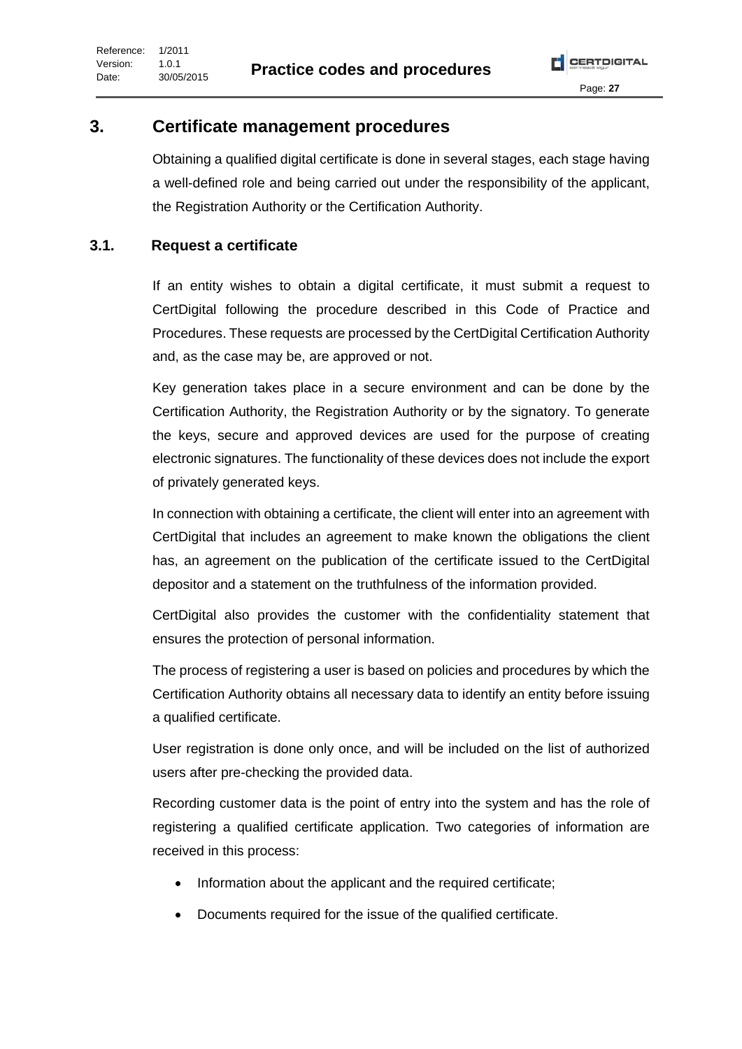# 3. Certificate management procedures

Obtaining a qualified digital certificate is done in several stages, each stage having a well-defined role and being carried out under the responsibility of the applicant, the Registration Authority or the Certification Authority.

## 3.1. Request a certificate

If an entity wishes to obtain a digital certificate, it must submit a request to CertDigital following the procedure described in this Code of Practice and Procedures. These requests are processed by the CertDigital Certification Authority and, as the case may be, are approved or not.

Key generation takes place in a secure environment and can be done by the Certification Authority, the Registration Authority or by the signatory. To generate the keys, secure and approved devices are used for the purpose of creating electronic signatures. The functionality of these devices does not include the export of privately generated keys.

In connection with obtaining a certificate, the client will enter into an agreement with CertDigital that includes an agreement to make known the obligations the client has, an agreement on the publication of the certificate issued to the CertDigital depositor and a statement on the truthfulness of the information provided.

CertDigital also provides the customer with the confidentiality statement that ensures the protection of personal information.

The process of registering a user is based on policies and procedures by which the Certification Authority obtains all necessary data to identify an entity before issuing a qualified certificate.

User registration is done only once, and will be included on the list of authorized users after pre-checking the provided data.

Recording customer data is the point of entry into the system and has the role of registering a qualified certificate application. Two categories of information are received in this process:

- Information about the applicant and the required certificate;
- Documents required for the issue of the qualified certificate.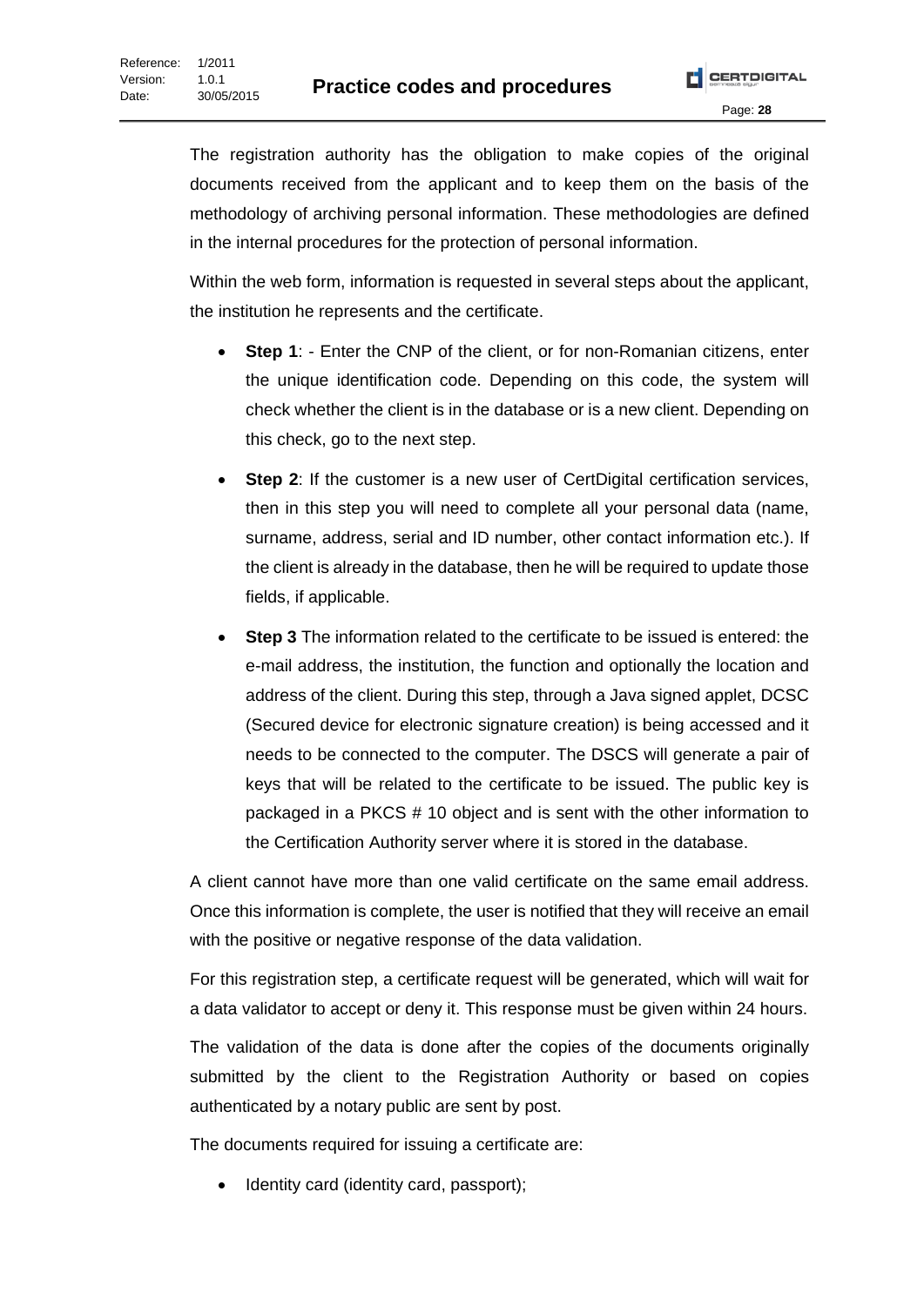The registration authority has the obligation to make copies of the original documents received from the applicant and to keep them on the basis of the methodology of archiving personal information. These methodologies are defined in the internal procedures for the protection of personal information.

Within the web form, information is requested in several steps about the applicant, the institution he represents and the certificate.

- **Step 1**: - Enter the CNP of the client, or for non-Romanian citizens, enter the unique identification code. Depending on this code, the system will check whether the client is in the database or is a new client. Depending on this check, go to the next step.
- **Step 2**: If the customer is a new user of CertDigital certification services, then in this step you will need to complete all your personal data (name, surname, address, serial and ID number, other contact information etc.). If the client is already in the database, then he will be required to update those fields, if applicable.
- **Step 3** The information related to the certificate to be issued is entered: the e-mail address, the institution, the function and optionally the location and address of the client. During this step, through a Java signed applet, DCSC (Secured device for electronic signature creation) is being accessed and it needs to be connected to the computer. The DSCS will generate a pair of keys that will be related to the certificate to be issued. The public key is packaged in a PKCS # 10 object and is sent with the other information to the Certification Authority server where it is stored in the database.

A client cannot have more than one valid certificate on the same email address. Once this information is complete, the user is notified that they will receive an email with the positive or negative response of the data validation.

For this registration step, a certificate request will be generated, which will wait for a data validator to accept or deny it. This response must be given within 24 hours.

The validation of the data is done after the copies of the documents originally submitted by the client to the Registration Authority or based on copies authenticated by a notary public are sent by post.

The documents required for issuing a certificate are:

- Identity card (identity card, passport);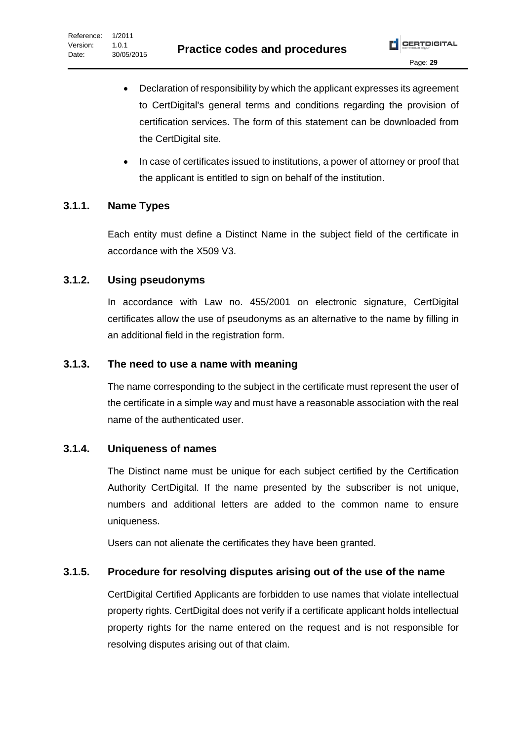- Declaration of responsibility by which the applicant expresses its agreement to CertDigital's general terms and conditions regarding the provision of certification services. The form of this statement can be downloaded from the CertDigital site.
- In case of certificates issued to institutions, a power of attorney or proof that the applicant is entitled to sign on behalf of the institution.

### 3.1.1. Name Types

Each entity must define a Distinct Name in the subject field of the certificate in accordance with the X509 V3.

### 3.1.2. Using pseudonyms

In accordance with Law no. 455/2001 on electronic signature, CertDigital certificates allow the use of pseudonyms as an alternative to the name by filling in an additional field in the registration form.

### 3.1.3. The need to use a name with meaning

The name corresponding to the subject in the certificate must represent the user of the certificate in a simple way and must have a reasonable association with the real name of the authenticated user.

### 3.1.4. Uniqueness of names

The Distinct name must be unique for each subject certified by the Certification Authority CertDigital. If the name presented by the subscriber is not unique, numbers and additional letters are added to the common name to ensure uniqueness.

Users can not alienate the certificates they have been granted.

### 3.1.5. Procedure for resolving disputes arising out of the use of the name

CertDigital Certified Applicants are forbidden to use names that violate intellectual property rights. CertDigital does not verify if a certificate applicant holds intellectual property rights for the name entered on the request and is not responsible for resolving disputes arising out of that claim.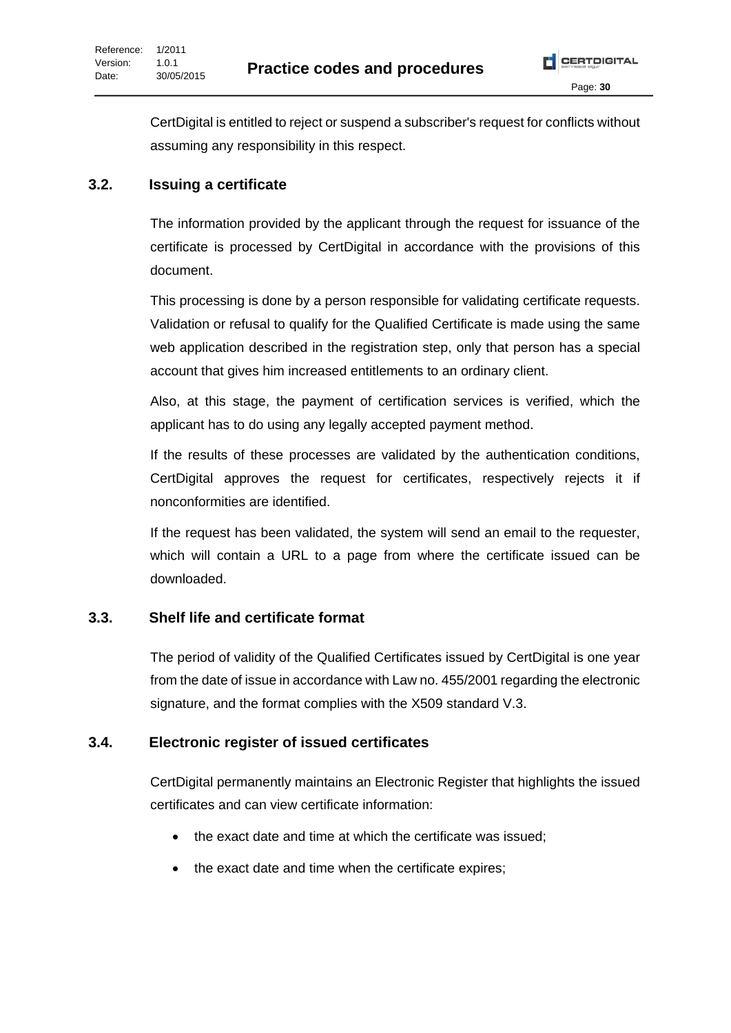CertDigital is entitled to reject or suspend a subscriber's request for conflicts without assuming any responsibility in this respect.

## 3.2. Issuing a certificate

The information provided by the applicant through the request for issuance of the certificate is processed by CertDigital in accordance with the provisions of this document.

This processing is done by a person responsible for validating certificate requests. Validation or refusal to qualify for the Qualified Certificate is made using the same web application described in the registration step, only that person has a special account that gives him increased entitlements to an ordinary client.

Also, at this stage, the payment of certification services is verified, which the applicant has to do using any legally accepted payment method.

If the results of these processes are validated by the authentication conditions, CertDigital approves the request for certificates, respectively rejects it if nonconformities are identified.

If the request has been validated, the system will send an email to the requester, which will contain a URL to a page from where the certificate issued can be downloaded.

## 3.3. Shelf life and certificate format

The period of validity of the Qualified Certificates issued by CertDigital is one year from the date of issue in accordance with Law no. 455/2001 regarding the electronic signature, and the format complies with the X509 standard V.3.

## 3.4. Electronic register of issued certificates

CertDigital permanently maintains an Electronic Register that highlights the issued certificates and can view certificate information:

- the exact date and time at which the certificate was issued;
- the exact date and time when the certificate expires;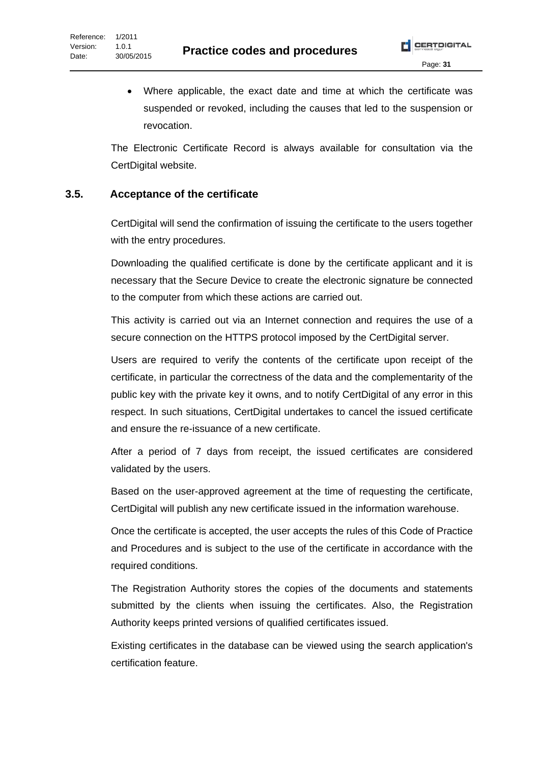- Where applicable, the exact date and time at which the certificate was suspended or revoked, including the causes that led to the suspension or revocation.

The Electronic Certificate Record is always available for consultation via the CertDigital website.

## 3.5. Acceptance of the certificate

CertDigital will send the confirmation of issuing the certificate to the users together with the entry procedures.

Downloading the qualified certificate is done by the certificate applicant and it is necessary that the Secure Device to create the electronic signature be connected to the computer from which these actions are carried out.

This activity is carried out via an Internet connection and requires the use of a secure connection on the HTTPS protocol imposed by the CertDigital server.

Users are required to verify the contents of the certificate upon receipt of the certificate, in particular the correctness of the data and the complementarity of the public key with the private key it owns, and to notify CertDigital of any error in this respect. In such situations, CertDigital undertakes to cancel the issued certificate and ensure the re-issuance of a new certificate.

After a period of 7 days from receipt, the issued certificates are considered validated by the users.

Based on the user-approved agreement at the time of requesting the certificate, CertDigital will publish any new certificate issued in the information warehouse.

Once the certificate is accepted, the user accepts the rules of this Code of Practice and Procedures and is subject to the use of the certificate in accordance with the required conditions.

The Registration Authority stores the copies of the documents and statements submitted by the clients when issuing the certificates. Also, the Registration Authority keeps printed versions of qualified certificates issued.

Existing certificates in the database can be viewed using the search application's certification feature.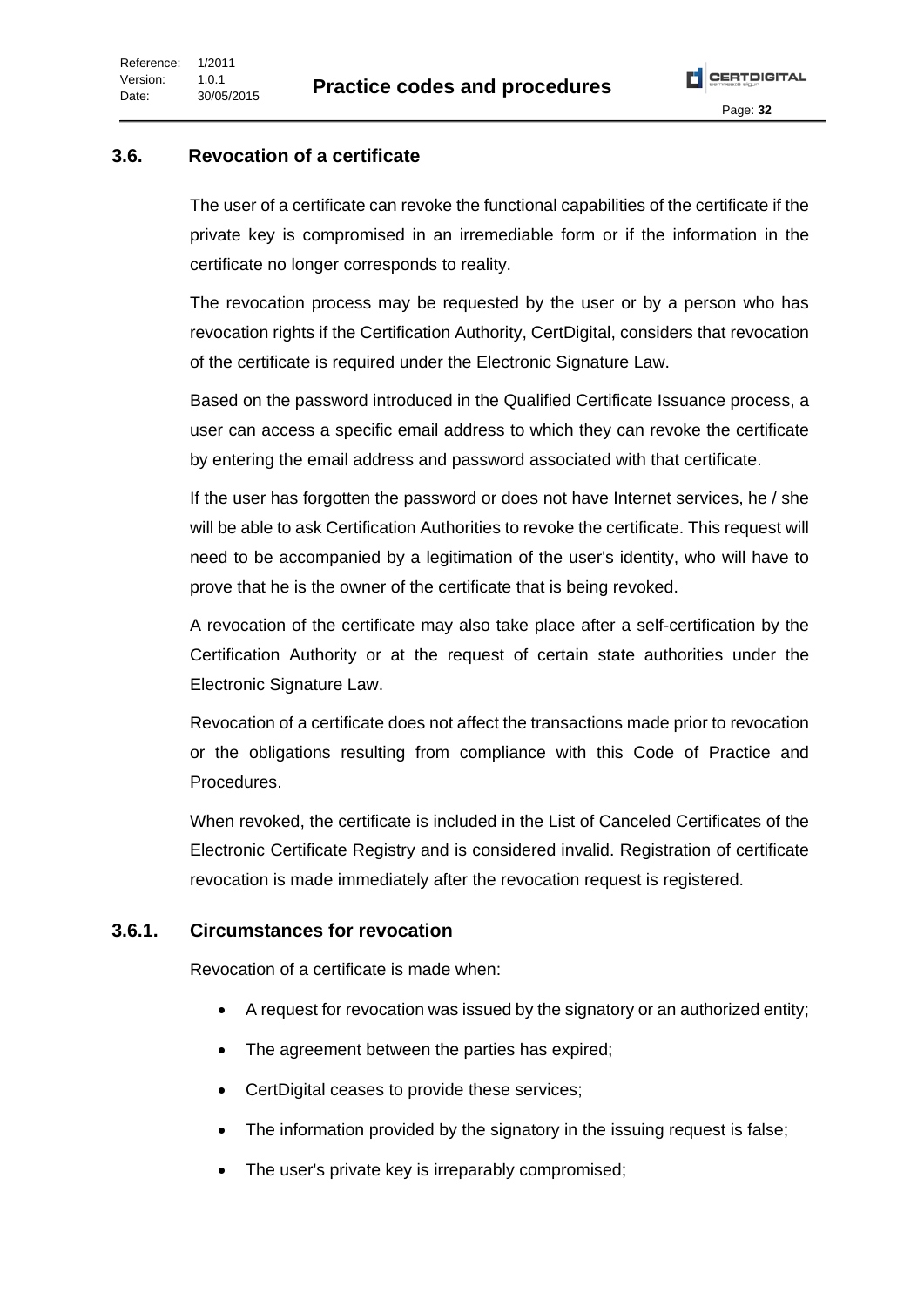## 3.6. Revocation of a certificate

The user of a certificate can revoke the functional capabilities of the certificate if the private key is compromised in an irremediable form or if the information in the certificate no longer corresponds to reality.

The revocation process may be requested by the user or by a person who has revocation rights if the Certification Authority, CertDigital, considers that revocation of the certificate is required under the Electronic Signature Law.

Based on the password introduced in the Qualified Certificate Issuance process, a user can access a specific email address to which they can revoke the certificate by entering the email address and password associated with that certificate.

If the user has forgotten the password or does not have Internet services, he / she will be able to ask Certification Authorities to revoke the certificate. This request will need to be accompanied by a legitimation of the user's identity, who will have to prove that he is the owner of the certificate that is being revoked.

A revocation of the certificate may also take place after a self-certification by the Certification Authority or at the request of certain state authorities under the Electronic Signature Law.

Revocation of a certificate does not affect the transactions made prior to revocation or the obligations resulting from compliance with this Code of Practice and Procedures.

When revoked, the certificate is included in the List of Canceled Certificates of the Electronic Certificate Registry and is considered invalid. Registration of certificate revocation is made immediately after the revocation request is registered.

### 3.6.1. Circumstances for revocation

Revocation of a certificate is made when:

- A request for revocation was issued by the signatory or an authorized entity;
- The agreement between the parties has expired;
- CertDigital ceases to provide these services;
- The information provided by the signatory in the issuing request is false;
- The user's private key is irreparably compromised;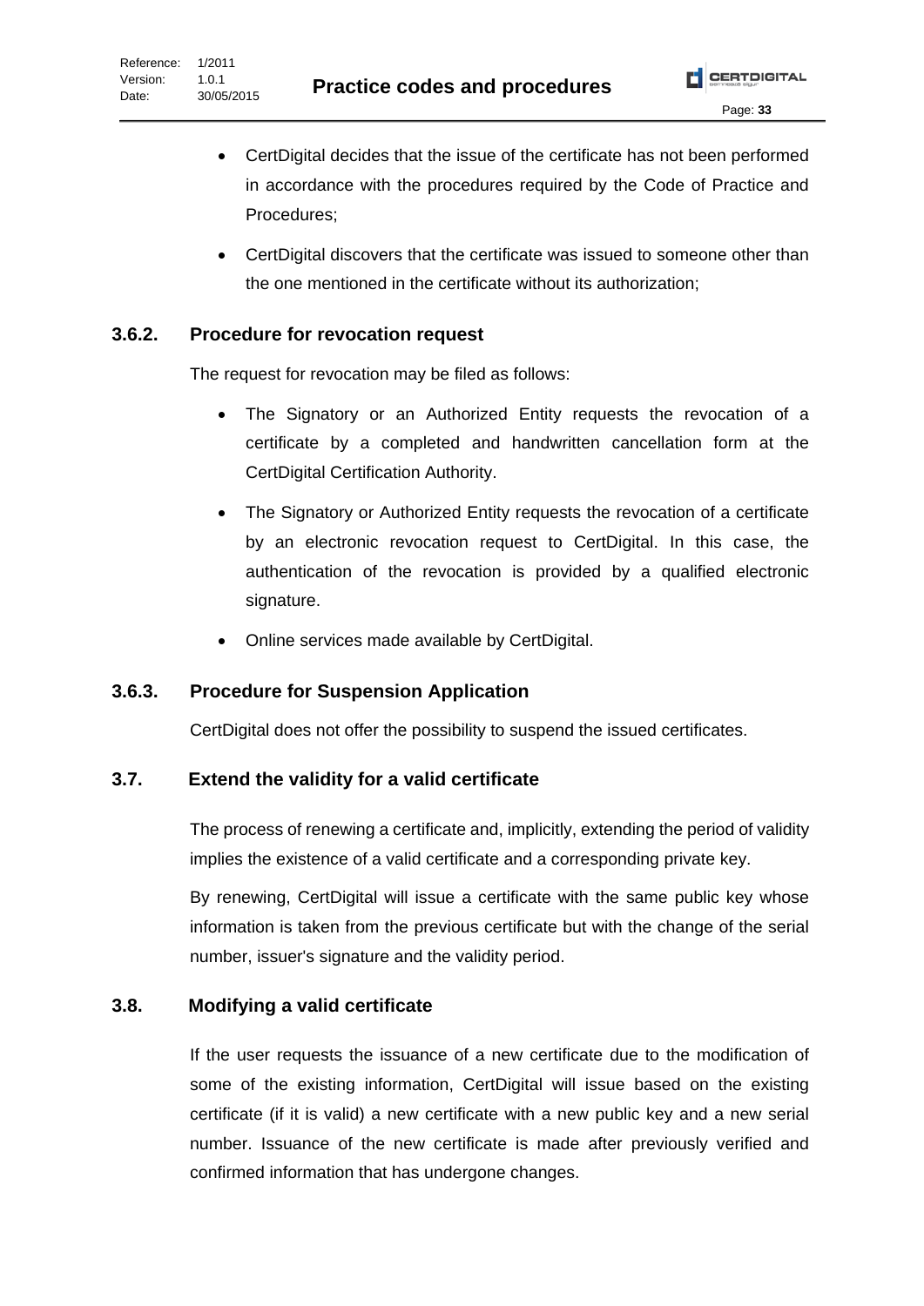- CertDigital decides that the issue of the certificate has not been performed in accordance with the procedures required by the Code of Practice and Procedures;
- CertDigital discovers that the certificate was issued to someone other than the one mentioned in the certificate without its authorization;

### 3.6.2. Procedure for revocation request

The request for revocation may be filed as follows:

- The Signatory or an Authorized Entity requests the revocation of a certificate by a completed and handwritten cancellation form at the CertDigital Certification Authority.
- The Signatory or Authorized Entity requests the revocation of a certificate by an electronic revocation request to CertDigital. In this case, the authentication of the revocation is provided by a qualified electronic signature.
- Online services made available by CertDigital.

### 3.6.3. Procedure for Suspension Application

CertDigital does not offer the possibility to suspend the issued certificates.

## 3.7. Extend the validity for a valid certificate

The process of renewing a certificate and, implicitly, extending the period of validity implies the existence of a valid certificate and a corresponding private key.

By renewing, CertDigital will issue a certificate with the same public key whose information is taken from the previous certificate but with the change of the serial number, issuer's signature and the validity period.

## 3.8. Modifying a valid certificate

If the user requests the issuance of a new certificate due to the modification of some of the existing information, CertDigital will issue based on the existing certificate (if it is valid) a new certificate with a new public key and a new serial number. Issuance of the new certificate is made after previously verified and confirmed information that has undergone changes.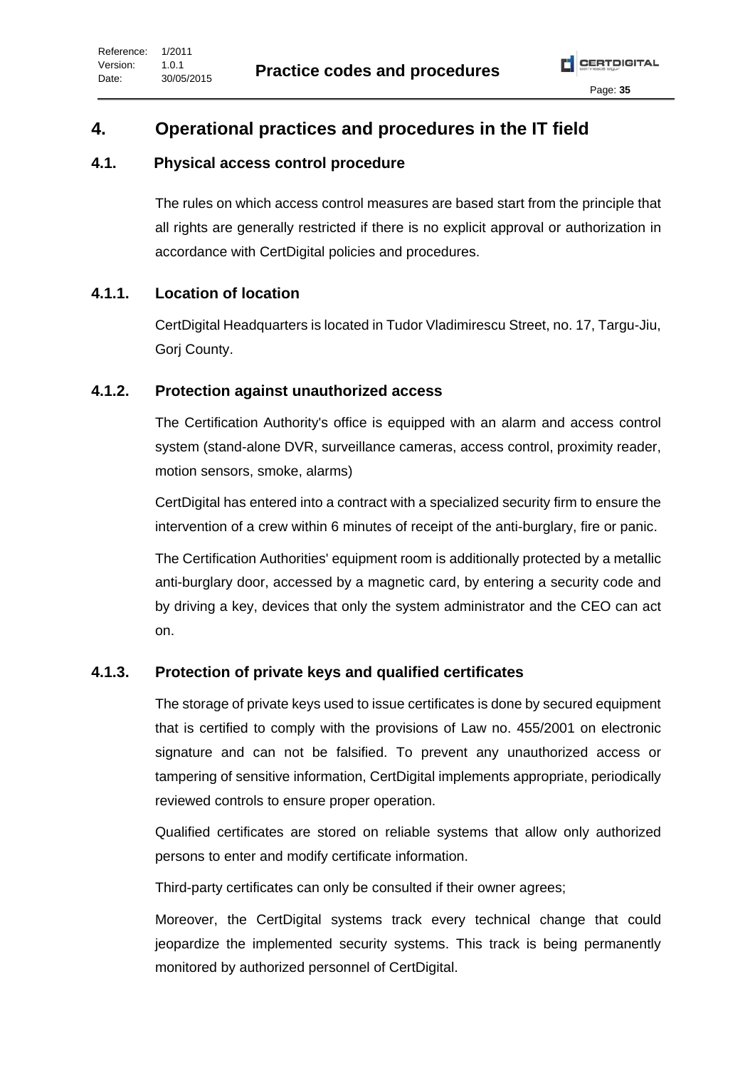# 4. Operational practices and procedures in the IT field

## 4.1. Physical access control procedure

The rules on which access control measures are based start from the principle that all rights are generally restricted if there is no explicit approval or authorization in accordance with CertDigital policies and procedures.

### 4.1.1. Location of location

CertDigital Headquarters is located in Tudor Vladimirescu Street, no. 17, Targu-Jiu, Gorj County.

### 4.1.2. Protection against unauthorized access

The Certification Authority's office is equipped with an alarm and access control system (stand-alone DVR, surveillance cameras, access control, proximity reader, motion sensors, smoke, alarms)

CertDigital has entered into a contract with a specialized security firm to ensure the intervention of a crew within 6 minutes of receipt of the anti-burglary, fire or panic.

The Certification Authorities' equipment room is additionally protected by a metallic anti-burglary door, accessed by a magnetic card, by entering a security code and by driving a key, devices that only the system administrator and the CEO can act on.

### 4.1.3. Protection of private keys and qualified certificates

The storage of private keys used to issue certificates is done by secured equipment that is certified to comply with the provisions of Law no. 455/2001 on electronic signature and can not be falsified. To prevent any unauthorized access or tampering of sensitive information, CertDigital implements appropriate, periodically reviewed controls to ensure proper operation.

Qualified certificates are stored on reliable systems that allow only authorized persons to enter and modify certificate information.

Third-party certificates can only be consulted if their owner agrees;

Moreover, the CertDigital systems track every technical change that could jeopardize the implemented security systems. This track is being permanently monitored by authorized personnel of CertDigital.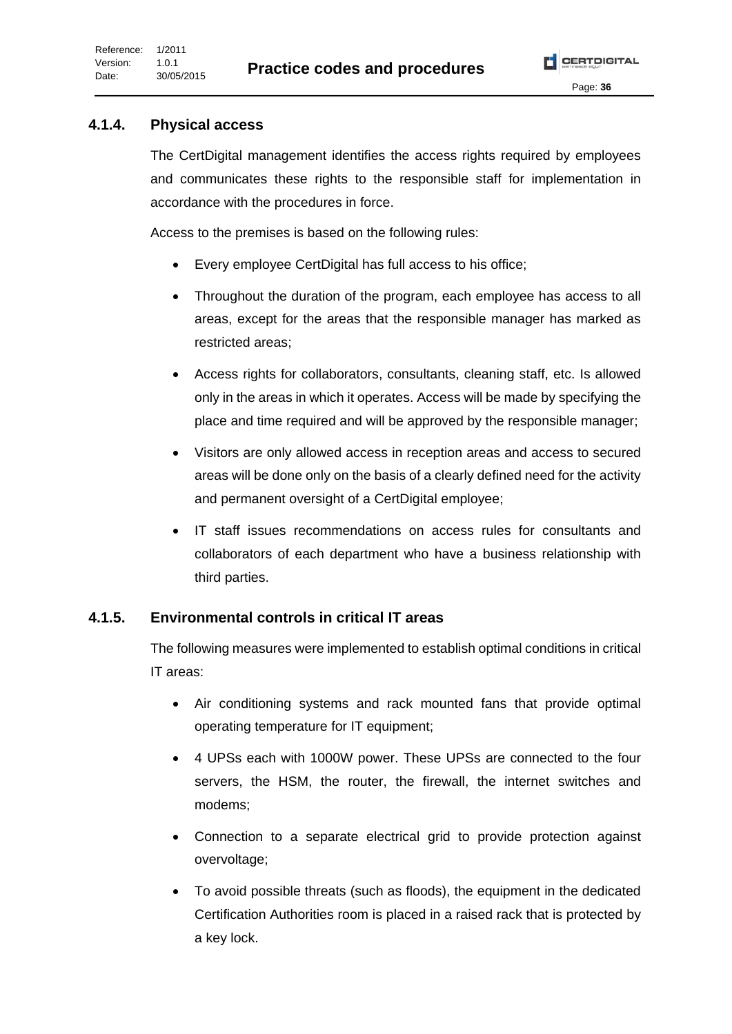### 4.1.4. Physical access

The CertDigital management identifies the access rights required by employees and communicates these rights to the responsible staff for implementation in accordance with the procedures in force.

Access to the premises is based on the following rules:

- Every employee CertDigital has full access to his office;
- Throughout the duration of the program, each employee has access to all areas, except for the areas that the responsible manager has marked as restricted areas;
- Access rights for collaborators, consultants, cleaning staff, etc. Is allowed only in the areas in which it operates. Access will be made by specifying the place and time required and will be approved by the responsible manager;
- Visitors are only allowed access in reception areas and access to secured areas will be done only on the basis of a clearly defined need for the activity and permanent oversight of a CertDigital employee;
- IT staff issues recommendations on access rules for consultants and collaborators of each department who have a business relationship with third parties.

### 4.1.5. Environmental controls in critical IT areas

The following measures were implemented to establish optimal conditions in critical IT areas:

- Air conditioning systems and rack mounted fans that provide optimal operating temperature for IT equipment;
- 4 UPSs each with 1000W power. These UPSs are connected to the four servers, the HSM, the router, the firewall, the internet switches and modems;
- Connection to a separate electrical grid to provide protection against overvoltage;
- To avoid possible threats (such as floods), the equipment in the dedicated Certification Authorities room is placed in a raised rack that is protected by a key lock.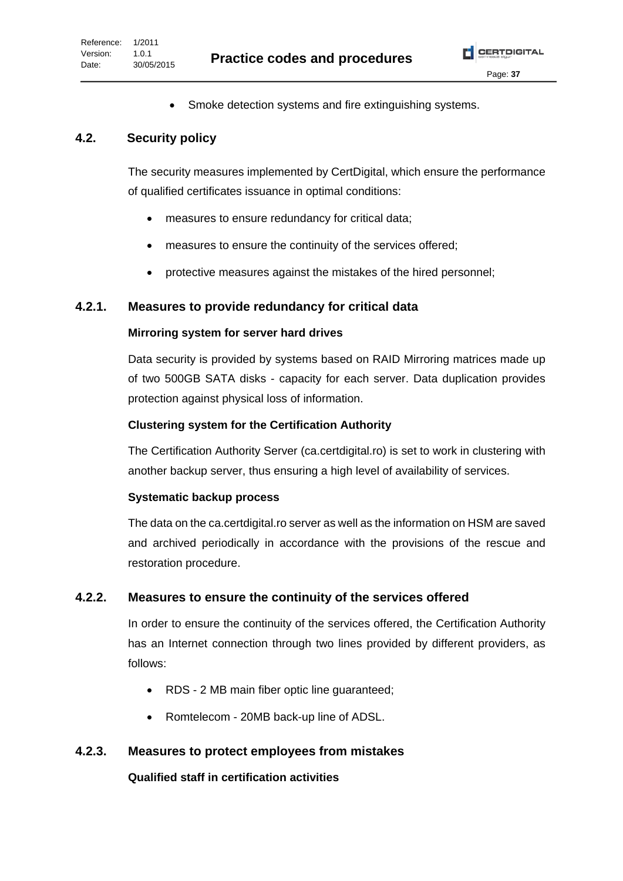- Smoke detection systems and fire extinguishing systems.

## 4.2. Security policy

The security measures implemented by CertDigital, which ensure the performance of qualified certificates issuance in optimal conditions:

- measures to ensure redundancy for critical data;
- measures to ensure the continuity of the services offered;
- protective measures against the mistakes of the hired personnel;

### 4.2.1. Measures to provide redundancy for critical data

**Mirroring system for server hard drives**

Data security is provided by systems based on RAID Mirroring matrices made up of two 500GB SATA disks - capacity for each server. Data duplication provides protection against physical loss of information.

**Clustering system for the Certification Authority**

The Certification Authority Server (ca.certdigital.ro) is set to work in clustering with another backup server, thus ensuring a high level of availability of services.

**Systematic backup process**

The data on the ca.certdigital.ro server as well as the information on HSM are saved and archived periodically in accordance with the provisions of the rescue and restoration procedure.

### 4.2.2. Measures to ensure the continuity of the services offered

In order to ensure the continuity of the services offered, the Certification Authority has an Internet connection through two lines provided by different providers, as follows:

- RDS - 2 MB main fiber optic line guaranteed;
- Romtelecom - 20MB back-up line of ADSL.

### 4.2.3. Measures to protect employees from mistakes

**Qualified staff in certification activities**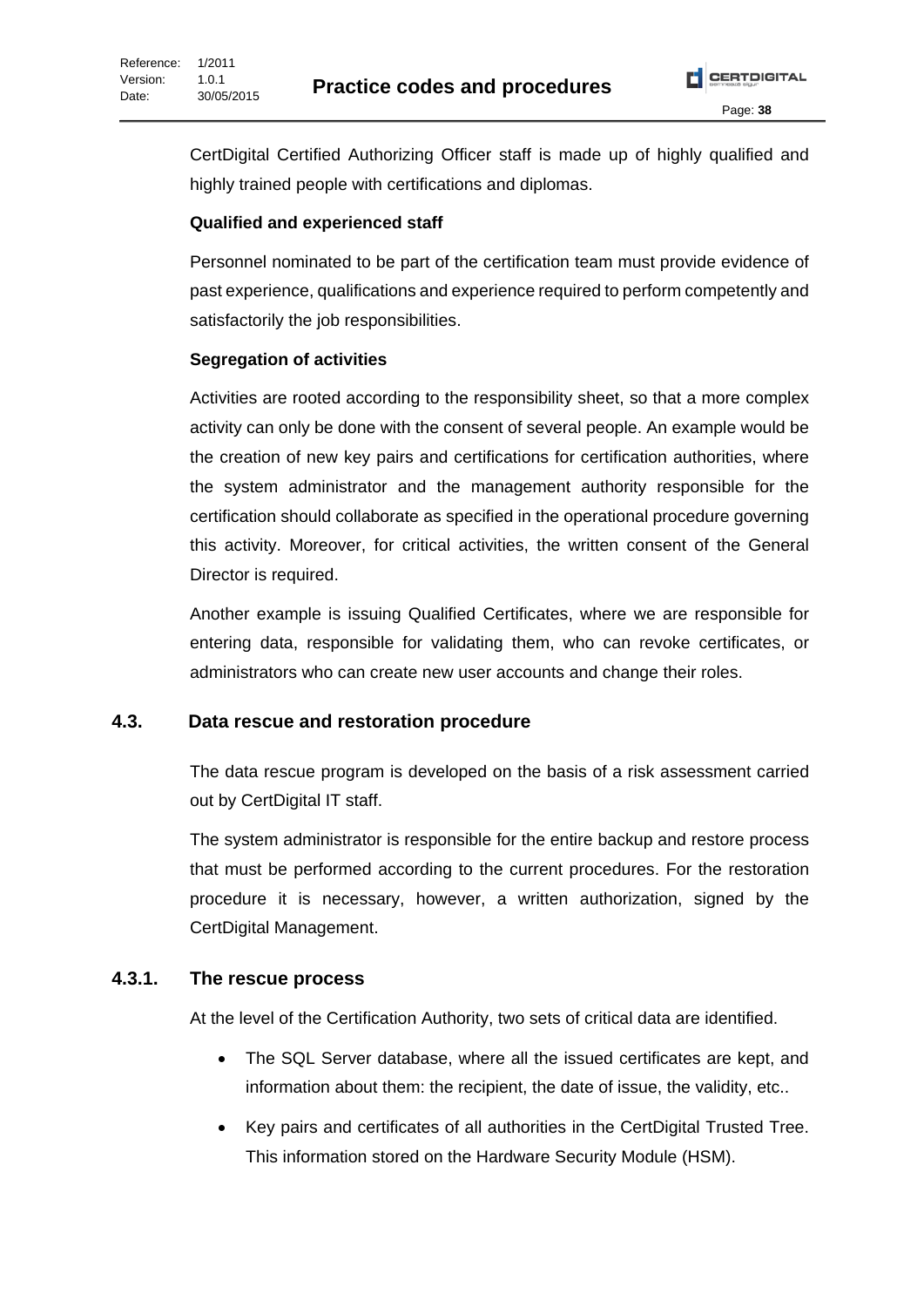CertDigital Certified Authorizing Officer staff is made up of highly qualified and highly trained people with certifications and diplomas.

**Qualified and experienced staff**

Personnel nominated to be part of the certification team must provide evidence of past experience, qualifications and experience required to perform competently and satisfactorily the job responsibilities.

**Segregation of activities**

Activities are rooted according to the responsibility sheet, so that a more complex activity can only be done with the consent of several people. An example would be the creation of new key pairs and certifications for certification authorities, where the system administrator and the management authority responsible for the certification should collaborate as specified in the operational procedure governing this activity. Moreover, for critical activities, the written consent of the General Director is required.

Another example is issuing Qualified Certificates, where we are responsible for entering data, responsible for validating them, who can revoke certificates, or administrators who can create new user accounts and change their roles.

## 4.3. Data rescue and restoration procedure

The data rescue program is developed on the basis of a risk assessment carried out by CertDigital IT staff.

The system administrator is responsible for the entire backup and restore process that must be performed according to the current procedures. For the restoration procedure it is necessary, however, a written authorization, signed by the CertDigital Management.

### 4.3.1. The rescue process

At the level of the Certification Authority, two sets of critical data are identified.

- The SQL Server database, where all the issued certificates are kept, and information about them: the recipient, the date of issue, the validity, etc..
- Key pairs and certificates of all authorities in the CertDigital Trusted Tree. This information stored on the Hardware Security Module (HSM).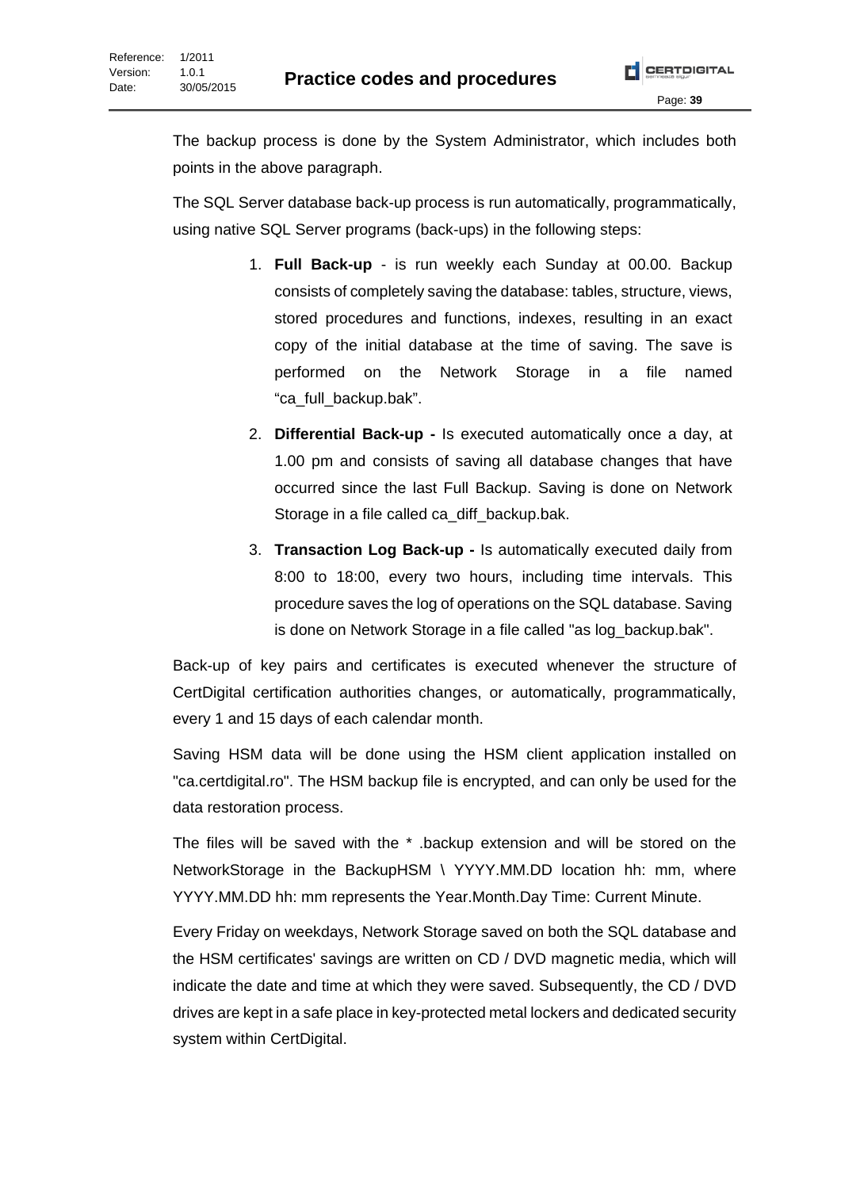The backup process is done by the System Administrator, which includes both points in the above paragraph.

The SQL Server database back-up process is run automatically, programmatically, using native SQL Server programs (back-ups) in the following steps:

1. **Full Back-up** - is run weekly each Sunday at 00.00. Backup consists of completely saving the database: tables, structure, views, stored procedures and functions, indexes, resulting in an exact copy of the initial database at the time of saving. The save is performed on the Network Storage in a file named “ca_full_backup.bak”.
2. **Differential Back-up -** Is executed automatically once a day, at 1.00 pm and consists of saving all database changes that have occurred since the last Full Backup. Saving is done on Network Storage in a file called ca_diff_backup.bak.
3. **Transaction Log Back-up -** Is automatically executed daily from 8:00 to 18:00, every two hours, including time intervals. This procedure saves the log of operations on the SQL database. Saving is done on Network Storage in a file called "as log_backup.bak".

Back-up of key pairs and certificates is executed whenever the structure of CertDigital certification authorities changes, or automatically, programmatically, every 1 and 15 days of each calendar month.

Saving HSM data will be done using the HSM client application installed on "ca.certdigital.ro". The HSM backup file is encrypted, and can only be used for the data restoration process.

The files will be saved with the * .backup extension and will be stored on the NetworkStorage in the BackupHSM \ YYYY.MM.DD location hh: mm, where YYYY.MM.DD hh: mm represents the Year.Month.Day Time: Current Minute.

Every Friday on weekdays, Network Storage saved on both the SQL database and the HSM certificates' savings are written on CD / DVD magnetic media, which will indicate the date and time at which they were saved. Subsequently, the CD / DVD drives are kept in a safe place in key-protected metal lockers and dedicated security system within CertDigital.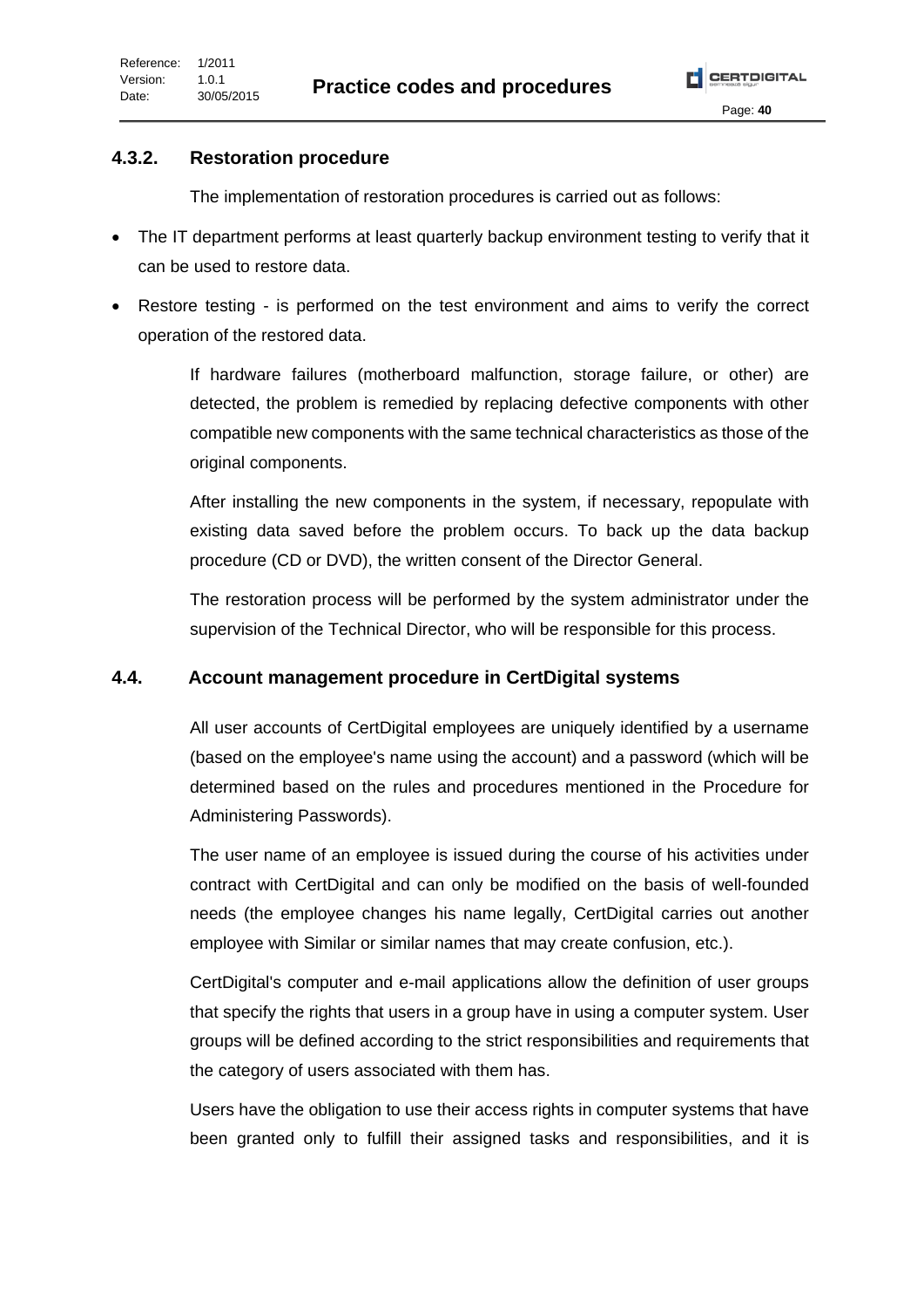### 4.3.2. Restoration procedure

The implementation of restoration procedures is carried out as follows:

- The IT department performs at least quarterly backup environment testing to verify that it can be used to restore data.
- Restore testing - is performed on the test environment and aims to verify the correct operation of the restored data.

If hardware failures (motherboard malfunction, storage failure, or other) are detected, the problem is remedied by replacing defective components with other compatible new components with the same technical characteristics as those of the original components.

After installing the new components in the system, if necessary, repopulate with existing data saved before the problem occurs. To back up the data backup procedure (CD or DVD), the written consent of the Director General.

The restoration process will be performed by the system administrator under the supervision of the Technical Director, who will be responsible for this process.

## 4.4. Account management procedure in CertDigital systems

All user accounts of CertDigital employees are uniquely identified by a username (based on the employee's name using the account) and a password (which will be determined based on the rules and procedures mentioned in the Procedure for Administering Passwords).

The user name of an employee is issued during the course of his activities under contract with CertDigital and can only be modified on the basis of well-founded needs (the employee changes his name legally, CertDigital carries out another employee with Similar or similar names that may create confusion, etc.).

CertDigital's computer and e-mail applications allow the definition of user groups that specify the rights that users in a group have in using a computer system. User groups will be defined according to the strict responsibilities and requirements that the category of users associated with them has.

Users have the obligation to use their access rights in computer systems that have been granted only to fulfill their assigned tasks and responsibilities, and it is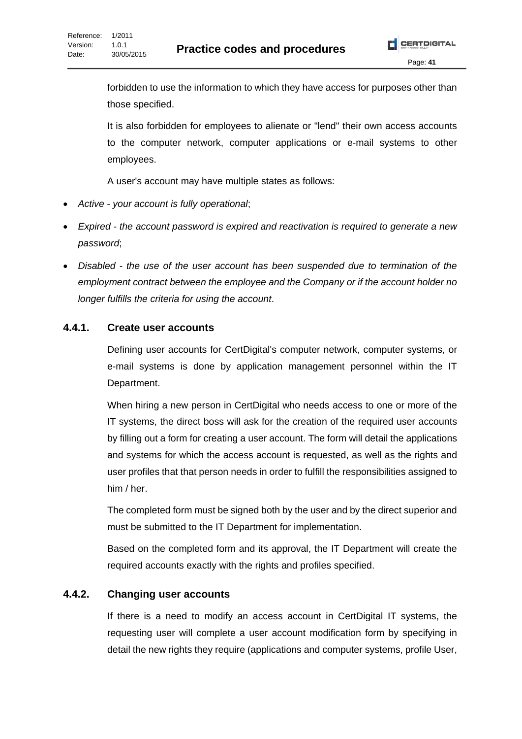forbidden to use the information to which they have access for purposes other than those specified.

It is also forbidden for employees to alienate or "lend" their own access accounts to the computer network, computer applications or e-mail systems to other employees.

A user's account may have multiple states as follows:

- *Active - your account is fully operational*;
- *Expired - the account password is expired and reactivation is required to generate a new password*;
- *Disabled - the use of the user account has been suspended due to termination of the employment contract between the employee and the Company or if the account holder no longer fulfills the criteria for using the account*.

### 4.4.1. Create user accounts

Defining user accounts for CertDigital's computer network, computer systems, or e-mail systems is done by application management personnel within the IT Department.

When hiring a new person in CertDigital who needs access to one or more of the IT systems, the direct boss will ask for the creation of the required user accounts by filling out a form for creating a user account. The form will detail the applications and systems for which the access account is requested, as well as the rights and user profiles that that person needs in order to fulfill the responsibilities assigned to him / her.

The completed form must be signed both by the user and by the direct superior and must be submitted to the IT Department for implementation.

Based on the completed form and its approval, the IT Department will create the required accounts exactly with the rights and profiles specified.

### 4.4.2. Changing user accounts

If there is a need to modify an access account in CertDigital IT systems, the requesting user will complete a user account modification form by specifying in detail the new rights they require (applications and computer systems, profile User,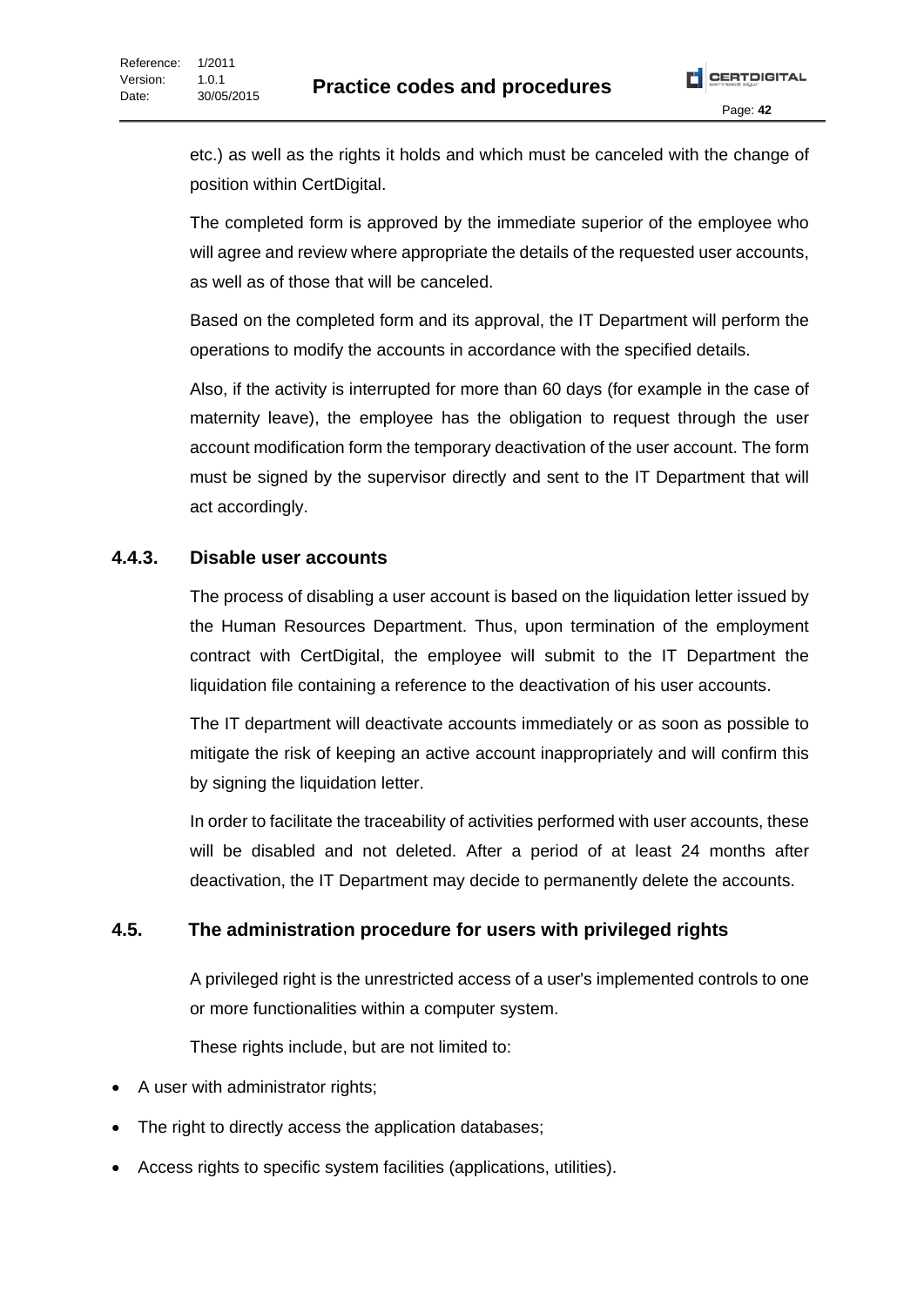etc.) as well as the rights it holds and which must be canceled with the change of position within CertDigital.

The completed form is approved by the immediate superior of the employee who will agree and review where appropriate the details of the requested user accounts, as well as of those that will be canceled.

Based on the completed form and its approval, the IT Department will perform the operations to modify the accounts in accordance with the specified details.

Also, if the activity is interrupted for more than 60 days (for example in the case of maternity leave), the employee has the obligation to request through the user account modification form the temporary deactivation of the user account. The form must be signed by the supervisor directly and sent to the IT Department that will act accordingly.

### 4.4.3. Disable user accounts

The process of disabling a user account is based on the liquidation letter issued by the Human Resources Department. Thus, upon termination of the employment contract with CertDigital, the employee will submit to the IT Department the liquidation file containing a reference to the deactivation of his user accounts.

The IT department will deactivate accounts immediately or as soon as possible to mitigate the risk of keeping an active account inappropriately and will confirm this by signing the liquidation letter.

In order to facilitate the traceability of activities performed with user accounts, these will be disabled and not deleted. After a period of at least 24 months after deactivation, the IT Department may decide to permanently delete the accounts.

## 4.5. The administration procedure for users with privileged rights

A privileged right is the unrestricted access of a user's implemented controls to one or more functionalities within a computer system.

These rights include, but are not limited to:

- A user with administrator rights;
- The right to directly access the application databases;
- Access rights to specific system facilities (applications, utilities).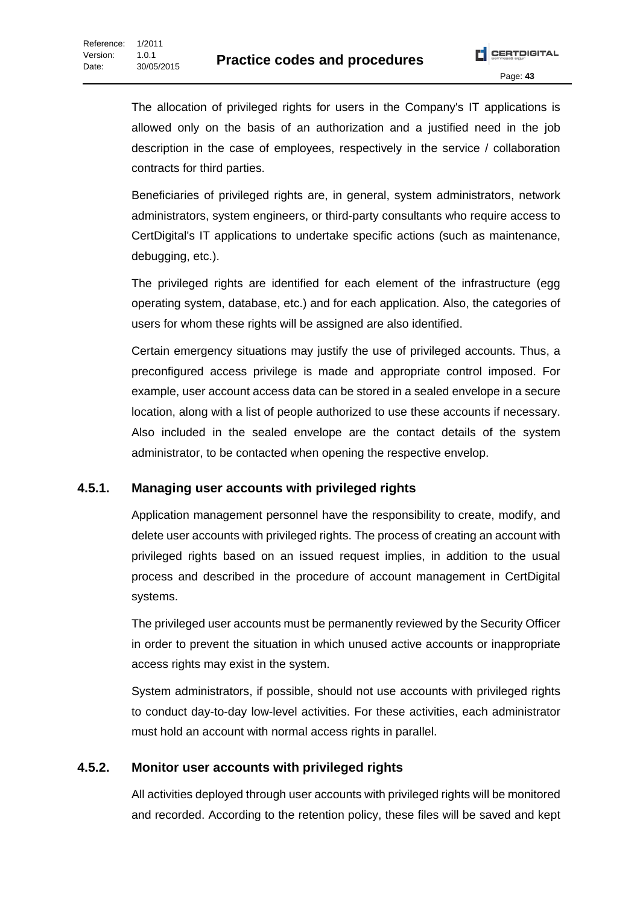The allocation of privileged rights for users in the Company's IT applications is allowed only on the basis of an authorization and a justified need in the job description in the case of employees, respectively in the service / collaboration contracts for third parties.

Beneficiaries of privileged rights are, in general, system administrators, network administrators, system engineers, or third-party consultants who require access to CertDigital's IT applications to undertake specific actions (such as maintenance, debugging, etc.).

The privileged rights are identified for each element of the infrastructure (egg operating system, database, etc.) and for each application. Also, the categories of users for whom these rights will be assigned are also identified.

Certain emergency situations may justify the use of privileged accounts. Thus, a preconfigured access privilege is made and appropriate control imposed. For example, user account access data can be stored in a sealed envelope in a secure location, along with a list of people authorized to use these accounts if necessary. Also included in the sealed envelope are the contact details of the system administrator, to be contacted when opening the respective envelop.

### 4.5.1. Managing user accounts with privileged rights

Application management personnel have the responsibility to create, modify, and delete user accounts with privileged rights. The process of creating an account with privileged rights based on an issued request implies, in addition to the usual process and described in the procedure of account management in CertDigital systems.

The privileged user accounts must be permanently reviewed by the Security Officer in order to prevent the situation in which unused active accounts or inappropriate access rights may exist in the system.

System administrators, if possible, should not use accounts with privileged rights to conduct day-to-day low-level activities. For these activities, each administrator must hold an account with normal access rights in parallel.

### 4.5.2. Monitor user accounts with privileged rights

All activities deployed through user accounts with privileged rights will be monitored and recorded. According to the retention policy, these files will be saved and kept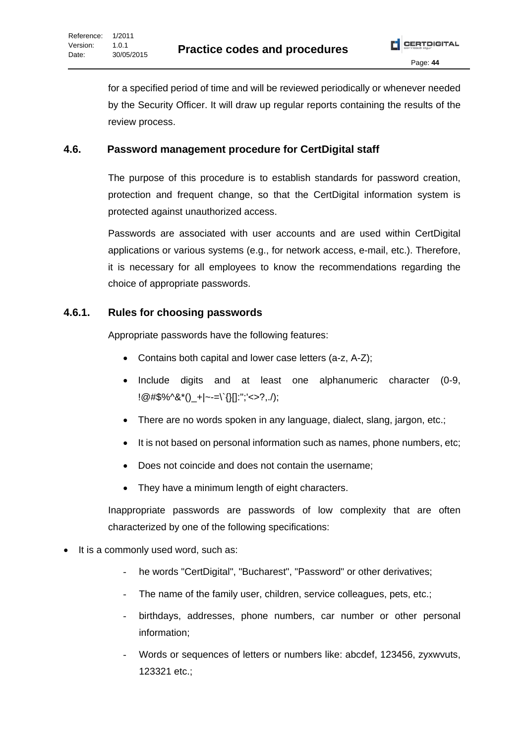for a specified period of time and will be reviewed periodically or whenever needed by the Security Officer. It will draw up regular reports containing the results of the review process.

### 4.6. Password management procedure for CertDigital staff

The purpose of this procedure is to establish standards for password creation, protection and frequent change, so that the CertDigital information system is protected against unauthorized access.

Passwords are associated with user accounts and are used within CertDigital applications or various systems (e.g., for network access, e-mail, etc.). Therefore, it is necessary for all employees to know the recommendations regarding the choice of appropriate passwords.

#### 4.6.1. Rules for choosing passwords

Appropriate passwords have the following features:

- Contains both capital and lower case letters (a-z, A-Z);
- Include digits and at least one alphanumeric character (0-9, !@#$%^&*()_+|~-=\`{}[]:";'<>?,./);
- There are no words spoken in any language, dialect, slang, jargon, etc.;
- It is not based on personal information such as names, phone numbers, etc;
- Does not coincide and does not contain the username;
- They have a minimum length of eight characters.

Inappropriate passwords are passwords of low complexity that are often characterized by one of the following specifications:

- It is a commonly used word, such as:
  - he words "CertDigital", "Bucharest", "Password" or other derivatives;
  - The name of the family user, children, service colleagues, pets, etc.;
  - birthdays, addresses, phone numbers, car number or other personal information;
  - Words or sequences of letters or numbers like: abcdef, 123456, zyxwvuts, 123321 etc.;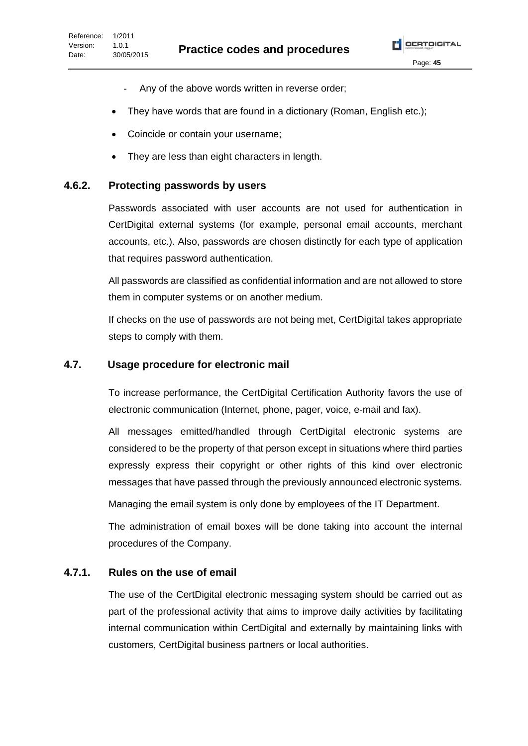- Any of the above words written in reverse order;

- They have words that are found in a dictionary (Roman, English etc.);
- Coincide or contain your username;
- They are less than eight characters in length.

### 4.6.2. Protecting passwords by users

Passwords associated with user accounts are not used for authentication in CertDigital external systems (for example, personal email accounts, merchant accounts, etc.). Also, passwords are chosen distinctly for each type of application that requires password authentication.

All passwords are classified as confidential information and are not allowed to store them in computer systems or on another medium.

If checks on the use of passwords are not being met, CertDigital takes appropriate steps to comply with them.

## 4.7. Usage procedure for electronic mail

To increase performance, the CertDigital Certification Authority favors the use of electronic communication (Internet, phone, pager, voice, e-mail and fax).

All messages emitted/handled through CertDigital electronic systems are considered to be the property of that person except in situations where third parties expressly express their copyright or other rights of this kind over electronic messages that have passed through the previously announced electronic systems.

Managing the email system is only done by employees of the IT Department.

The administration of email boxes will be done taking into account the internal procedures of the Company.

### 4.7.1. Rules on the use of email

The use of the CertDigital electronic messaging system should be carried out as part of the professional activity that aims to improve daily activities by facilitating internal communication within CertDigital and externally by maintaining links with customers, CertDigital business partners or local authorities.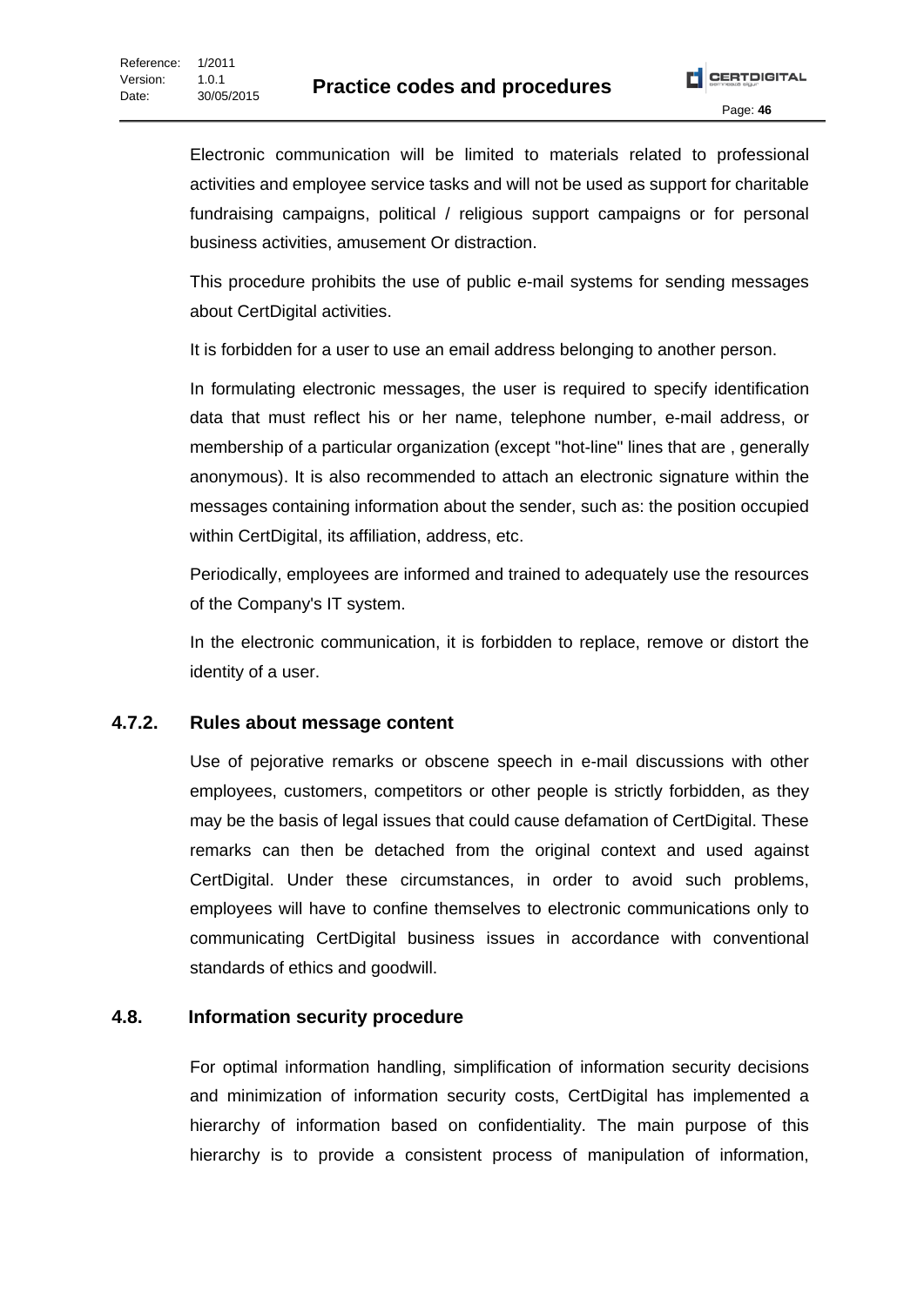Electronic communication will be limited to materials related to professional activities and employee service tasks and will not be used as support for charitable fundraising campaigns, political / religious support campaigns or for personal business activities, amusement Or distraction.

This procedure prohibits the use of public e-mail systems for sending messages about CertDigital activities.

It is forbidden for a user to use an email address belonging to another person.

In formulating electronic messages, the user is required to specify identification data that must reflect his or her name, telephone number, e-mail address, or membership of a particular organization (except "hot-line" lines that are , generally anonymous). It is also recommended to attach an electronic signature within the messages containing information about the sender, such as: the position occupied within CertDigital, its affiliation, address, etc.

Periodically, employees are informed and trained to adequately use the resources of the Company's IT system.

In the electronic communication, it is forbidden to replace, remove or distort the identity of a user.

### 4.7.2. Rules about message content

Use of pejorative remarks or obscene speech in e-mail discussions with other employees, customers, competitors or other people is strictly forbidden, as they may be the basis of legal issues that could cause defamation of CertDigital. These remarks can then be detached from the original context and used against CertDigital. Under these circumstances, in order to avoid such problems, employees will have to confine themselves to electronic communications only to communicating CertDigital business issues in accordance with conventional standards of ethics and goodwill.

## 4.8. Information security procedure

For optimal information handling, simplification of information security decisions and minimization of information security costs, CertDigital has implemented a hierarchy of information based on confidentiality. The main purpose of this hierarchy is to provide a consistent process of manipulation of information,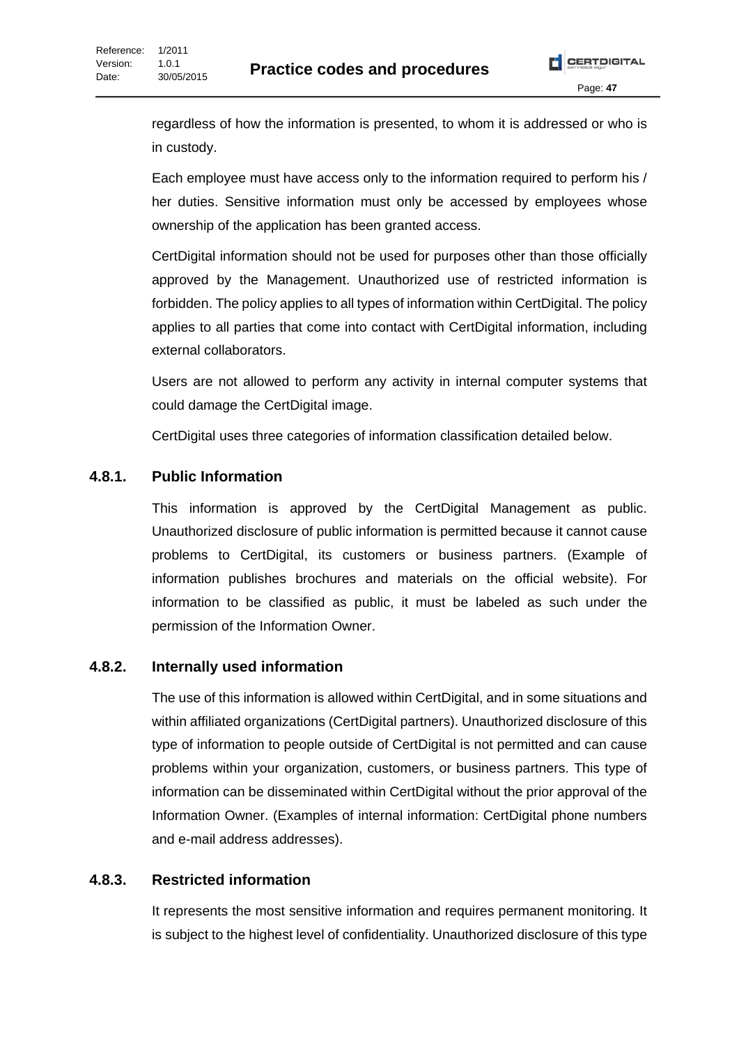regardless of how the information is presented, to whom it is addressed or who is in custody.

Each employee must have access only to the information required to perform his / her duties. Sensitive information must only be accessed by employees whose ownership of the application has been granted access.

CertDigital information should not be used for purposes other than those officially approved by the Management. Unauthorized use of restricted information is forbidden. The policy applies to all types of information within CertDigital. The policy applies to all parties that come into contact with CertDigital information, including external collaborators.

Users are not allowed to perform any activity in internal computer systems that could damage the CertDigital image.

CertDigital uses three categories of information classification detailed below.

### 4.8.1. Public Information

This information is approved by the CertDigital Management as public. Unauthorized disclosure of public information is permitted because it cannot cause problems to CertDigital, its customers or business partners. (Example of information publishes brochures and materials on the official website). For information to be classified as public, it must be labeled as such under the permission of the Information Owner.

### 4.8.2. Internally used information

The use of this information is allowed within CertDigital, and in some situations and within affiliated organizations (CertDigital partners). Unauthorized disclosure of this type of information to people outside of CertDigital is not permitted and can cause problems within your organization, customers, or business partners. This type of information can be disseminated within CertDigital without the prior approval of the Information Owner. (Examples of internal information: CertDigital phone numbers and e-mail address addresses).

### 4.8.3. Restricted information

It represents the most sensitive information and requires permanent monitoring. It is subject to the highest level of confidentiality. Unauthorized disclosure of this type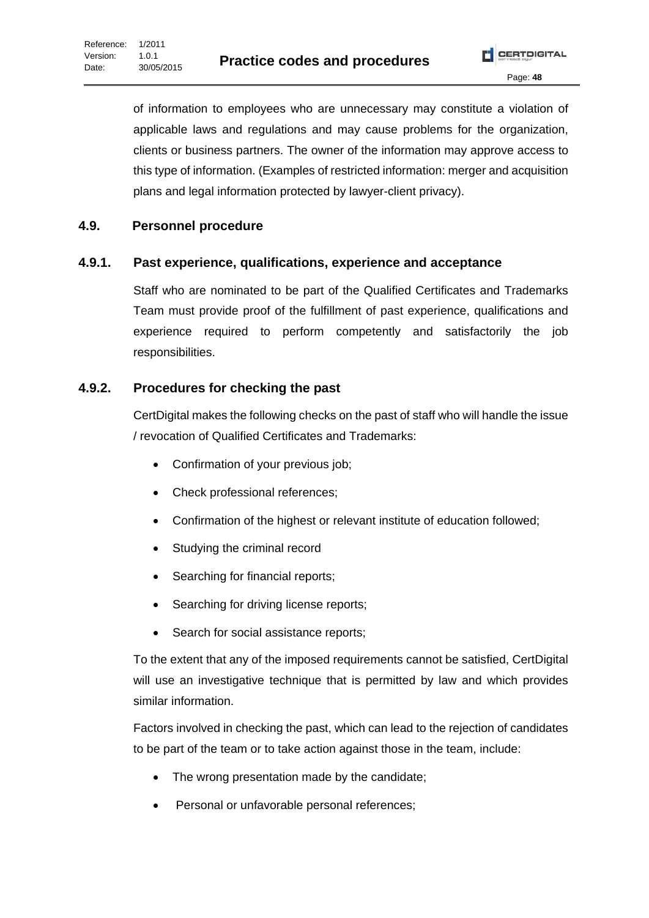of information to employees who are unnecessary may constitute a violation of applicable laws and regulations and may cause problems for the organization, clients or business partners. The owner of the information may approve access to this type of information. (Examples of restricted information: merger and acquisition plans and legal information protected by lawyer-client privacy).

## 4.9. Personnel procedure

### 4.9.1. Past experience, qualifications, experience and acceptance

Staff who are nominated to be part of the Qualified Certificates and Trademarks Team must provide proof of the fulfillment of past experience, qualifications and experience required to perform competently and satisfactorily the job responsibilities.

### 4.9.2. Procedures for checking the past

CertDigital makes the following checks on the past of staff who will handle the issue / revocation of Qualified Certificates and Trademarks:

- Confirmation of your previous job;
- Check professional references;
- Confirmation of the highest or relevant institute of education followed;
- Studying the criminal record
- Searching for financial reports;
- Searching for driving license reports;
- Search for social assistance reports;

To the extent that any of the imposed requirements cannot be satisfied, CertDigital will use an investigative technique that is permitted by law and which provides similar information.

Factors involved in checking the past, which can lead to the rejection of candidates to be part of the team or to take action against those in the team, include:

- The wrong presentation made by the candidate;
- Personal or unfavorable personal references;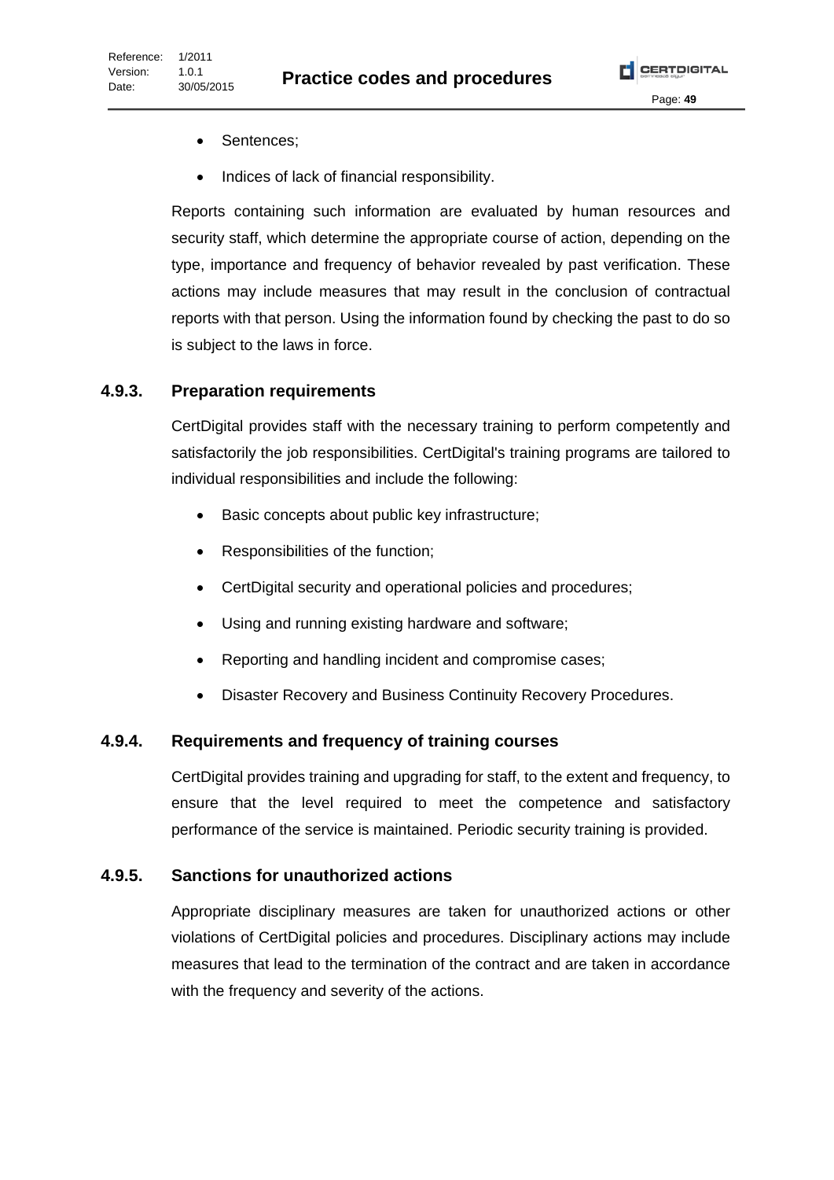- Sentences;
- Indices of lack of financial responsibility.

Reports containing such information are evaluated by human resources and security staff, which determine the appropriate course of action, depending on the type, importance and frequency of behavior revealed by past verification. These actions may include measures that may result in the conclusion of contractual reports with that person. Using the information found by checking the past to do so is subject to the laws in force.

### 4.9.3. Preparation requirements

CertDigital provides staff with the necessary training to perform competently and satisfactorily the job responsibilities. CertDigital's training programs are tailored to individual responsibilities and include the following:

- Basic concepts about public key infrastructure;
- Responsibilities of the function;
- CertDigital security and operational policies and procedures;
- Using and running existing hardware and software;
- Reporting and handling incident and compromise cases;
- Disaster Recovery and Business Continuity Recovery Procedures.

### 4.9.4. Requirements and frequency of training courses

CertDigital provides training and upgrading for staff, to the extent and frequency, to ensure that the level required to meet the competence and satisfactory performance of the service is maintained. Periodic security training is provided.

### 4.9.5. Sanctions for unauthorized actions

Appropriate disciplinary measures are taken for unauthorized actions or other violations of CertDigital policies and procedures. Disciplinary actions may include measures that lead to the termination of the contract and are taken in accordance with the frequency and severity of the actions.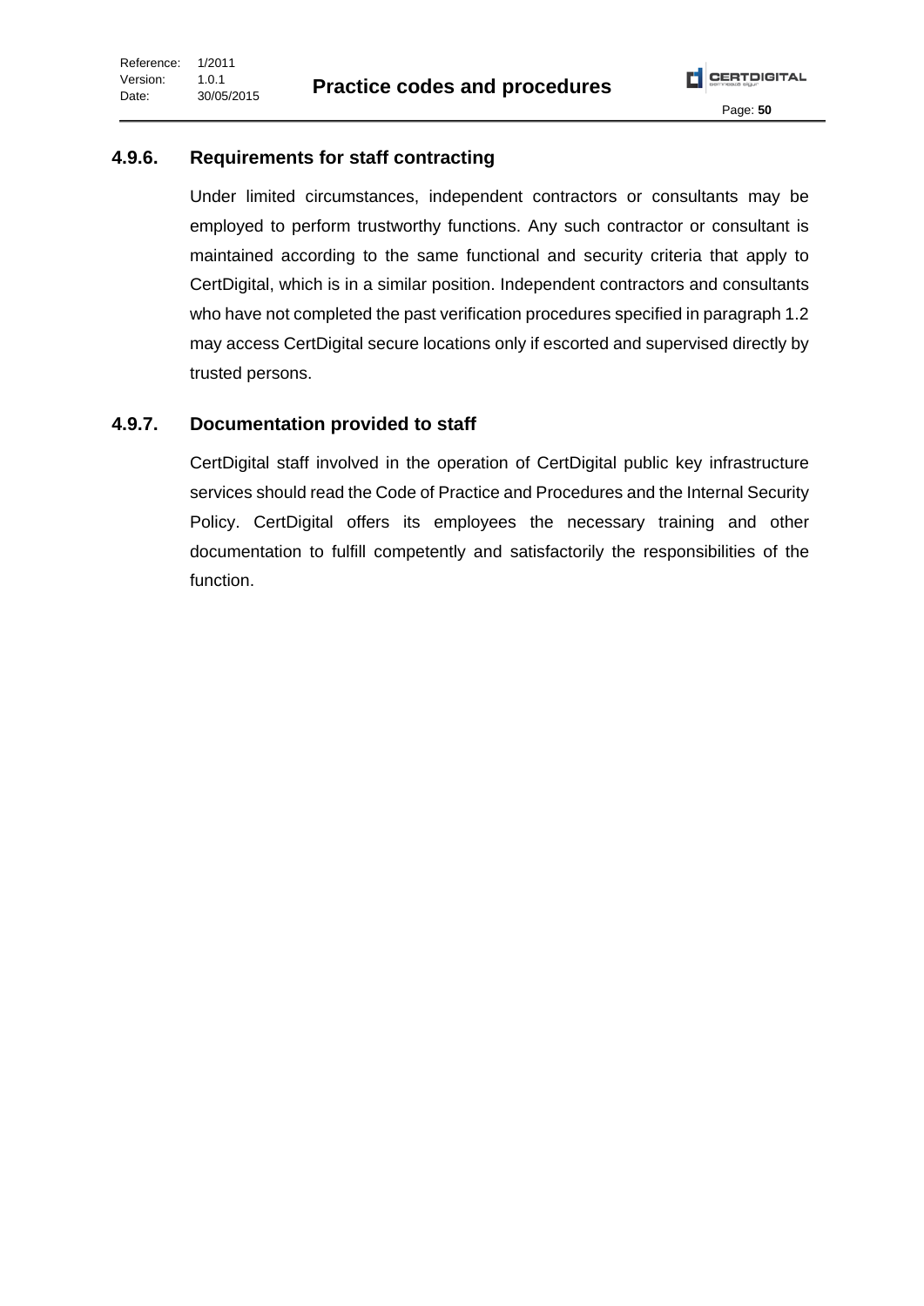### 4.9.6. Requirements for staff contracting

Under limited circumstances, independent contractors or consultants may be employed to perform trustworthy functions. Any such contractor or consultant is maintained according to the same functional and security criteria that apply to CertDigital, which is in a similar position. Independent contractors and consultants who have not completed the past verification procedures specified in paragraph 1.2 may access CertDigital secure locations only if escorted and supervised directly by trusted persons.

### 4.9.7. Documentation provided to staff

CertDigital staff involved in the operation of CertDigital public key infrastructure services should read the Code of Practice and Procedures and the Internal Security Policy. CertDigital offers its employees the necessary training and other documentation to fulfill competently and satisfactorily the responsibilities of the function.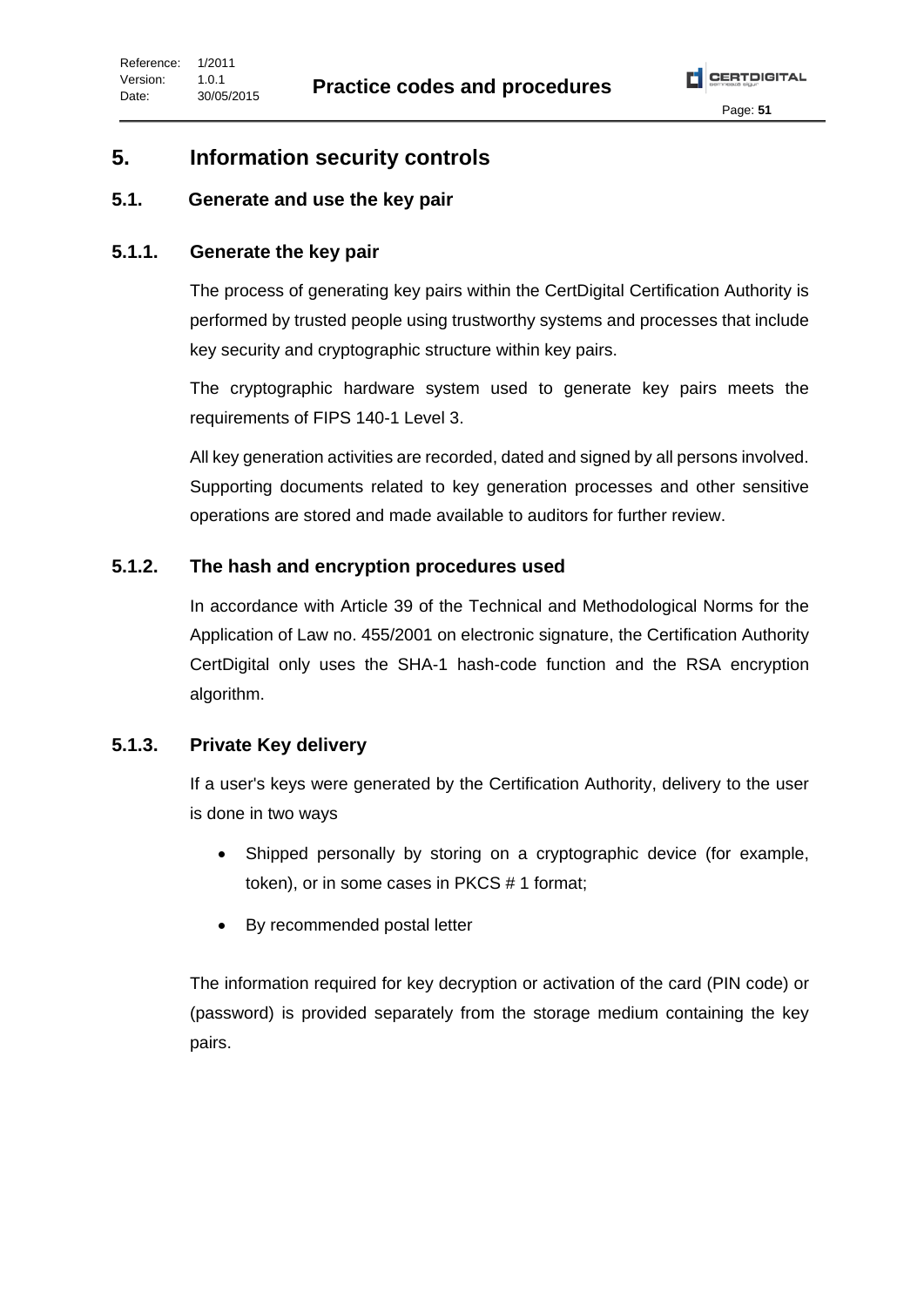# 5. Information security controls

## 5.1. Generate and use the key pair

### 5.1.1. Generate the key pair

The process of generating key pairs within the CertDigital Certification Authority is performed by trusted people using trustworthy systems and processes that include key security and cryptographic structure within key pairs.

The cryptographic hardware system used to generate key pairs meets the requirements of FIPS 140-1 Level 3.

All key generation activities are recorded, dated and signed by all persons involved. Supporting documents related to key generation processes and other sensitive operations are stored and made available to auditors for further review.

### 5.1.2. The hash and encryption procedures used

In accordance with Article 39 of the Technical and Methodological Norms for the Application of Law no. 455/2001 on electronic signature, the Certification Authority CertDigital only uses the SHA-1 hash-code function and the RSA encryption algorithm.

### 5.1.3. Private Key delivery

If a user's keys were generated by the Certification Authority, delivery to the user is done in two ways

- Shipped personally by storing on a cryptographic device (for example, token), or in some cases in PKCS # 1 format;
- By recommended postal letter

The information required for key decryption or activation of the card (PIN code) or (password) is provided separately from the storage medium containing the key pairs.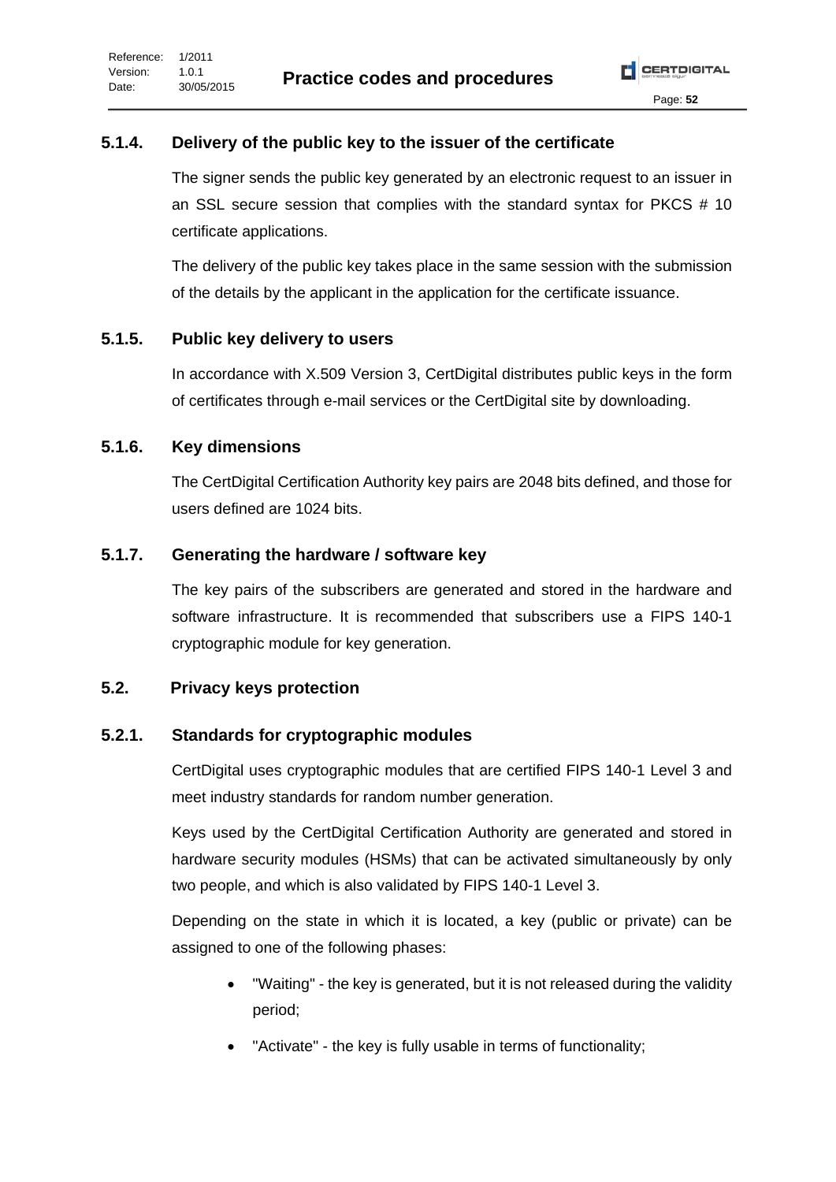### 5.1.4. Delivery of the public key to the issuer of the certificate

The signer sends the public key generated by an electronic request to an issuer in an SSL secure session that complies with the standard syntax for PKCS # 10 certificate applications.

The delivery of the public key takes place in the same session with the submission of the details by the applicant in the application for the certificate issuance.

### 5.1.5. Public key delivery to users

In accordance with X.509 Version 3, CertDigital distributes public keys in the form of certificates through e-mail services or the CertDigital site by downloading.

### 5.1.6. Key dimensions

The CertDigital Certification Authority key pairs are 2048 bits defined, and those for users defined are 1024 bits.

### 5.1.7. Generating the hardware / software key

The key pairs of the subscribers are generated and stored in the hardware and software infrastructure. It is recommended that subscribers use a FIPS 140-1 cryptographic module for key generation.

## 5.2. Privacy keys protection

### 5.2.1. Standards for cryptographic modules

CertDigital uses cryptographic modules that are certified FIPS 140-1 Level 3 and meet industry standards for random number generation.

Keys used by the CertDigital Certification Authority are generated and stored in hardware security modules (HSMs) that can be activated simultaneously by only two people, and which is also validated by FIPS 140-1 Level 3.

Depending on the state in which it is located, a key (public or private) can be assigned to one of the following phases:

- "Waiting" - the key is generated, but it is not released during the validity period;
- "Activate" - the key is fully usable in terms of functionality;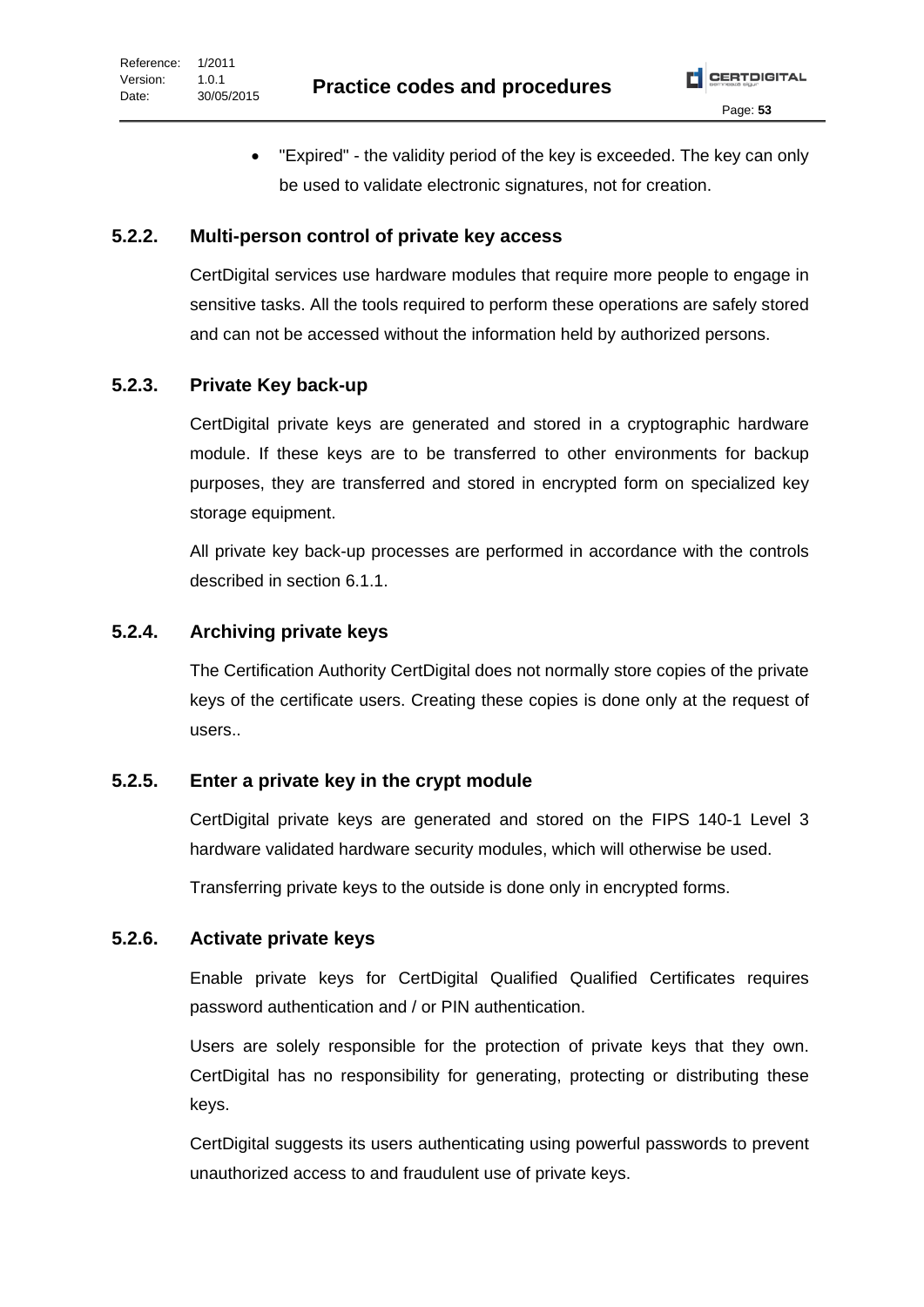- "Expired" - the validity period of the key is exceeded. The key can only be used to validate electronic signatures, not for creation.

### 5.2.2. Multi-person control of private key access

CertDigital services use hardware modules that require more people to engage in sensitive tasks. All the tools required to perform these operations are safely stored and can not be accessed without the information held by authorized persons.

### 5.2.3. Private Key back-up

CertDigital private keys are generated and stored in a cryptographic hardware module. If these keys are to be transferred to other environments for backup purposes, they are transferred and stored in encrypted form on specialized key storage equipment.

All private key back-up processes are performed in accordance with the controls described in section 6.1.1.

### 5.2.4. Archiving private keys

The Certification Authority CertDigital does not normally store copies of the private keys of the certificate users. Creating these copies is done only at the request of users..

### 5.2.5. Enter a private key in the crypt module

CertDigital private keys are generated and stored on the FIPS 140-1 Level 3 hardware validated hardware security modules, which will otherwise be used.

Transferring private keys to the outside is done only in encrypted forms.

### 5.2.6. Activate private keys

Enable private keys for CertDigital Qualified Qualified Certificates requires password authentication and / or PIN authentication.

Users are solely responsible for the protection of private keys that they own. CertDigital has no responsibility for generating, protecting or distributing these keys.

CertDigital suggests its users authenticating using powerful passwords to prevent unauthorized access to and fraudulent use of private keys.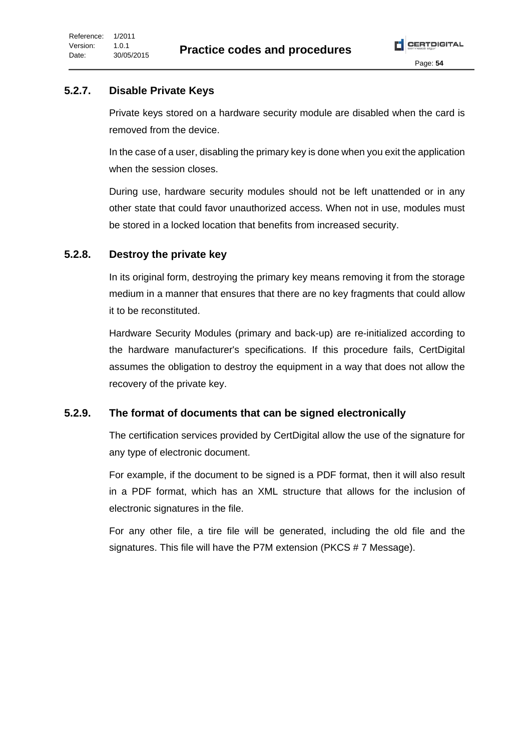### 5.2.7. Disable Private Keys

Private keys stored on a hardware security module are disabled when the card is removed from the device.

In the case of a user, disabling the primary key is done when you exit the application when the session closes.

During use, hardware security modules should not be left unattended or in any other state that could favor unauthorized access. When not in use, modules must be stored in a locked location that benefits from increased security.

### 5.2.8. Destroy the private key

In its original form, destroying the primary key means removing it from the storage medium in a manner that ensures that there are no key fragments that could allow it to be reconstituted.

Hardware Security Modules (primary and back-up) are re-initialized according to the hardware manufacturer's specifications. If this procedure fails, CertDigital assumes the obligation to destroy the equipment in a way that does not allow the recovery of the private key.

### 5.2.9. The format of documents that can be signed electronically

The certification services provided by CertDigital allow the use of the signature for any type of electronic document.

For example, if the document to be signed is a PDF format, then it will also result in a PDF format, which has an XML structure that allows for the inclusion of electronic signatures in the file.

For any other file, a tire file will be generated, including the old file and the signatures. This file will have the P7M extension (PKCS # 7 Message).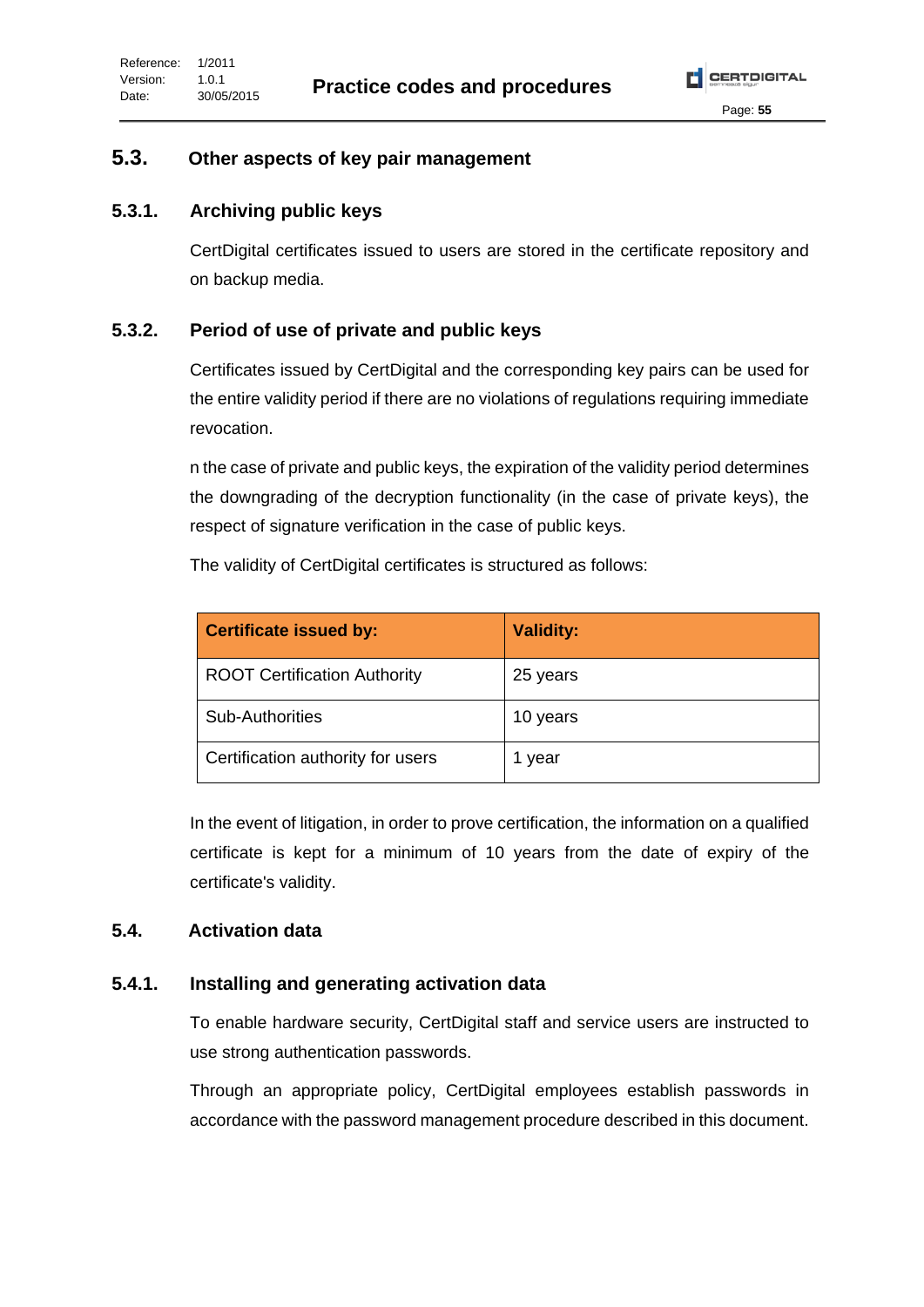## 5.3. Other aspects of key pair management

### 5.3.1. Archiving public keys

CertDigital certificates issued to users are stored in the certificate repository and on backup media.

### 5.3.2. Period of use of private and public keys

Certificates issued by CertDigital and the corresponding key pairs can be used for the entire validity period if there are no violations of regulations requiring immediate revocation.

n the case of private and public keys, the expiration of the validity period determines the downgrading of the decryption functionality (in the case of private keys), the respect of signature verification in the case of public keys.

The validity of CertDigital certificates is structured as follows:

| Certificate issued by: | Validity: |
|---|---|
| ROOT Certification Authority | 25 years |
| Sub-Authorities | 10 years |
| Certification authority for users | 1 year |

In the event of litigation, in order to prove certification, the information on a qualified certificate is kept for a minimum of 10 years from the date of expiry of the certificate's validity.

## 5.4. Activation data

### 5.4.1. Installing and generating activation data

To enable hardware security, CertDigital staff and service users are instructed to use strong authentication passwords.

Through an appropriate policy, CertDigital employees establish passwords in accordance with the password management procedure described in this document.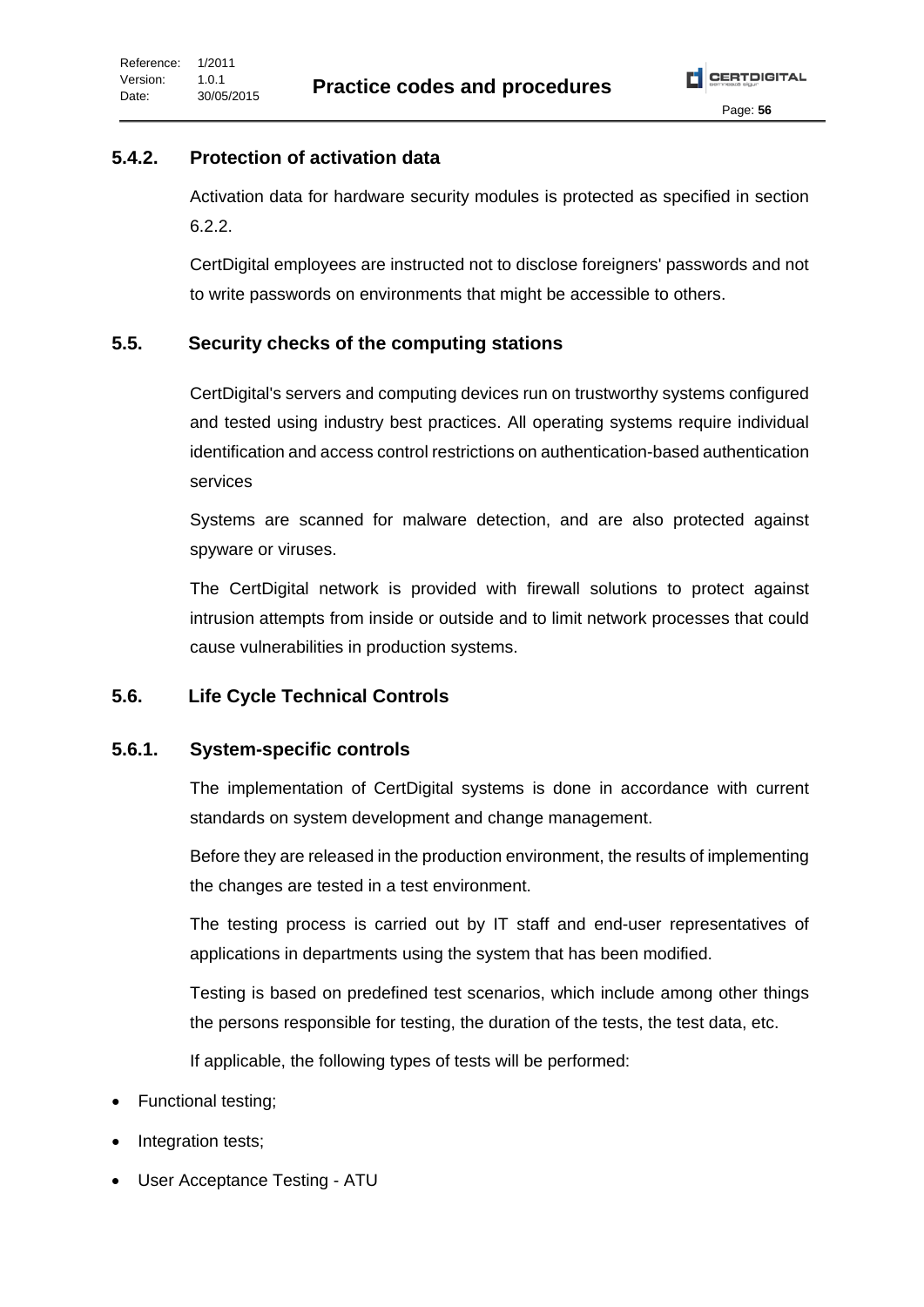### 5.4.2. Protection of activation data

Activation data for hardware security modules is protected as specified in section 6.2.2.

CertDigital employees are instructed not to disclose foreigners' passwords and not to write passwords on environments that might be accessible to others.

## 5.5. Security checks of the computing stations

CertDigital's servers and computing devices run on trustworthy systems configured and tested using industry best practices. All operating systems require individual identification and access control restrictions on authentication-based authentication services

Systems are scanned for malware detection, and are also protected against spyware or viruses.

The CertDigital network is provided with firewall solutions to protect against intrusion attempts from inside or outside and to limit network processes that could cause vulnerabilities in production systems.

## 5.6. Life Cycle Technical Controls

### 5.6.1. System-specific controls

The implementation of CertDigital systems is done in accordance with current standards on system development and change management.

Before they are released in the production environment, the results of implementing the changes are tested in a test environment.

The testing process is carried out by IT staff and end-user representatives of applications in departments using the system that has been modified.

Testing is based on predefined test scenarios, which include among other things the persons responsible for testing, the duration of the tests, the test data, etc.

If applicable, the following types of tests will be performed:

- Functional testing;
- Integration tests;
- User Acceptance Testing - ATU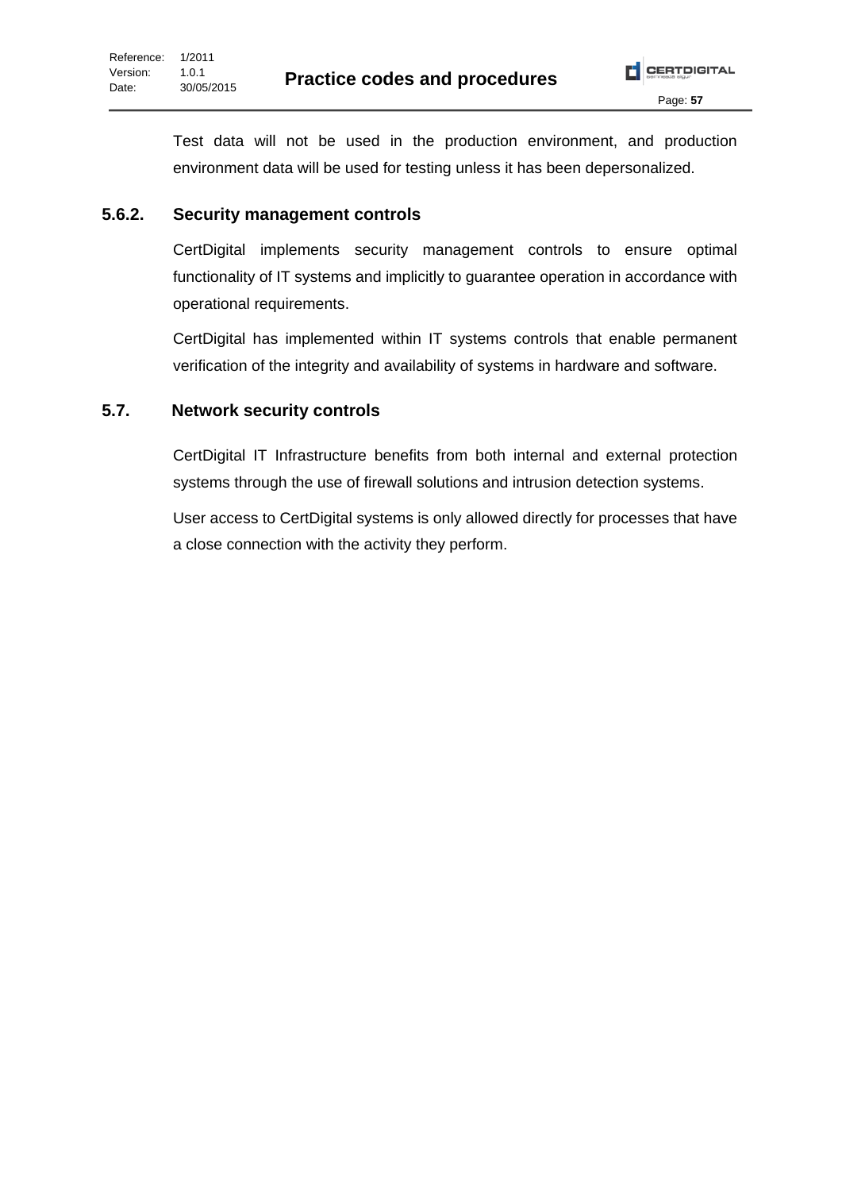Test data will not be used in the production environment, and production environment data will be used for testing unless it has been depersonalized.

### 5.6.2. Security management controls

CertDigital implements security management controls to ensure optimal functionality of IT systems and implicitly to guarantee operation in accordance with operational requirements.

CertDigital has implemented within IT systems controls that enable permanent verification of the integrity and availability of systems in hardware and software.

## 5.7. Network security controls

CertDigital IT Infrastructure benefits from both internal and external protection systems through the use of firewall solutions and intrusion detection systems.

User access to CertDigital systems is only allowed directly for processes that have a close connection with the activity they perform.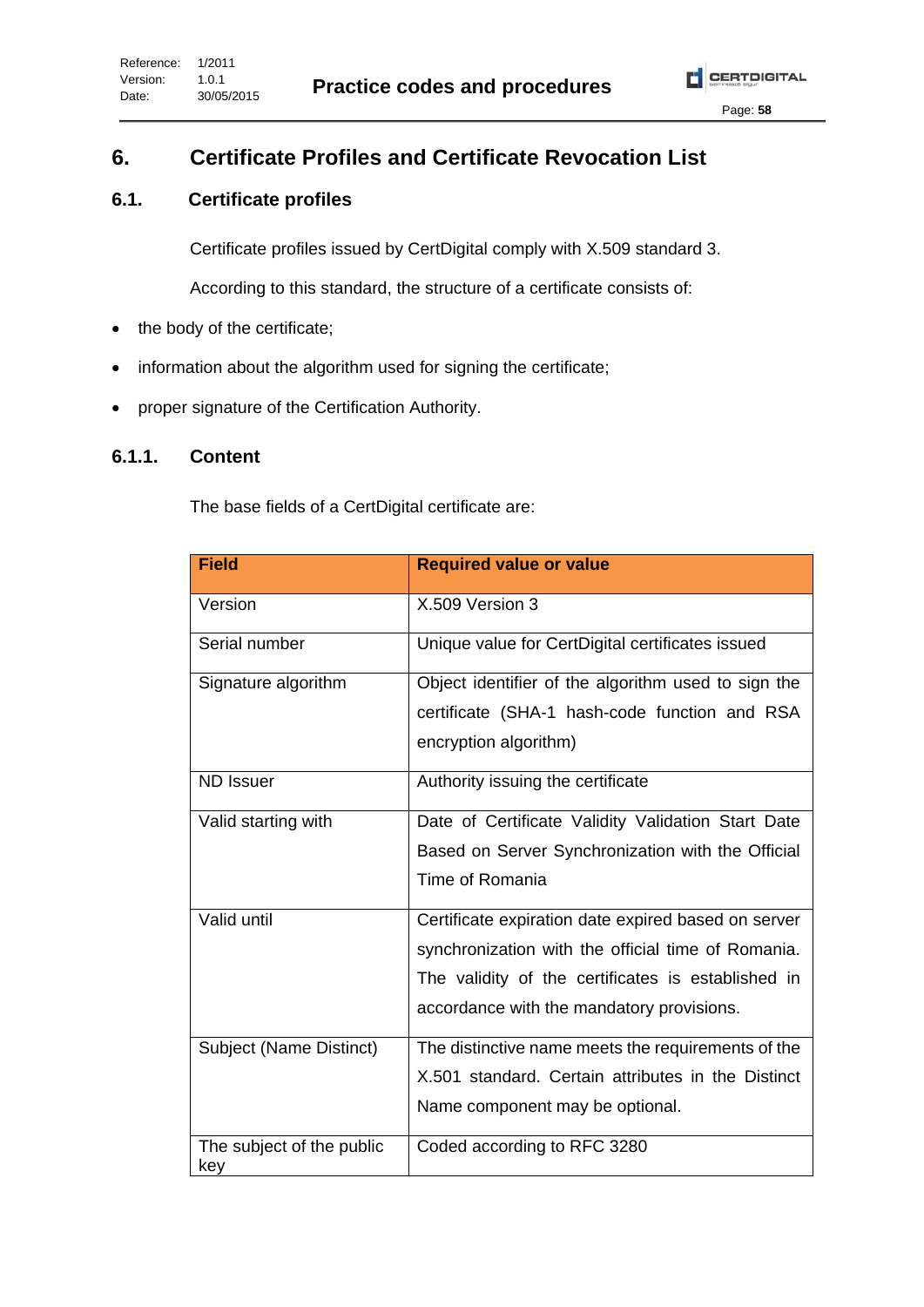# 6. Certificate Profiles and Certificate Revocation List

## 6.1. Certificate profiles

Certificate profiles issued by CertDigital comply with X.509 standard 3.

According to this standard, the structure of a certificate consists of:

- the body of the certificate;
- information about the algorithm used for signing the certificate;
- proper signature of the Certification Authority.

### 6.1.1. Content

The base fields of a CertDigital certificate are:

| Field | Required value or value |
|---|---|
| Version | X.509 Version 3 |
| Serial number | Unique value for CertDigital certificates issued |
| Signature algorithm | Object identifier of the algorithm used to sign the certificate (SHA-1 hash-code function and RSA encryption algorithm) |
| ND Issuer | Authority issuing the certificate |
| Valid starting with | Date of Certificate Validity Validation Start Date Based on Server Synchronization with the Official Time of Romania |
| Valid until | Certificate expiration date expired based on server synchronization with the official time of Romania. The validity of the certificates is established in accordance with the mandatory provisions. |
| Subject (Name Distinct) | The distinctive name meets the requirements of the X.501 standard. Certain attributes in the Distinct Name component may be optional. |
| The subject of the public key | Coded according to RFC 3280 |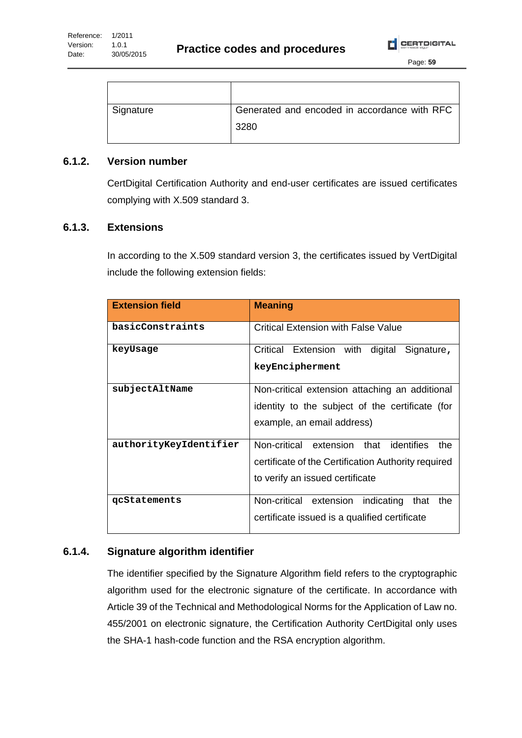| | |
|---|---|
| Signature | Generated and encoded in accordance with RFC 3280 |

### 6.1.2. Version number

CertDigital Certification Authority and end-user certificates are issued certificates complying with X.509 standard 3.

### 6.1.3. Extensions

In according to the X.509 standard version 3, the certificates issued by VertDigital include the following extension fields:

| Extension field | Meaning |
|---|---|
| `basicConstraints` | Critical Extension with False Value |
| `keyUsage` | Critical Extension with digital Signature, `keyEncipherment` |
| `subjectAltName` | Non-critical extension attaching an additional identity to the subject of the certificate (for example, an email address) |
| `authorityKeyIdentifier` | Non-critical extension that identifies the certificate of the Certification Authority required to verify an issued certificate |
| `qcStatements` | Non-critical extension indicating that the certificate issued is a qualified certificate |

### 6.1.4. Signature algorithm identifier

The identifier specified by the Signature Algorithm field refers to the cryptographic algorithm used for the electronic signature of the certificate. In accordance with Article 39 of the Technical and Methodological Norms for the Application of Law no. 455/2001 on electronic signature, the Certification Authority CertDigital only uses the SHA-1 hash-code function and the RSA encryption algorithm.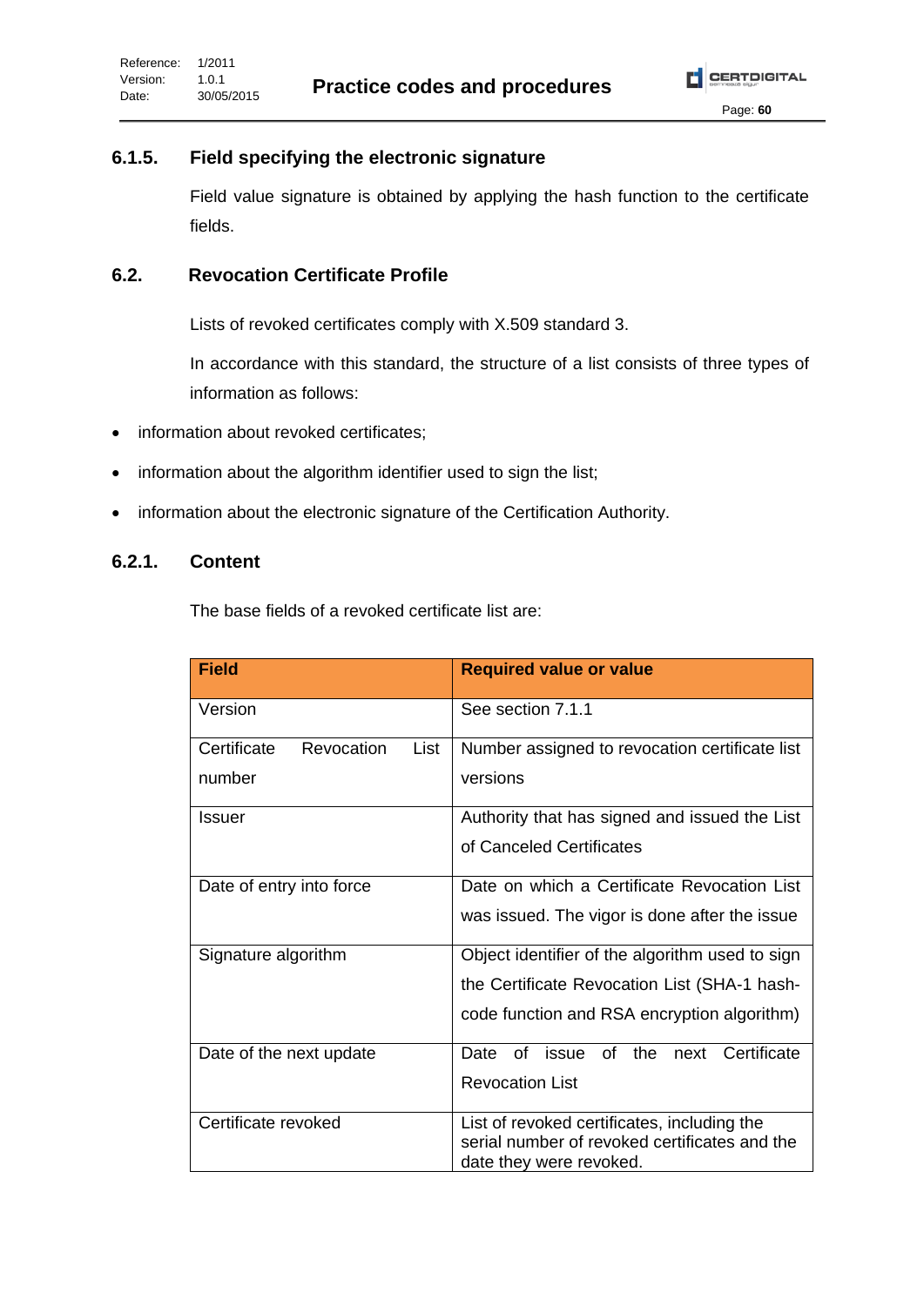### 6.1.5. Field specifying the electronic signature

Field value signature is obtained by applying the hash function to the certificate fields.

## 6.2. Revocation Certificate Profile

Lists of revoked certificates comply with X.509 standard 3.

In accordance with this standard, the structure of a list consists of three types of information as follows:

- information about revoked certificates;
- information about the algorithm identifier used to sign the list;
- information about the electronic signature of the Certification Authority.

### 6.2.1. Content

The base fields of a revoked certificate list are:

| Field | Required value or value |
|---|---|
| Version | See section 7.1.1 |
| Certificate Revocation List number | Number assigned to revocation certificate list versions |
| Issuer | Authority that has signed and issued the List of Canceled Certificates |
| Date of entry into force | Date on which a Certificate Revocation List was issued. The vigor is done after the issue |
| Signature algorithm | Object identifier of the algorithm used to sign the Certificate Revocation List (SHA-1 hash-code function and RSA encryption algorithm) |
| Date of the next update | Date of issue of the next Certificate Revocation List |
| Certificate revoked | List of revoked certificates, including the serial number of revoked certificates and the date they were revoked. |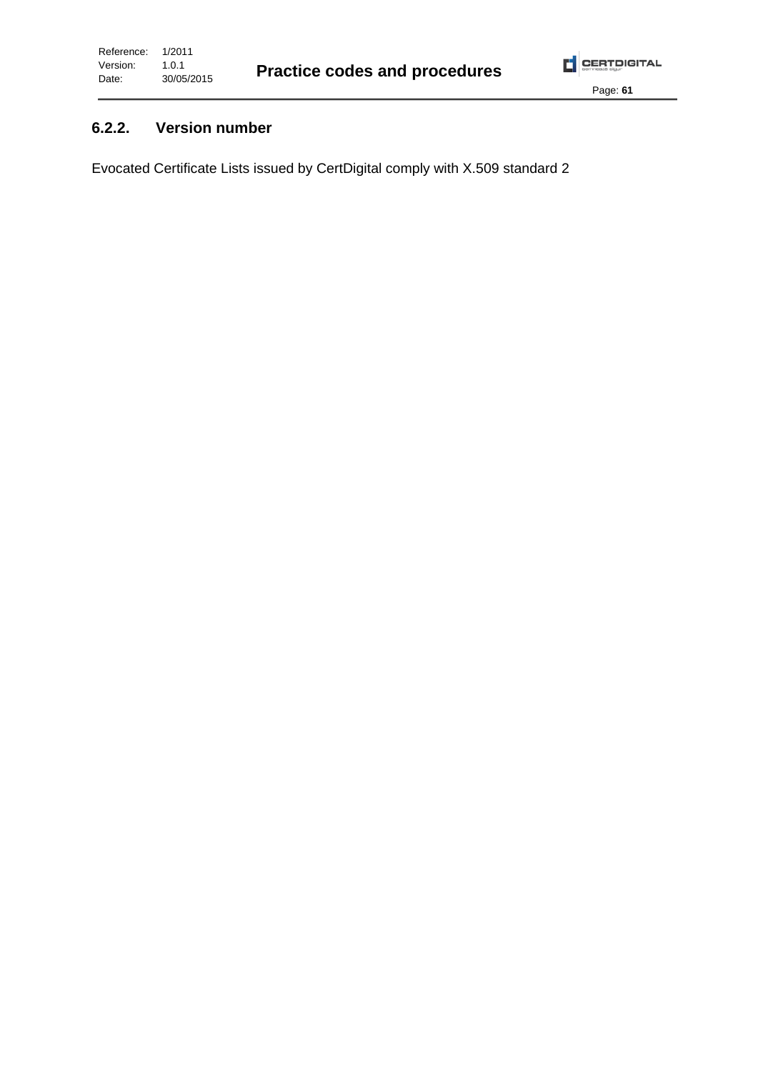### 6.2.2. Version number

Evocated Certificate Lists issued by CertDigital comply with X.509 standard 2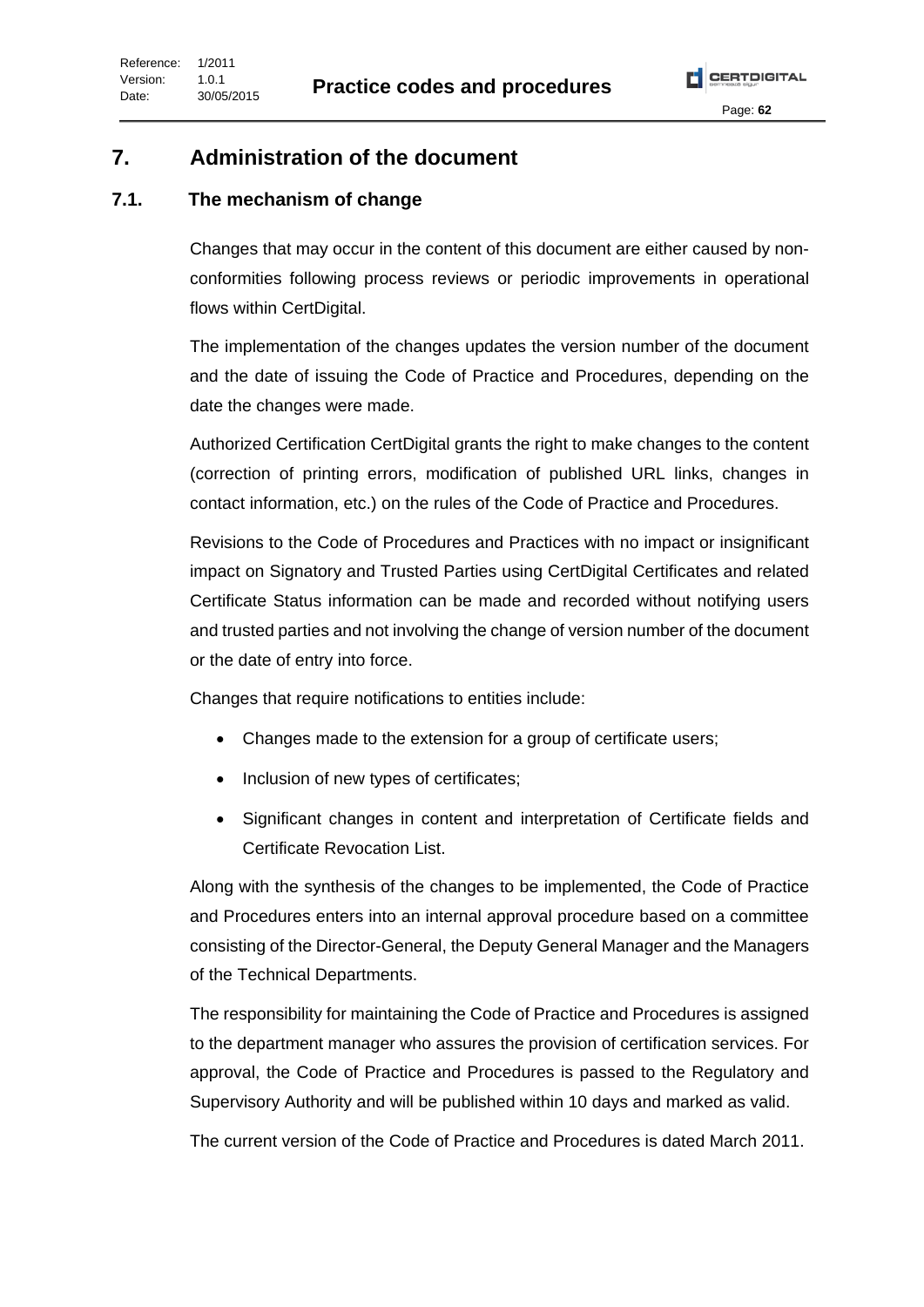# 7. Administration of the document

## 7.1. The mechanism of change

Changes that may occur in the content of this document are either caused by non-conformities following process reviews or periodic improvements in operational flows within CertDigital.

The implementation of the changes updates the version number of the document and the date of issuing the Code of Practice and Procedures, depending on the date the changes were made.

Authorized Certification CertDigital grants the right to make changes to the content (correction of printing errors, modification of published URL links, changes in contact information, etc.) on the rules of the Code of Practice and Procedures.

Revisions to the Code of Procedures and Practices with no impact or insignificant impact on Signatory and Trusted Parties using CertDigital Certificates and related Certificate Status information can be made and recorded without notifying users and trusted parties and not involving the change of version number of the document or the date of entry into force.

Changes that require notifications to entities include:

- Changes made to the extension for a group of certificate users;
- Inclusion of new types of certificates;
- Significant changes in content and interpretation of Certificate fields and Certificate Revocation List.

Along with the synthesis of the changes to be implemented, the Code of Practice and Procedures enters into an internal approval procedure based on a committee consisting of the Director-General, the Deputy General Manager and the Managers of the Technical Departments.

The responsibility for maintaining the Code of Practice and Procedures is assigned to the department manager who assures the provision of certification services. For approval, the Code of Practice and Procedures is passed to the Regulatory and Supervisory Authority and will be published within 10 days and marked as valid.

The current version of the Code of Practice and Procedures is dated March 2011.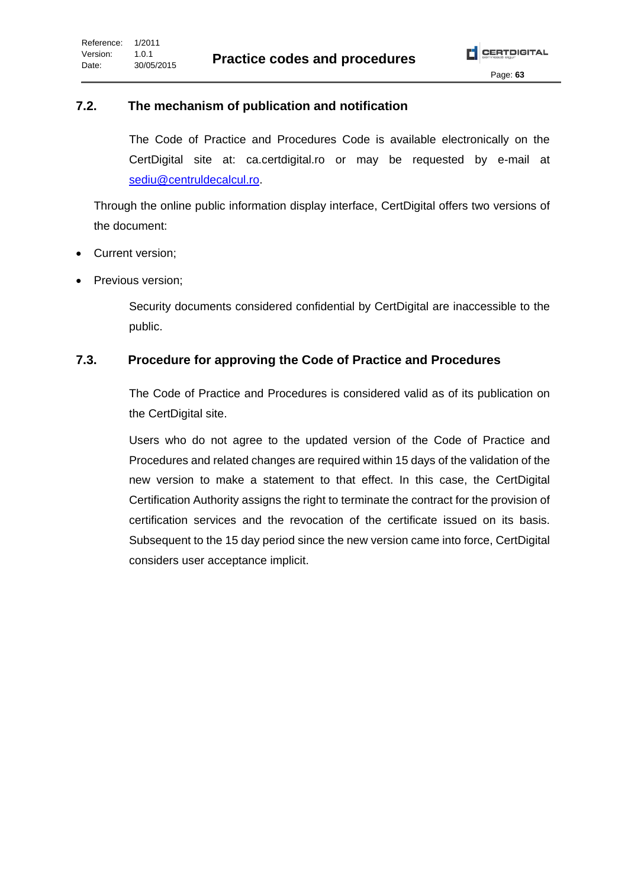## 7.2. The mechanism of publication and notification

The Code of Practice and Procedures Code is available electronically on the CertDigital site at: ca.certdigital.ro or may be requested by e-mail at sediu@centruldecalcul.ro.

Through the online public information display interface, CertDigital offers two versions of the document:

- Current version;
- Previous version;

Security documents considered confidential by CertDigital are inaccessible to the public.

## 7.3. Procedure for approving the Code of Practice and Procedures

The Code of Practice and Procedures is considered valid as of its publication on the CertDigital site.

Users who do not agree to the updated version of the Code of Practice and Procedures and related changes are required within 15 days of the validation of the new version to make a statement to that effect. In this case, the CertDigital Certification Authority assigns the right to terminate the contract for the provision of certification services and the revocation of the certificate issued on its basis. Subsequent to the 15 day period since the new version came into force, CertDigital considers user acceptance implicit.